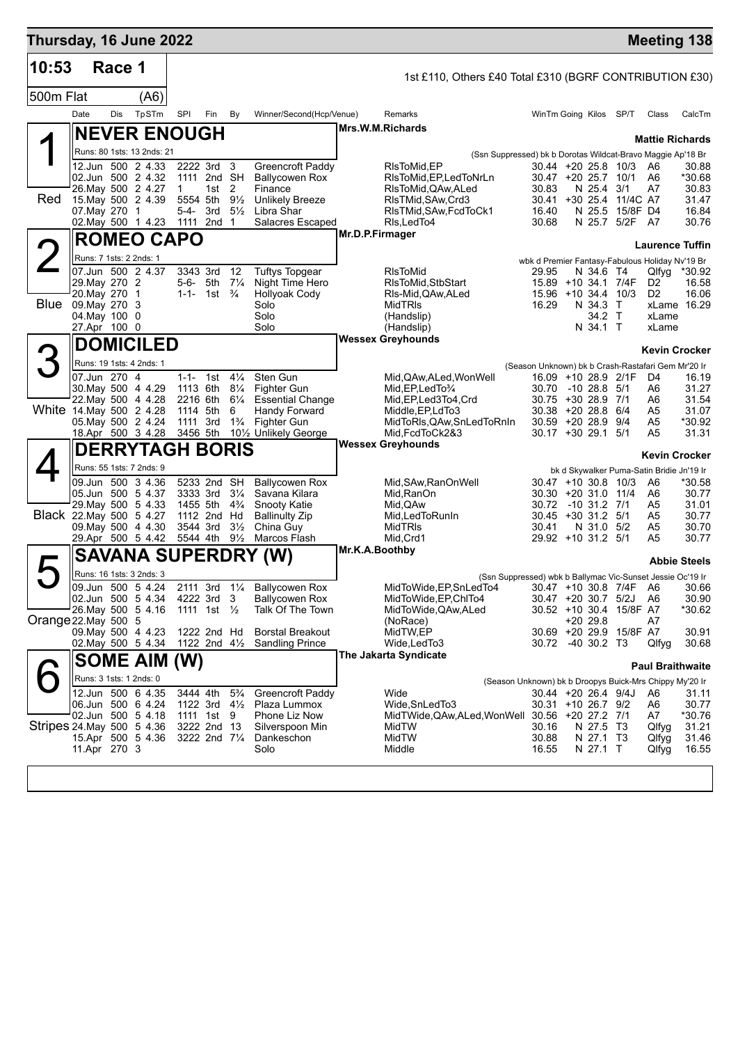# Thursday, 16 June 2022 — Meeting 138

## 10:53 Race 1

1st £110, Others £40 Total £310 (BGRF CONTRIBUTION £30)

500m Flat (A6)

| Date | Dis | TpSTm | SPI | Fin | By | Winner/Second(Hcp/Venue) | Remarks | WinTm | Going | Kilos | SP/T | Class | CalcTm |
|---|---|---|---|---|---|---|---|---|---|---|---|---|---|

### 1 NEVER ENOUGH — Red

Mrs.W.M.Richards — Mattie Richards

Runs: 80 1sts: 13 2nds: 21

(Ssn Suppressed) bk b Dorotas Wildcat-Bravo Maggie Ap'18 Br

| Date | Dis | TpSTm | SPI | Fin | By | Winner/Second(Hcp/Venue) | Remarks | WinTm | Going | Kilos | SP/T | Class | CalcTm |
|---|---|---|---|---|---|---|---|---|---|---|---|---|---|
| 12.Jun | 500 | 2 4.33 | 2222 | 3rd | 3 | Greencroft Paddy | RlsToMid,EP | 30.44 | +20 | 25.8 | 10/3 | A6 | 30.88 |
| 02.Jun | 500 | 2 4.32 | 1111 | 2nd | SH | Ballycowen Rox | RlsToMid,EP,LedToNrLn | 30.47 | +20 | 25.7 | 10/1 | A6 | *30.68 |
| 26.May | 500 | 2 4.27 | 1 | 1st | 2 | Finance | RlsToMid,QAw,ALed | 30.83 | N | 25.4 | 3/1 | A7 | 30.83 |
| 15.May | 500 | 2 4.39 | 5554 | 5th | 9½ | Unlikely Breeze | RlsTMid,SAw,Crd3 | 30.41 | +30 | 25.4 | 11/4C | A7 | 31.47 |
| 07.May | 270 | 1 | 5-4- | 3rd | 5½ | Libra Shar | RlsTMid,SAw,FcdToCk1 | 16.40 | N | 25.5 | 15/8F | D4 | 16.84 |
| 02.May | 500 | 1 4.23 | 1111 | 2nd | 1 | Salacres Escaped | Rls,LedTo4 | 30.68 | N | 25.7 | 5/2F | A7 | 30.76 |

### 2 ROMEO CAPO — Blue

Mr.D.P.Firmager — Laurence Tuffin

Runs: 7 1sts: 2 2nds: 1

wbk d Premier Fantasy-Fabulous Holiday Nv'19 Br

| Date | Dis | TpSTm | SPI | Fin | By | Winner/Second(Hcp/Venue) | Remarks | WinTm | Going | Kilos | SP/T | Class | CalcTm |
|---|---|---|---|---|---|---|---|---|---|---|---|---|---|
| 07.Jun | 500 | 2 4.37 | 3343 | 3rd | 12 | Tuftys Topgear | RlsToMid | 29.95 | N | 34.6 | T4 | Qlfyg | *30.92 |
| 29.May | 270 | 2 | 5-6- | 5th | 7¼ | Night Time Hero | RlsToMid,StbStart | 15.89 | +10 | 34.1 | 7/4F | D2 | 16.58 |
| 20.May | 270 | 1 | 1-1- | 1st | ¾ | Hollyoak Cody | Rls-Mid,QAw,ALed | 15.96 | +10 | 34.4 | 10/3 | D2 | 16.06 |
| 09.May | 270 | 3 | | | | Solo | MidTRls | 16.29 | N | 34.3 | T | xLame | 16.29 |
| 04.May | 100 | 0 | | | | Solo | (Handslip) | | | 34.2 | T | xLame | |
| 27.Apr | 100 | 0 | | | | Solo | (Handslip) | | N | 34.1 | T | xLame | |

### 3 DOMICILED — White

Wessex Greyhounds — Kevin Crocker

Runs: 19 1sts: 4 2nds: 1

(Season Unknown) bk b Crash-Rastafari Gem Mr'20 Ir

| Date | Dis | TpSTm | SPI | Fin | By | Winner/Second(Hcp/Venue) | Remarks | WinTm | Going | Kilos | SP/T | Class | CalcTm |
|---|---|---|---|---|---|---|---|---|---|---|---|---|---|
| 07.Jun | 270 | 4 | 1-1- | 1st | 4¼ | Sten Gun | Mid,QAw,ALed,WonWell | 16.09 | +10 | 28.9 | 2/1F | D4 | 16.19 |
| 30.May | 500 | 4 4.29 | 1113 | 6th | 8¼ | Fighter Gun | Mid,EP,LedTo¾ | 30.70 | -10 | 28.8 | 5/1 | A6 | 31.27 |
| 22.May | 500 | 4 4.28 | 2216 | 6th | 6¼ | Essential Change | Mid,EP,Led3To4,Crd | 30.75 | +30 | 28.9 | 7/1 | A6 | 31.54 |
| 14.May | 500 | 2 4.28 | 1114 | 5th | 6 | Handy Forward | Middle,EP,LdTo3 | 30.38 | +20 | 28.8 | 6/4 | A5 | 31.07 |
| 05.May | 500 | 2 4.24 | 1111 | 3rd | 1¾ | Fighter Gun | MidToRls,QAw,SnLedToRnIn | 30.59 | +20 | 28.9 | 9/4 | A5 | *30.92 |
| 18.Apr | 500 | 3 4.28 | 3456 | 5th | 10½ | Unlikely George | Mid,FcdToCk2&3 | 30.17 | +30 | 29.1 | 5/1 | A5 | 31.31 |

### 4 DERRYTAGH BORIS — Black

Wessex Greyhounds — Kevin Crocker

Runs: 55 1sts: 7 2nds: 9

bk d Skywalker Puma-Satin Bridie Jn'19 Ir

| Date | Dis | TpSTm | SPI | Fin | By | Winner/Second(Hcp/Venue) | Remarks | WinTm | Going | Kilos | SP/T | Class | CalcTm |
|---|---|---|---|---|---|---|---|---|---|---|---|---|---|
| 09.Jun | 500 | 3 4.36 | 5233 | 2nd | SH | Ballycowen Rox | Mid,SAw,RanOnWell | 30.47 | +10 | 30.8 | 10/3 | A6 | *30.58 |
| 05.Jun | 500 | 5 4.37 | 3333 | 3rd | 3¼ | Savana Kilara | Mid,RanOn | 30.30 | +20 | 31.0 | 11/4 | A6 | 30.77 |
| 29.May | 500 | 5 4.33 | 1455 | 5th | 4¾ | Snooty Katie | Mid,QAw | 30.72 | -10 | 31.2 | 7/1 | A5 | 31.01 |
| 22.May | 500 | 5 4.27 | 1112 | 2nd | Hd | Ballinulty Zip | Mid,LedToRunIn | 30.45 | +30 | 31.2 | 5/1 | A5 | 30.77 |
| 09.May | 500 | 4 4.30 | 3544 | 3rd | 3½ | China Guy | MidTRls | 30.41 | N | 31.0 | 5/2 | A5 | 30.70 |
| 29.Apr | 500 | 5 4.42 | 5544 | 4th | 9½ | Marcos Flash | Mid,Crd1 | 29.92 | +10 | 31.2 | 5/1 | A5 | 30.77 |

### 5 SAVANA SUPERDRY (W) — Orange

Mr.K.A.Boothby — Abbie Steels

Runs: 16 1sts: 3 2nds: 3

(Ssn Suppressed) wbk b Ballymac Vic-Sunset Jessie Oc'19 Ir

| Date | Dis | TpSTm | SPI | Fin | By | Winner/Second(Hcp/Venue) | Remarks | WinTm | Going | Kilos | SP/T | Class | CalcTm |
|---|---|---|---|---|---|---|---|---|---|---|---|---|---|
| 09.Jun | 500 | 5 4.24 | 2111 | 3rd | 1¼ | Ballycowen Rox | MidToWide,EP,SnLedTo4 | 30.47 | +10 | 30.8 | 7/4F | A6 | 30.66 |
| 02.Jun | 500 | 5 4.34 | 4222 | 3rd | 3 | Ballycowen Rox | MidToWide,EP,ChlTo4 | 30.47 | +20 | 30.7 | 5/2J | A6 | 30.90 |
| 26.May | 500 | 5 4.16 | 1111 | 1st | ½ | Talk Of The Town | MidToWide,QAw,ALed | 30.52 | +10 | 30.4 | 15/8F | A7 | *30.62 |
| 22.May | 500 | 5 | | | | | (NoRace) | | +20 | 29.8 | | A7 | |
| 09.May | 500 | 4 4.23 | 1222 | 2nd | Hd | Borstal Breakout | MidTW,EP | 30.69 | +20 | 29.9 | 15/8F | A7 | 30.91 |
| 02.May | 500 | 5 4.34 | 1122 | 2nd | 4½ | Sandling Prince | Wide,LedTo3 | 30.72 | -40 | 30.2 | T3 | Qlfyg | 30.68 |

### 6 SOME AIM (W) — Stripes

The Jakarta Syndicate — Paul Braithwaite

Runs: 3 1sts: 1 2nds: 0

(Season Unknown) bk b Droopys Buick-Mrs Chippy My'20 Ir

| Date | Dis | TpSTm | SPI | Fin | By | Winner/Second(Hcp/Venue) | Remarks | WinTm | Going | Kilos | SP/T | Class | CalcTm |
|---|---|---|---|---|---|---|---|---|---|---|---|---|---|
| 12.Jun | 500 | 6 4.35 | 3444 | 4th | 5¾ | Greencroft Paddy | Wide | 30.44 | +20 | 26.4 | 9/4J | A6 | 31.11 |
| 06.Jun | 500 | 6 4.24 | 1122 | 3rd | 4½ | Plaza Lummox | Wide,SnLedTo3 | 30.31 | +10 | 26.7 | 9/2 | A6 | 30.77 |
| 02.Jun | 500 | 5 4.18 | 1111 | 1st | 9 | Phone Liz Now | MidTWide,QAw,ALed,WonWell | 30.56 | +20 | 27.2 | 7/1 | A7 | *30.76 |
| 24.May | 500 | 5 4.36 | 3222 | 2nd | 13 | Silverspoon Min | MidTW | 30.16 | N | 27.5 | T3 | Qlfyg | 31.21 |
| 15.Apr | 500 | 5 4.36 | 3222 | 2nd | 7¼ | Dankeschon | MidTW | 30.88 | N | 27.1 | T3 | Qlfyg | 31.46 |
| 11.Apr | 270 | 3 | | | | Solo | Middle | 16.55 | N | 27.1 | T | Qlfyg | 16.55 |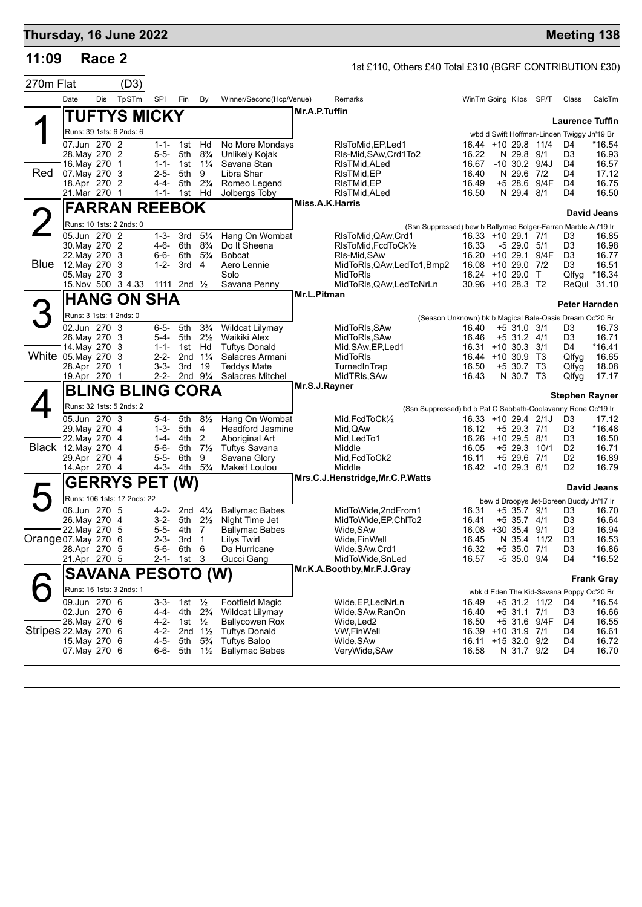# Thursday, 16 June 2022 — Meeting 138

**11:09 Race 2** — 1st £110, Others £40 Total £310 (BGRF CONTRIBUTION £30)

270m Flat (D3)

| Date | Dis | TpSTm | SPI | Fin | By | Winner/Second(Hcp/Venue) | Remarks | WinTm | Going | Kilos | SP/T | Class | CalcTm |
|---|---|---|---|---|---|---|---|---|---|---|---|---|---|

## 1 — Red — TUFTYS MICKY

Mr.A.P.Tuffin — **Laurence Tuffin**

Runs: 39 1sts: 6 2nds: 6 — wbd d Swift Hoffman-Linden Twiggy Jn'19 Br

| Date | Dis | TpSTm | SPI | Fin | By | Winner/Second(Hcp/Venue) | Remarks | WinTm | Going | Kilos | SP/T | Class | CalcTm |
|---|---|---|---|---|---|---|---|---|---|---|---|---|---|
| 07.Jun | 270 | 2 | 1-1- | 1st | Hd | No More Mondays | RlsToMid,EP,Led1 | 16.44 | +10 | 29.8 | 11/4 | D4 | *16.54 |
| 28.May | 270 | 2 | 5-5- | 5th | 8¾ | Unlikely Kojak | Rls-Mid,SAw,Crd1To2 | 16.22 | N | 29.8 | 9/1 | D3 | 16.93 |
| 16.May | 270 | 1 | 1-1- | 1st | 1¼ | Savana Stan | RlsTMid,ALed | 16.67 | -10 | 30.2 | 9/4J | D4 | 16.57 |
| 07.May | 270 | 3 | 2-5- | 5th | 9 | Libra Shar | RlsTMid,EP | 16.40 | N | 29.6 | 7/2 | D4 | 17.12 |
| 18.Apr | 270 | 2 | 4-4- | 5th | 2¾ | Romeo Legend | RlsTMid,EP | 16.49 | +5 | 28.6 | 9/4F | D4 | 16.75 |
| 21.Mar | 270 | 1 | 1-1- | 1st | Hd | Jolbergs Toby | RlsTMid,ALed | 16.50 | N | 29.4 | 8/1 | D4 | 16.50 |

## 2 — Blue — FARRAN REEBOK

Miss.A.K.Harris — **David Jeans**

Runs: 10 1sts: 2 2nds: 0 — (Ssn Suppressed) bew b Ballymac Bolger-Farran Marble Au'19 Ir

| Date | Dis | TpSTm | SPI | Fin | By | Winner/Second(Hcp/Venue) | Remarks | WinTm | Going | Kilos | SP/T | Class | CalcTm |
|---|---|---|---|---|---|---|---|---|---|---|---|---|---|
| 05.Jun | 270 | 2 | 1-3- | 3rd | 5¼ | Hang On Wombat | RlsToMid,QAw,Crd1 | 16.33 | +10 | 29.1 | 7/1 | D3 | 16.85 |
| 30.May | 270 | 2 | 4-6- | 6th | 8¾ | Do It Sheena | RlsToMid,FcdToCk½ | 16.33 | -5 | 29.0 | 5/1 | D3 | 16.98 |
| 22.May | 270 | 3 | 6-6- | 6th | 5¾ | Bobcat | Rls-Mid,SAw | 16.20 | +10 | 29.1 | 9/4F | D3 | 16.77 |
| 12.May | 270 | 3 | 1-2- | 3rd | 4 | Aero Lennie | MidToRls,QAw,LedTo1,Bmp2 | 16.08 | +10 | 29.0 | 7/2 | D3 | 16.51 |
| 05.May | 270 | 3 | | | | Solo | MidToRls | 16.24 | +10 | 29.0 | T | Qlfyg | *16.34 |
| 15.Nov | 500 | 3 4.33 | 1111 | 2nd | ½ | Savana Penny | MidToRls,QAw,LedToNrLn | 30.96 | +10 | 28.3 | T2 | ReQul | 31.10 |

## 3 — White — HANG ON SHA

Mr.L.Pitman — **Peter Harnden**

Runs: 3 1sts: 1 2nds: 0 — (Season Unknown) bk b Magical Bale-Oasis Dream Oc'20 Br

| Date | Dis | TpSTm | SPI | Fin | By | Winner/Second(Hcp/Venue) | Remarks | WinTm | Going | Kilos | SP/T | Class | CalcTm |
|---|---|---|---|---|---|---|---|---|---|---|---|---|---|
| 02.Jun | 270 | 3 | 6-5- | 5th | 3¾ | Wildcat Lilymay | MidToRls,SAw | 16.40 | +5 | 31.0 | 3/1 | D3 | 16.73 |
| 26.May | 270 | 3 | 5-4- | 5th | 2½ | Waikiki Alex | MidToRls,SAw | 16.46 | +5 | 31.2 | 4/1 | D3 | 16.71 |
| 14.May | 270 | 3 | 1-1- | 1st | Hd | Tuftys Donald | Mid,SAw,EP,Led1 | 16.31 | +10 | 30.3 | 3/1 | D4 | *16.41 |
| 05.May | 270 | 3 | 2-2- | 2nd | 1¼ | Salacres Armani | MidToRls | 16.44 | +10 | 30.9 | T3 | Qlfyg | 16.65 |
| 28.Apr | 270 | 1 | 3-3- | 3rd | 19 | Teddys Mate | TurnedInTrap | 16.50 | +5 | 30.7 | T3 | Qlfyg | 18.08 |
| 19.Apr | 270 | 1 | 2-2- | 2nd | 9¼ | Salacres Mitchel | MidTRls,SAw | 16.43 | N | 30.7 | T3 | Qlfyg | 17.17 |

## 4 — Black — BLING BLING CORA

Mr.S.J.Rayner — **Stephen Rayner**

Runs: 32 1sts: 5 2nds: 2 — (Ssn Suppressed) bd b Pat C Sabbath-Coolavanny Rona Oc'19 Ir

| Date | Dis | TpSTm | SPI | Fin | By | Winner/Second(Hcp/Venue) | Remarks | WinTm | Going | Kilos | SP/T | Class | CalcTm |
|---|---|---|---|---|---|---|---|---|---|---|---|---|---|
| 05.Jun | 270 | 3 | 5-4- | 5th | 8½ | Hang On Wombat | Mid,FcdToCk½ | 16.33 | +10 | 29.4 | 2/1J | D3 | 17.12 |
| 29.May | 270 | 4 | 1-3- | 5th | 4 | Headford Jasmine | Mid,QAw | 16.12 | +5 | 29.3 | 7/1 | D3 | *16.48 |
| 22.May | 270 | 4 | 1-4- | 4th | 2 | Aboriginal Art | Mid,LedTo1 | 16.26 | +10 | 29.5 | 8/1 | D3 | 16.50 |
| 12.May | 270 | 4 | 5-6- | 5th | 7½ | Tuftys Savana | Middle | 16.05 | +5 | 29.3 | 10/1 | D2 | 16.71 |
| 29.Apr | 270 | 4 | 5-5- | 6th | 9 | Savana Glory | Mid,FcdToCk2 | 16.11 | +5 | 29.6 | 7/1 | D2 | 16.89 |
| 14.Apr | 270 | 4 | 4-3- | 4th | 5¾ | Makeit Loulou | Middle | 16.42 | -10 | 29.3 | 6/1 | D2 | 16.79 |

## 5 — Orange — GERRYS PET (W)

Mrs.C.J.Henstridge,Mr.C.P.Watts — **David Jeans**

Runs: 106 1sts: 17 2nds: 22 — bew d Droopys Jet-Boreen Buddy Jn'17 Ir

| Date | Dis | TpSTm | SPI | Fin | By | Winner/Second(Hcp/Venue) | Remarks | WinTm | Going | Kilos | SP/T | Class | CalcTm |
|---|---|---|---|---|---|---|---|---|---|---|---|---|---|
| 06.Jun | 270 | 5 | 4-2- | 2nd | 4¼ | Ballymac Babes | MidToWide,2ndFrom1 | 16.31 | +5 | 35.7 | 9/1 | D3 | 16.70 |
| 26.May | 270 | 4 | 3-2- | 5th | 2½ | Night Time Jet | MidToWide,EP,ChlTo2 | 16.41 | +5 | 35.7 | 4/1 | D3 | 16.64 |
| 22.May | 270 | 5 | 5-5- | 4th | 7 | Ballymac Babes | Wide,SAw | 16.08 | +30 | 35.4 | 9/1 | D3 | 16.94 |
| 07.May | 270 | 6 | 2-3- | 3rd | 1 | Lilys Twirl | Wide,FinWell | 16.45 | N | 35.4 | 11/2 | D3 | 16.53 |
| 28.Apr | 270 | 5 | 5-6- | 6th | 6 | Da Hurricane | Wide,SAw,Crd1 | 16.32 | +5 | 35.0 | 7/1 | D3 | 16.86 |
| 21.Apr | 270 | 5 | 2-1- | 1st | 3 | Gucci Gang | MidToWide,SnLed | 16.57 | -5 | 35.0 | 9/4 | D4 | *16.52 |

## 6 — Stripes — SAVANA PESOTO (W)

Mr.K.A.Boothby,Mr.F.J.Gray — **Frank Gray**

Runs: 15 1sts: 3 2nds: 1 — wbk d Eden The Kid-Savana Poppy Oc'20 Br

| Date | Dis | TpSTm | SPI | Fin | By | Winner/Second(Hcp/Venue) | Remarks | WinTm | Going | Kilos | SP/T | Class | CalcTm |
|---|---|---|---|---|---|---|---|---|---|---|---|---|---|
| 09.Jun | 270 | 6 | 3-3- | 1st | ½ | Footfield Magic | Wide,EP,LedNrLn | 16.49 | +5 | 31.2 | 11/2 | D4 | *16.54 |
| 02.Jun | 270 | 6 | 4-4- | 4th | 2¾ | Wildcat Lilymay | Wide,SAw,RanOn | 16.40 | +5 | 31.1 | 7/1 | D3 | 16.66 |
| 26.May | 270 | 6 | 4-2- | 1st | ½ | Ballycowen Rox | Wide,Led2 | 16.50 | +5 | 31.6 | 9/4F | D4 | 16.55 |
| 22.May | 270 | 6 | 4-2- | 2nd | 1½ | Tuftys Donald | VW,FinWell | 16.39 | +10 | 31.9 | 7/1 | D4 | 16.61 |
| 15.May | 270 | 6 | 4-5- | 5th | 5¾ | Tuftys Baloo | Wide,SAw | 16.11 | +15 | 32.0 | 9/2 | D4 | 16.72 |
| 07.May | 270 | 6 | 6-6- | 5th | 1½ | Ballymac Babes | VeryWide,SAw | 16.58 | N | 31.7 | 9/2 | D4 | 16.70 |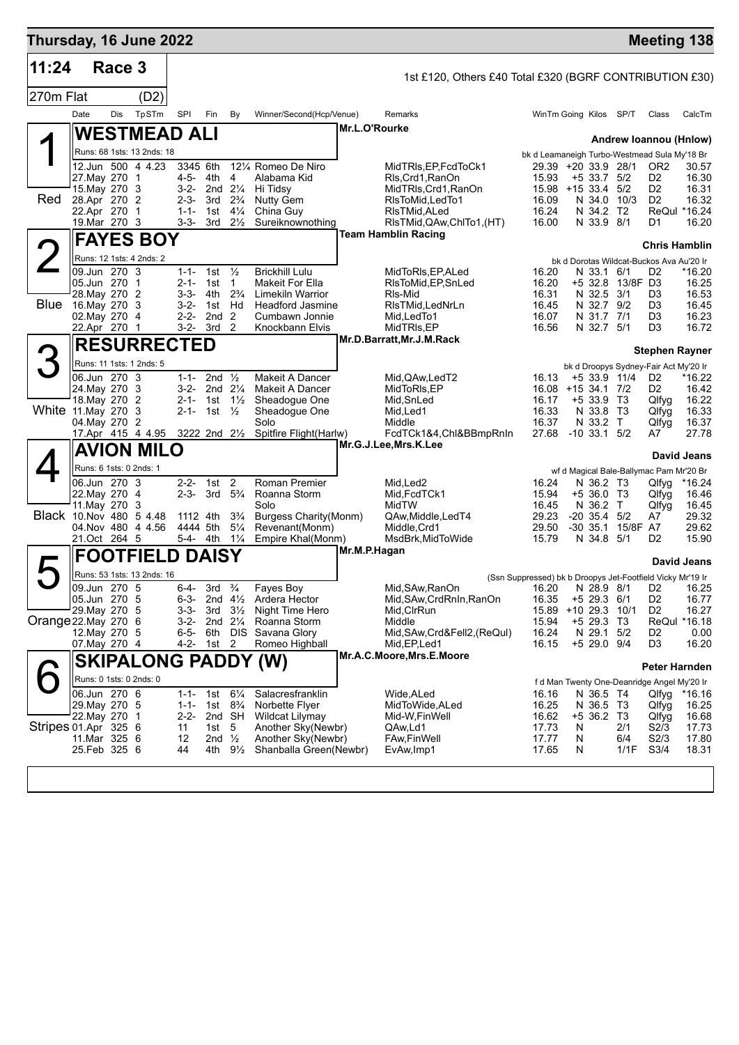# Thursday, 16 June 2022 — Meeting 138

## 11:24 Race 3

1st £120, Others £40 Total £320 (BGRF CONTRIBUTION £30)

270m Flat (D2)

| Date | Dis | TpSTm | SPI | Fin | By | Winner/Second(Hcp/Venue) | Remarks | WinTm | Going | Kilos | SP/T | Class | CalcTm |
|---|---|---|---|---|---|---|---|---|---|---|---|---|---|

### 1 — WESTMEAD ALI (Red)

Mr.L.O'Rourke — Andrew Ioannou (Hnlow)

Runs: 68 1sts: 13 2nds: 18 — bk d Leamaneigh Turbo-Westmead Sula My'18 Br

| Date | Dis | TpSTm | SPI | Fin | By | Winner/Second(Hcp/Venue) | Remarks | WinTm | Going | Kilos | SP/T | Class | CalcTm |
|---|---|---|---|---|---|---|---|---|---|---|---|---|---|
| 12.Jun | 500 | 4 4.23 | 3345 | 6th | 12¼ | Romeo De Niro | MidTRls,EP,FcdToCk1 | 29.39 | +20 | 33.9 | 28/1 | OR2 | 30.57 |
| 27.May | 270 | 1 | 4-5- | 4th | 4 | Alabama Kid | Rls,Crd1,RanOn | 15.93 | +5 | 33.7 | 5/2 | D2 | 16.30 |
| 15.May | 270 | 3 | 3-2- | 2nd | 2¼ | Hi Tidsy | MidTRls,Crd1,RanOn | 15.98 | +15 | 33.4 | 5/2 | D2 | 16.31 |
| 28.Apr | 270 | 2 | 2-3- | 3rd | 2¾ | Nutty Gem | RlsToMid,LedTo1 | 16.09 | N | 34.0 | 10/3 | D2 | 16.32 |
| 22.Apr | 270 | 1 | 1-1- | 1st | 4¼ | China Guy | RlsTMid,ALed | 16.24 | N | 34.2 | T2 | ReQul | *16.24 |
| 19.Mar | 270 | 3 | 3-3- | 3rd | 2½ | Sureiknownothing | RlsTMid,QAw,ChlTo1,(HT) | 16.00 | N | 33.9 | 8/1 | D1 | 16.20 |

### 2 — FAYES BOY (Blue)

Team Hamblin Racing — Chris Hamblin

Runs: 12 1sts: 4 2nds: 2 — bk d Dorotas Wildcat-Buckos Ava Au'20 Ir

| Date | Dis | TpSTm | SPI | Fin | By | Winner/Second(Hcp/Venue) | Remarks | WinTm | Going | Kilos | SP/T | Class | CalcTm |
|---|---|---|---|---|---|---|---|---|---|---|---|---|---|
| 09.Jun | 270 | 3 | 1-1- | 1st | ½ | Brickhill Lulu | MidToRls,EP,ALed | 16.20 | N | 33.1 | 6/1 | D2 | *16.20 |
| 05.Jun | 270 | 1 | 2-1- | 1st | 1 | Makeit For Ella | RlsToMid,EP,SnLed | 16.20 | +5 | 32.8 | 13/8F | D3 | 16.25 |
| 28.May | 270 | 2 | 3-3- | 4th | 2¾ | Limekiln Warrior | Rls-Mid | 16.31 | N | 32.5 | 3/1 | D3 | 16.53 |
| 16.May | 270 | 3 | 3-2- | 1st | Hd | Headford Jasmine | RlsTMid,LedNrLn | 16.45 | N | 32.7 | 9/2 | D3 | 16.45 |
| 02.May | 270 | 4 | 2-2- | 2nd | 2 | Cumbawn Jonnie | Mid,LedTo1 | 16.07 | N | 31.7 | 7/1 | D3 | 16.23 |
| 22.Apr | 270 | 1 | 3-2- | 3rd | 2 | Knockbann Elvis | MidTRls,EP | 16.56 | N | 32.7 | 5/1 | D3 | 16.72 |

### 3 — RESURRECTED (White)

Mr.D.Barratt,Mr.J.M.Rack — Stephen Rayner

Runs: 11 1sts: 3 2nds: 5 — bk d Droopys Sydney-Fair Act My'20 Ir

| Date | Dis | TpSTm | SPI | Fin | By | Winner/Second(Hcp/Venue) | Remarks | WinTm | Going | Kilos | SP/T | Class | CalcTm |
|---|---|---|---|---|---|---|---|---|---|---|---|---|---|
| 06.Jun | 270 | 3 | 1-1- | 2nd | ½ | Makeit A Dancer | Mid,QAw,LedT2 | 16.13 | +5 | 33.9 | 11/4 | D2 | *16.22 |
| 24.May | 270 | 3 | 3-2- | 2nd | 2¼ | Makeit A Dancer | MidToRls,EP | 16.08 | +15 | 34.1 | 7/2 | D2 | 16.42 |
| 18.May | 270 | 2 | 2-1- | 1st | 1½ | Sheadogue One | Mid,SnLed | 16.17 | +5 | 33.9 | T3 | Qlfyg | 16.22 |
| 11.May | 270 | 3 | 2-1- | 1st | ½ | Sheadogue One | Mid,Led1 | 16.33 | N | 33.8 | T3 | Qlfyg | 16.33 |
| 04.May | 270 | 2 | | | | Solo | Middle | 16.37 | N | 33.2 | T | Qlfyg | 16.37 |
| 17.Apr | 415 | 4 4.95 | 3222 | 2nd | 2½ | Spitfire Flight(Harlw) | FcdTCk1&4,Chl&BBmpRnIn | 27.68 | -10 | 33.1 | 5/2 | A7 | 27.78 |

### 4 — AVION MILO (Black)

Mr.G.J.Lee,Mrs.K.Lee — David Jeans

Runs: 6 1sts: 0 2nds: 1 — wf d Magical Bale-Ballymac Pam Mr'20 Br

| Date | Dis | TpSTm | SPI | Fin | By | Winner/Second(Hcp/Venue) | Remarks | WinTm | Going | Kilos | SP/T | Class | CalcTm |
|---|---|---|---|---|---|---|---|---|---|---|---|---|---|
| 06.Jun | 270 | 3 | 2-2- | 1st | 2 | Roman Premier | Mid,Led2 | 16.24 | N | 36.2 | T3 | Qlfyg | *16.24 |
| 22.May | 270 | 4 | 2-3- | 3rd | 5¾ | Roanna Storm | Mid,FcdTCk1 | 15.94 | +5 | 36.0 | T3 | Qlfyg | 16.46 |
| 11.May | 270 | 3 | | | | Solo | MidTW | 16.45 | N | 36.2 | T | Qlfyg | 16.45 |
| 10.Nov | 480 | 5 4.48 | 1112 | 4th | 3¾ | Burgess Charity(Monm) | QAw,Middle,LedT4 | 29.23 | -20 | 35.4 | 5/2 | A7 | 29.32 |
| 04.Nov | 480 | 4 4.56 | 4444 | 5th | 5¼ | Revenant(Monm) | Middle,Crd1 | 29.50 | -30 | 35.1 | 15/8F | A7 | 29.62 |
| 21.Oct | 264 | 5 | 5-4- | 4th | 1¼ | Empire Khal(Monm) | MsdBrk,MidToWide | 15.79 | N | 34.8 | 5/1 | D2 | 15.90 |

### 5 — FOOTFIELD DAISY (Orange)

Mr.M.P.Hagan — David Jeans

Runs: 53 1sts: 13 2nds: 16 — (Ssn Suppressed) bk b Droopys Jet-Footfield Vicky Mr'19 Ir

| Date | Dis | TpSTm | SPI | Fin | By | Winner/Second(Hcp/Venue) | Remarks | WinTm | Going | Kilos | SP/T | Class | CalcTm |
|---|---|---|---|---|---|---|---|---|---|---|---|---|---|
| 09.Jun | 270 | 5 | 6-4- | 3rd | ¾ | Fayes Boy | Mid,SAw,RanOn | 16.20 | N | 28.9 | 8/1 | D2 | 16.25 |
| 05.Jun | 270 | 5 | 6-3- | 2nd | 4½ | Ardera Hector | Mid,SAw,CrdRnIn,RanOn | 16.35 | +5 | 29.3 | 6/1 | D2 | 16.77 |
| 29.May | 270 | 5 | 3-3- | 3rd | 3½ | Night Time Hero | Mid,ClrRun | 15.89 | +10 | 29.3 | 10/1 | D2 | 16.27 |
| 22.May | 270 | 6 | 3-2- | 2nd | 2¼ | Roanna Storm | Middle | 15.94 | +5 | 29.3 | T3 | ReQul | *16.18 |
| 12.May | 270 | 5 | 6-5- | 6th | DIS | Savana Glory | Mid,SAw,Crd&Fell2,(ReQul) | 16.24 | N | 29.1 | 5/2 | D2 | 0.00 |
| 07.May | 270 | 4 | 4-2- | 1st | 2 | Romeo Highball | Mid,EP,Led1 | 16.15 | +5 | 29.0 | 9/4 | D3 | 16.20 |

### 6 — SKIPALONG PADDY (W) (Stripes)

Mr.A.C.Moore,Mrs.E.Moore — Peter Harnden

Runs: 0 1sts: 0 2nds: 0 — f d Man Twenty One-Deanridge Angel My'20 Ir

| Date | Dis | TpSTm | SPI | Fin | By | Winner/Second(Hcp/Venue) | Remarks | WinTm | Going | Kilos | SP/T | Class | CalcTm |
|---|---|---|---|---|---|---|---|---|---|---|---|---|---|
| 06.Jun | 270 | 6 | 1-1- | 1st | 6¼ | Salacresfranklin | Wide,ALed | 16.16 | N | 36.5 | T4 | Qlfyg | *16.16 |
| 29.May | 270 | 5 | 1-1- | 1st | 8¾ | Norbette Flyer | MidToWide,ALed | 16.25 | N | 36.5 | T3 | Qlfyg | 16.25 |
| 22.May | 270 | 1 | 2-2- | 2nd | SH | Wildcat Lilymay | Mid-W,FinWell | 16.62 | +5 | 36.2 | T3 | Qlfyg | 16.68 |
| 01.Apr | 325 | 6 | 11 | 1st | 5 | Another Sky(Newbr) | QAw,Ld1 | 17.73 | N | | 2/1 | S2/3 | 17.73 |
| 11.Mar | 325 | 6 | 12 | 2nd | ½ | Another Sky(Newbr) | FAw,FinWell | 17.77 | N | | 6/4 | S2/3 | 17.80 |
| 25.Feb | 325 | 6 | 44 | 4th | 9½ | Shanballa Green(Newbr) | EvAw,Imp1 | 17.65 | N | | 1/1F | S3/4 | 18.31 |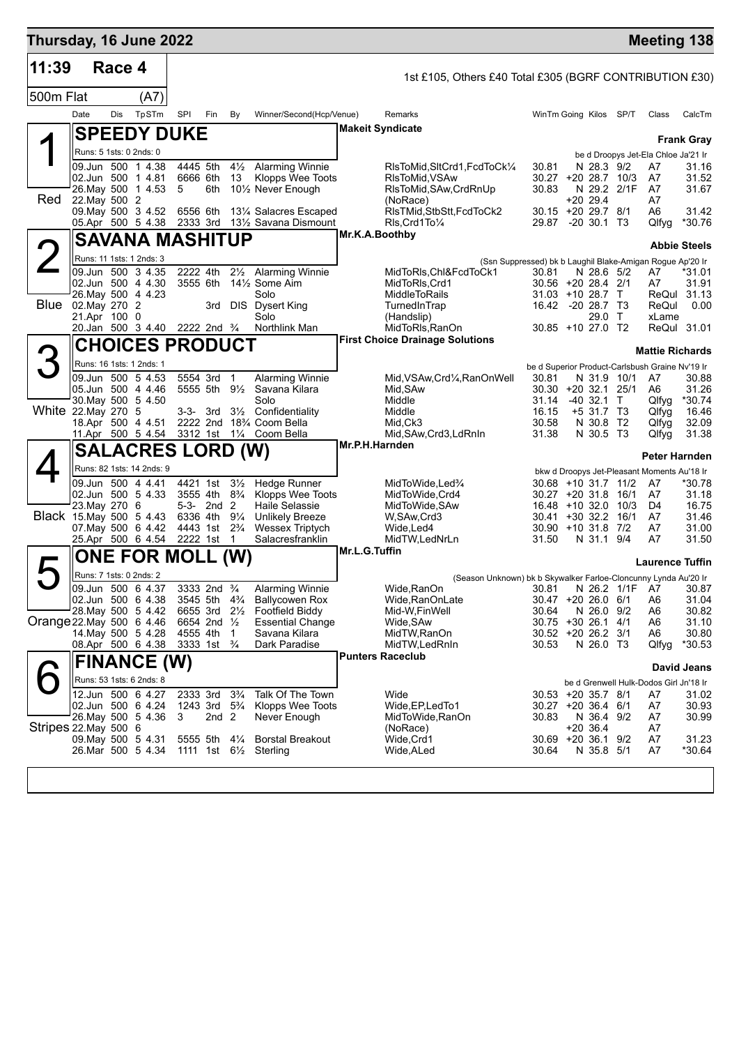# Thursday, 16 June 2022 — Meeting 138

**11:39 Race 4** — 1st £105, Others £40 Total £305 (BGRF CONTRIBUTION £30)

**500m Flat (A7)**

| Date | Dis | TpSTm | SPl | Fin | By | Winner/Second(Hcp/Venue) | Remarks | WinTm | Going | Kilos | SP/T | Class | CalcTm |
|---|---|---|---|---|---|---|---|---|---|---|---|---|---|

## 1 (Red) SPEEDY DUKE
**Makeit Syndicate** — Trainer: **Frank Gray**

Runs: 5 1sts: 0 2nds: 0 — be d Droopys Jet-Ela Chloe Ja'21 Ir

| Date | Dis | TpSTm | SPl | Fin | By | Winner/Second(Hcp/Venue) | Remarks | WinTm | Going | Kilos | SP/T | Class | CalcTm |
|---|---|---|---|---|---|---|---|---|---|---|---|---|---|
| 09.Jun | 500 | 1 4.38 | 4445 | 5th | 4½ | Alarming Winnie | RlsToMid,SltCrd1,FcdToCk¼ | 30.81 | N | 28.3 | 9/2 | A7 | 31.16 |
| 02.Jun | 500 | 1 4.81 | 6666 | 6th | 13 | Klopps Wee Toots | RlsToMid,VSAw | 30.27 | +20 | 28.7 | 10/3 | A7 | 31.52 |
| 26.May | 500 | 1 4.53 | 5 | 6th | 10½ | Never Enough | RlsToMid,SAw,CrdRnUp | 30.83 | N | 29.2 | 2/1F | A7 | 31.67 |
| 22.May | 500 | 2 | | | | | (NoRace) | | +20 | 29.4 | | A7 | |
| 09.May | 500 | 3 4.52 | 6556 | 6th | 13¼ | Salacres Escaped | RlsTMid,StbStt,FcdToCk2 | 30.15 | +20 | 29.7 | 8/1 | A6 | 31.42 |
| 05.Apr | 500 | 5 4.38 | 2333 | 3rd | 13½ | Savana Dismount | Rls,Crd1To¼ | 29.87 | -20 | 30.1 | T3 | Qlfyg | *30.76 |

## 2 (Blue) SAVANA MASHITUP
**Mr.K.A.Boothby** — Trainer: **Abbie Steels**

Runs: 11 1sts: 1 2nds: 3 — (Ssn Suppressed) bk b Laughil Blake-Amigan Rogue Ap'20 Ir

| Date | Dis | TpSTm | SPl | Fin | By | Winner/Second(Hcp/Venue) | Remarks | WinTm | Going | Kilos | SP/T | Class | CalcTm |
|---|---|---|---|---|---|---|---|---|---|---|---|---|---|
| 09.Jun | 500 | 3 4.35 | 2222 | 4th | 2½ | Alarming Winnie | MidToRls,Chl&FcdToCk1 | 30.81 | N | 28.6 | 5/2 | A7 | *31.01 |
| 02.Jun | 500 | 4 4.30 | 3555 | 6th | 14½ | Some Aim | MidToRls,Crd1 | 30.56 | +20 | 28.4 | 2/1 | A7 | 31.91 |
| 26.May | 500 | 4 4.23 | | | | Solo | MiddleToRails | 31.03 | +10 | 28.7 | T | ReQul | 31.13 |
| 02.May | 270 | 2 | | 3rd | DIS | Dysert King | TurnedInTrap | 16.42 | -20 | 28.7 | T3 | ReQul | 0.00 |
| 21.Apr | 100 | 0 | | | | Solo | (Handslip) | | | 29.0 | T | xLame | |
| 20.Jan | 500 | 3 4.40 | 2222 | 2nd | ¾ | Northlink Man | MidToRls,RanOn | 30.85 | +10 | 27.0 | T2 | ReQul | 31.01 |

## 3 (White) CHOICES PRODUCT
**First Choice Drainage Solutions** — Trainer: **Mattie Richards**

Runs: 16 1sts: 1 2nds: 1 — be d Superior Product-Carlsbush Graine Nv'19 Ir

| Date | Dis | TpSTm | SPl | Fin | By | Winner/Second(Hcp/Venue) | Remarks | WinTm | Going | Kilos | SP/T | Class | CalcTm |
|---|---|---|---|---|---|---|---|---|---|---|---|---|---|
| 09.Jun | 500 | 5 4.53 | 5554 | 3rd | 1 | Alarming Winnie | Mid,VSAw,Crd¼,RanOnWell | 30.81 | N | 31.9 | 10/1 | A7 | 30.88 |
| 05.Jun | 500 | 4 4.46 | 5555 | 5th | 9½ | Savana Kilara | Mid,SAw | 30.30 | +20 | 32.1 | 25/1 | A6 | 31.26 |
| 30.May | 500 | 5 4.50 | | | | Solo | Middle | 31.14 | -40 | 32.1 | T | Qlfyg | *30.74 |
| 22.May | 270 | 5 | 3-3- | 3rd | 3½ | Confidentiality | Middle | 16.15 | +5 | 31.7 | T3 | Qlfyg | 16.46 |
| 18.Apr | 500 | 4 4.51 | 2222 | 2nd | 18¾ | Coom Bella | Mid,Ck3 | 30.58 | N | 30.8 | T2 | Qlfyg | 32.09 |
| 11.Apr | 500 | 5 4.54 | 3312 | 1st | 1¼ | Coom Bella | Mid,SAw,Crd3,LdRnIn | 31.38 | N | 30.5 | T3 | Qlfyg | 31.38 |

## 4 (Black) SALACRES LORD (W)
**Mr.P.H.Harnden** — Trainer: **Peter Harnden**

Runs: 82 1sts: 14 2nds: 9 — bkw d Droopys Jet-Pleasant Moments Au'18 Ir

| Date | Dis | TpSTm | SPl | Fin | By | Winner/Second(Hcp/Venue) | Remarks | WinTm | Going | Kilos | SP/T | Class | CalcTm |
|---|---|---|---|---|---|---|---|---|---|---|---|---|---|
| 09.Jun | 500 | 4 4.41 | 4421 | 1st | 3½ | Hedge Runner | MidToWide,Led¾ | 30.68 | +10 | 31.7 | 11/2 | A7 | *30.78 |
| 02.Jun | 500 | 5 4.33 | 3555 | 4th | 8¾ | Klopps Wee Toots | MidToWide,Crd4 | 30.27 | +20 | 31.8 | 16/1 | A7 | 31.18 |
| 23.May | 270 | 6 | 5-3- | 2nd | 2 | Haile Selassie | MidToWide,SAw | 16.48 | +10 | 32.0 | 10/3 | D4 | 16.75 |
| 15.May | 500 | 5 4.43 | 6336 | 4th | 9¼ | Unlikely Breeze | W,SAw,Crd3 | 30.41 | +30 | 32.2 | 16/1 | A7 | 31.46 |
| 07.May | 500 | 6 4.42 | 4443 | 1st | 2¾ | Wessex Triptych | Wide,Led4 | 30.90 | +10 | 31.8 | 7/2 | A7 | 31.00 |
| 25.Apr | 500 | 6 4.54 | 2222 | 1st | 1 | Salacresfranklin | MidTW,LedNrLn | 31.50 | N | 31.1 | 9/4 | A7 | 31.50 |

## 5 (Orange) ONE FOR MOLL (W)
**Mr.L.G.Tuffin** — Trainer: **Laurence Tuffin**

Runs: 7 1sts: 0 2nds: 2 — (Season Unknown) bk b Skywalker Farloe-Cloncunny Lynda Au'20 Ir

| Date | Dis | TpSTm | SPl | Fin | By | Winner/Second(Hcp/Venue) | Remarks | WinTm | Going | Kilos | SP/T | Class | CalcTm |
|---|---|---|---|---|---|---|---|---|---|---|---|---|---|
| 09.Jun | 500 | 6 4.37 | 3333 | 2nd | ¾ | Alarming Winnie | Wide,RanOn | 30.81 | N | 26.2 | 1/1F | A7 | 30.87 |
| 02.Jun | 500 | 6 4.38 | 3545 | 5th | 4¾ | Ballycowen Rox | Wide,RanOnLate | 30.47 | +20 | 26.0 | 6/1 | A6 | 31.04 |
| 28.May | 500 | 5 4.42 | 6655 | 3rd | 2½ | Footfield Biddy | Mid-W,FinWell | 30.64 | N | 26.0 | 9/2 | A6 | 30.82 |
| 22.May | 500 | 6 4.46 | 6654 | 2nd | ½ | Essential Change | Wide,SAw | 30.75 | +30 | 26.1 | 4/1 | A6 | 31.10 |
| 14.May | 500 | 5 4.28 | 4555 | 4th | 1 | Savana Kilara | MidTW,RanOn | 30.52 | +20 | 26.2 | 3/1 | A6 | 30.80 |
| 08.Apr | 500 | 6 4.38 | 3333 | 1st | ¾ | Dark Paradise | MidTW,LedRnIn | 30.53 | N | 26.0 | T3 | Qlfyg | *30.53 |

## 6 (Stripes) FINANCE (W)
**Punters Raceclub** — Trainer: **David Jeans**

Runs: 53 1sts: 6 2nds: 8 — be d Grenwell Hulk-Dodos Girl Jn'18 Ir

| Date | Dis | TpSTm | SPl | Fin | By | Winner/Second(Hcp/Venue) | Remarks | WinTm | Going | Kilos | SP/T | Class | CalcTm |
|---|---|---|---|---|---|---|---|---|---|---|---|---|---|
| 12.Jun | 500 | 6 4.27 | 2333 | 3rd | 3¾ | Talk Of The Town | Wide | 30.53 | +20 | 35.7 | 8/1 | A7 | 31.02 |
| 02.Jun | 500 | 6 4.24 | 1243 | 3rd | 5¾ | Klopps Wee Toots | Wide,EP,LedTo1 | 30.27 | +20 | 36.4 | 6/1 | A7 | 30.93 |
| 26.May | 500 | 5 4.36 | 3 | 2nd | 2 | Never Enough | MidToWide,RanOn | 30.83 | N | 36.4 | 9/2 | A7 | 30.99 |
| 22.May | 500 | 6 | | | | | (NoRace) | | +20 | 36.4 | | A7 | |
| 09.May | 500 | 5 4.31 | 5555 | 5th | 4¼ | Borstal Breakout | Wide,Crd1 | 30.69 | +20 | 36.1 | 9/2 | A7 | 31.23 |
| 26.Mar | 500 | 5 4.34 | 1111 | 1st | 6½ | Sterling | Wide,ALed | 30.64 | N | 35.8 | 5/1 | A7 | *30.64 |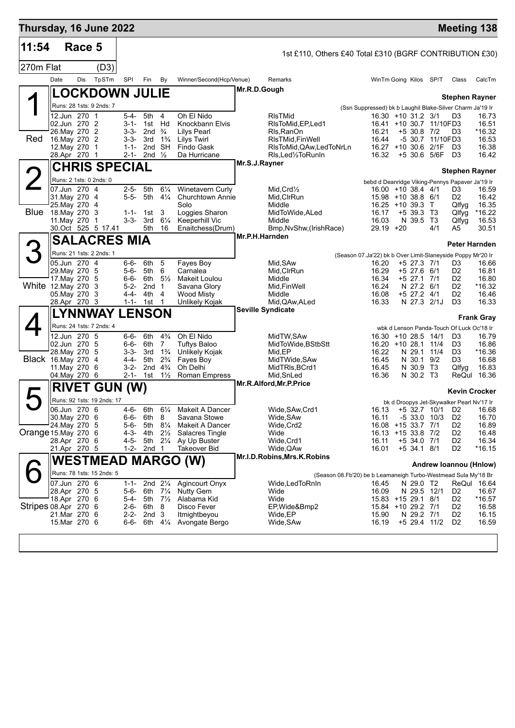## Thursday, 16 June 2022 — Meeting 138

**11:54 Race 5** — 270m Flat (D3)

1st £110, Others £40 Total £310 (BGRF CONTRIBUTION £30)

| Date | Dis | TpSTm | SPI | Fin | By | Winner/Second(Hcp/Venue) | Remarks | WinTm | Going | Kilos | SP/T | Class | CalcTm |
|---|---|---|---|---|---|---|---|---|---|---|---|---|---|

### 1 Red — LOCKDOWN JULIE
Mr.R.D.Gough — Trainer: Stephen Rayner
Runs: 28 1sts: 9 2nds: 7
(Ssn Suppressed) bk b Laughil Blake-Silver Charm Ja'19 Ir

| Date | Dis | TpSTm | SPI | Fin | By | Winner/Second(Hcp/Venue) | Remarks | WinTm | Going | Kilos | SP/T | Class | CalcTm |
|---|---|---|---|---|---|---|---|---|---|---|---|---|---|
| 12.Jun | 270 | 1 | 5-4- | 5th | 4 | Oh El Nido | RlsTMid | 16.30 | +10 | 31.2 | 3/1 | D3 | 16.73 |
| 02.Jun | 270 | 2 | 3-1- | 1st | Hd | Knockbann Elvis | RlsToMid,EP,Led1 | 16.41 | +10 | 30.7 | 11/10F | D3 | 16.51 |
| 26.May | 270 | 2 | 3-3- | 2nd | ¾ | Lilys Pearl | Rls,RanOn | 16.21 | +5 | 30.8 | 7/2 | D3 | *16.32 |
| 16.May | 270 | 2 | 3-3- | 3rd | 1¾ | Lilys Twirl | RlsTMid,FinWell | 16.44 | -5 | 30.7 | 11/10F | D3 | 16.53 |
| 12.May | 270 | 1 | 1-1- | 2nd | SH | Findo Gask | RlsToMid,QAw,LedToNrLn | 16.27 | +10 | 30.6 | 2/1F | D3 | 16.38 |
| 28.Apr | 270 | 1 | 2-1- | 2nd | ½ | Da Hurricane | Rls,Led½ToRunIn | 16.32 | +5 | 30.6 | 5/6F | D3 | 16.42 |

### 2 Blue — CHRIS SPECIAL
Mr.S.J.Rayner — Trainer: Stephen Rayner
Runs: 2 1sts: 0 2nds: 0
bebd d Deanridge Viking-Pennys Papaver Ja'19 Ir

| Date | Dis | TpSTm | SPI | Fin | By | Winner/Second(Hcp/Venue) | Remarks | WinTm | Going | Kilos | SP/T | Class | CalcTm |
|---|---|---|---|---|---|---|---|---|---|---|---|---|---|
| 07.Jun | 270 | 4 | 2-5- | 5th | 6¼ | Winetavern Curly | Mid,Crd½ | 16.00 | +10 | 38.4 | 4/1 | D3 | 16.59 |
| 31.May | 270 | 4 | 5-5- | 5th | 4¼ | Churchtown Annie | Mid,ClrRun | 15.98 | +10 | 38.8 | 6/1 | D2 | 16.42 |
| 25.May | 270 | 4 | | | | Solo | Middle | 16.25 | +10 | 39.3 | T | Qlfyg | 16.35 |
| 18.May | 270 | 3 | 1-1- | 1st | 3 | Loggies Sharon | MidToWide,ALed | 16.17 | +5 | 39.3 | T3 | Qlfyg | *16.22 |
| 11.May | 270 | 1 | 3-3- | 3rd | 6¼ | Keeperhill Vic | Middle | 16.03 | N | 39.5 | T3 | Qlfyg | 16.53 |
| 30.Oct | 525 | 5 17.41 | | 5th | 16 | Enaitchess(Drum) | Bmp,NvShw,(IrishRace) | 29.19 | +20 | | 4/1 | A5 | 30.51 |

### 3 White — SALACRES MIA
Mr.P.H.Harnden — Trainer: Peter Harnden
Runs: 21 1sts: 2 2nds: 1
(Season 07.Ja'22) bk b Over Limit-Slaneyside Poppy Mr'20 Ir

| Date | Dis | TpSTm | SPI | Fin | By | Winner/Second(Hcp/Venue) | Remarks | WinTm | Going | Kilos | SP/T | Class | CalcTm |
|---|---|---|---|---|---|---|---|---|---|---|---|---|---|
| 05.Jun | 270 | 4 | 6-6- | 6th | 5 | Fayes Boy | Mid,SAw | 16.20 | +5 | 27.3 | 7/1 | D3 | 16.66 |
| 29.May | 270 | 5 | 5-6- | 5th | 6 | Carnalea | Mid,ClrRun | 16.29 | +5 | 27.6 | 6/1 | D2 | 16.81 |
| 17.May | 270 | 5 | 6-6- | 6th | 5½ | Makeit Loulou | Middle | 16.34 | +5 | 27.1 | 7/1 | D2 | 16.80 |
| 12.May | 270 | 3 | 5-2- | 2nd | 1 | Savana Glory | Mid,FinWell | 16.24 | N | 27.2 | 6/1 | D2 | *16.32 |
| 05.May | 270 | 3 | 4-4- | 4th | 4 | Wood Misty | Middle | 16.08 | +5 | 27.2 | 4/1 | D2 | 16.46 |
| 28.Apr | 270 | 3 | 1-1- | 1st | 1 | Unlikely Kojak | Mid,QAw,ALed | 16.33 | N | 27.3 | 2/1J | D3 | 16.33 |

### 4 Black — LYNNWAY LENSON
Seville Syndicate — Trainer: Frank Gray
Runs: 24 1sts: 7 2nds: 4
wbk d Lenson Panda-Touch Of Luck Oc'18 Ir

| Date | Dis | TpSTm | SPI | Fin | By | Winner/Second(Hcp/Venue) | Remarks | WinTm | Going | Kilos | SP/T | Class | CalcTm |
|---|---|---|---|---|---|---|---|---|---|---|---|---|---|
| 12.Jun | 270 | 5 | 6-6- | 6th | 4¾ | Oh El Nido | MidTW,SAw | 16.30 | +10 | 28.5 | 14/1 | D3 | 16.79 |
| 02.Jun | 270 | 5 | 6-6- | 6th | 7 | Tuftys Baloo | MidToWide,BStbStt | 16.20 | +10 | 28.1 | 11/4 | D3 | 16.86 |
| 28.May | 270 | 5 | 3-3- | 3rd | 1¾ | Unlikely Kojak | Mid,EP | 16.22 | N | 29.1 | 11/4 | D3 | *16.36 |
| 16.May | 270 | 4 | 4-4- | 5th | 2¾ | Fayes Boy | MidTWide,SAw | 16.45 | N | 30.1 | 9/2 | D3 | 16.68 |
| 11.May | 270 | 6 | 3-2- | 2nd | 4¾ | Oh Delhi | MidTRls,BCrd1 | 16.45 | N | 30.9 | T3 | Qlfyg | 16.83 |
| 04.May | 270 | 6 | 2-1- | 1st | 1½ | Roman Empress | Mid,SnLed | 16.36 | N | 30.2 | T3 | ReQul | 16.36 |

### 5 Orange — RIVET GUN (W)
Mr.R.Alford,Mr.P.Price — Trainer: Kevin Crocker
Runs: 92 1sts: 19 2nds: 17
bk d Droopys Jet-Skywalker Pearl Nv'17 Ir

| Date | Dis | TpSTm | SPI | Fin | By | Winner/Second(Hcp/Venue) | Remarks | WinTm | Going | Kilos | SP/T | Class | CalcTm |
|---|---|---|---|---|---|---|---|---|---|---|---|---|---|
| 06.Jun | 270 | 6 | 4-6- | 6th | 6¼ | Makeit A Dancer | Wide,SAw,Crd1 | 16.13 | +5 | 32.7 | 10/1 | D2 | 16.68 |
| 30.May | 270 | 6 | 6-6- | 6th | 8 | Savana Stowe | Wide,SAw | 16.11 | -5 | 33.0 | 10/3 | D2 | 16.70 |
| 24.May | 270 | 5 | 5-6- | 5th | 8¼ | Makeit A Dancer | Wide,Crd2 | 16.08 | +15 | 33.7 | 7/1 | D2 | 16.89 |
| 15.May | 270 | 6 | 4-3- | 4th | 2½ | Salacres Tingle | Wide | 16.13 | +15 | 33.8 | 7/2 | D2 | 16.48 |
| 28.Apr | 270 | 6 | 4-5- | 5th | 2¼ | Ay Up Buster | Wide,Crd1 | 16.11 | +5 | 34.0 | 7/1 | D2 | 16.34 |
| 21.Apr | 270 | 5 | 1-2- | 2nd | 1 | Takeover Bid | Wide,QAw | 16.01 | +5 | 34.1 | 8/1 | D2 | *16.15 |

### 6 Stripes — WESTMEAD MARGO (W)
Mr.I.D.Robins,Mrs.K.Robins — Trainer: Andrew Ioannou (Hnlow)
Runs: 78 1sts: 15 2nds: 5
(Season 08.Fb'20) be b Leamaneigh Turbo-Westmead Sula My'18 Br

| Date | Dis | TpSTm | SPI | Fin | By | Winner/Second(Hcp/Venue) | Remarks | WinTm | Going | Kilos | SP/T | Class | CalcTm |
|---|---|---|---|---|---|---|---|---|---|---|---|---|---|
| 07.Jun | 270 | 6 | 1-1- | 2nd | 2¼ | Agincourt Onyx | Wide,LedToRnIn | 16.45 | N | 29.0 | T2 | ReQul | 16.64 |
| 28.Apr | 270 | 5 | 5-6- | 6th | 7¼ | Nutty Gem | Wide | 16.09 | N | 29.5 | 12/1 | D2 | 16.67 |
| 18.Apr | 270 | 6 | 5-4- | 5th | 7½ | Alabama Kid | Wide | 15.83 | +15 | 29.1 | 8/1 | D2 | *16.57 |
| 08.Apr | 270 | 6 | 2-6- | 6th | 8 | Disco Fever | EP,Wide&Bmp2 | 15.84 | +10 | 29.2 | 7/1 | D2 | 16.58 |
| 21.Mar | 270 | 6 | 2-2- | 2nd | 3 | Itmightbeyou | Wide,EP | 15.90 | N | 29.2 | 7/1 | D2 | 16.15 |
| 15.Mar | 270 | 6 | 6-6- | 6th | 4¼ | Avongate Bergo | Wide,SAw | 16.19 | +5 | 29.4 | 11/2 | D2 | 16.59 |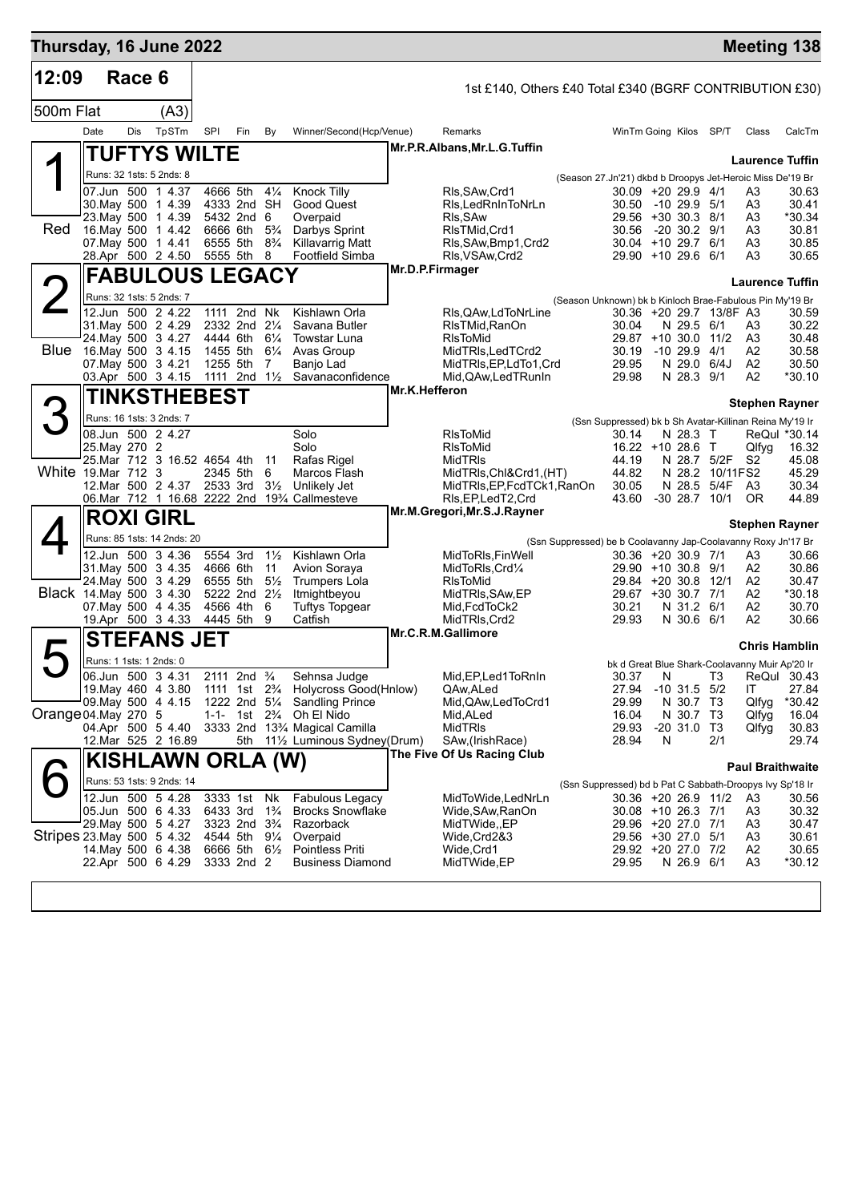# Thursday, 16 June 2022 — Meeting 138

## 12:09 Race 6 — 500m Flat (A3)

1st £140, Others £40 Total £340 (BGRF CONTRIBUTION £30)

| Date | Dis | TpSTm | SPI | Fin | By | Winner/Second(Hcp/Venue) | Remarks | WinTm | Going | Kilos | SP/T | Class | CalcTm |
|---|---|---|---|---|---|---|---|---|---|---|---|---|---|

### 1 (Red) TUFTYS WILTE — Mr.P.R.Albans,Mr.L.G.Tuffin — Laurence Tuffin

Runs: 32 1sts: 5 2nds: 8 — (Season 27.Jn'21) dkbd b Droopys Jet-Heroic Miss De'19 Br

| Date | Dis | TpSTm | SPI | Fin | By | Winner/Second(Hcp/Venue) | Remarks | WinTm | Going | Kilos | SP/T | Class | CalcTm |
|---|---|---|---|---|---|---|---|---|---|---|---|---|---|
| 07.Jun | 500 | 1 4.37 | 4666 | 5th | 4¼ | Knock Tilly | Rls,SAw,Crd1 | 30.09 | +20 | 29.9 | 4/1 | A3 | 30.63 |
| 30.May | 500 | 1 4.39 | 4333 | 2nd | SH | Good Quest | Rls,LedRnInToNrLn | 30.50 | -10 | 29.9 | 5/1 | A3 | 30.41 |
| 23.May | 500 | 1 4.39 | 5432 | 2nd | 6 | Overpaid | Rls,SAw | 29.56 | +30 | 30.3 | 8/1 | A3 | *30.34 |
| 16.May | 500 | 1 4.42 | 6666 | 6th | 5¾ | Darbys Sprint | RlsTMid,Crd1 | 30.56 | -20 | 30.2 | 9/1 | A3 | 30.81 |
| 07.May | 500 | 1 4.41 | 6555 | 5th | 8¾ | Killavarrig Matt | Rls,SAw,Bmp1,Crd2 | 30.04 | +10 | 29.7 | 6/1 | A3 | 30.85 |
| 28.Apr | 500 | 2 4.50 | 5555 | 5th | 8 | Footfield Simba | Rls,VSAw,Crd2 | 29.90 | +10 | 29.6 | 6/1 | A3 | 30.65 |

### 2 (Blue) FABULOUS LEGACY — Mr.D.P.Firmager — Laurence Tuffin

Runs: 32 1sts: 5 2nds: 7 — (Season Unknown) bk b Kinloch Brae-Fabulous Pin My'19 Br

| Date | Dis | TpSTm | SPI | Fin | By | Winner/Second(Hcp/Venue) | Remarks | WinTm | Going | Kilos | SP/T | Class | CalcTm |
|---|---|---|---|---|---|---|---|---|---|---|---|---|---|
| 12.Jun | 500 | 2 4.22 | 1111 | 2nd | Nk | Kishlawn Orla | Rls,QAw,LdToNrLine | 30.36 | +20 | 29.7 | 13/8F | A3 | 30.59 |
| 31.May | 500 | 2 4.29 | 2332 | 2nd | 2¼ | Savana Butler | RlsTMid,RanOn | 30.04 | N | 29.5 | 6/1 | A3 | 30.22 |
| 24.May | 500 | 3 4.27 | 4444 | 6th | 6¼ | Towstar Luna | RlsToMid | 29.87 | +10 | 30.0 | 11/2 | A3 | 30.48 |
| 16.May | 500 | 3 4.15 | 1455 | 5th | 6¼ | Avas Group | MidTRls,LedTCrd2 | 30.19 | -10 | 29.9 | 4/1 | A2 | 30.58 |
| 07.May | 500 | 3 4.21 | 1255 | 5th | 7 | Banjo Lad | MidTRls,EP,LdTo1,Crd | 29.95 | N | 29.0 | 6/4J | A2 | 30.50 |
| 03.Apr | 500 | 3 4.15 | 1111 | 2nd | 1½ | Savanaconfidence | Mid,QAw,LedTRunIn | 29.98 | N | 28.3 | 9/1 | A2 | *30.10 |

### 3 (White) TINKSTHEBEST — Mr.K.Hefferon — Stephen Rayner

Runs: 16 1sts: 3 2nds: 7 — (Ssn Suppressed) bk b Sh Avatar-Killinan Reina My'19 Ir

| Date | Dis | TpSTm | SPI | Fin | By | Winner/Second(Hcp/Venue) | Remarks | WinTm | Going | Kilos | SP/T | Class | CalcTm |
|---|---|---|---|---|---|---|---|---|---|---|---|---|---|
| 08.Jun | 500 | 2 4.27 | | | | Solo | RlsToMid | 30.14 | N | 28.3 | T | ReQul | *30.14 |
| 25.May | 270 | 2 | | | | Solo | RlsToMid | 16.22 | +10 | 28.6 | T | Qlfyg | 16.32 |
| 25.Mar | 712 | 3 16.52 | 4654 | 4th | 11 | Rafas Rigel | MidTRls | 44.19 | N | 28.7 | 5/2F | S2 | 45.08 |
| 19.Mar | 712 | 3 | 2345 | 5th | 6 | Marcos Flash | MidTRls,Chl&Crd1,(HT) | 44.82 | N | 28.2 | 10/11F | S2 | 45.29 |
| 12.Mar | 500 | 2 4.37 | 2533 | 3rd | 3½ | Unlikely Jet | MidTRls,EP,FcdTCk1,RanOn | 30.05 | N | 28.5 | 5/4F | A3 | 30.34 |
| 06.Mar | 712 | 1 16.68 | 2222 | 2nd | 19¾ | Callmesteve | Rls,EP,LedT2,Crd | 43.60 | -30 | 28.7 | 10/1 | OR | 44.89 |

### 4 (Black) ROXI GIRL — Mr.M.Gregori,Mr.S.J.Rayner — Stephen Rayner

Runs: 85 1sts: 14 2nds: 20 — (Ssn Suppressed) be b Coolavanny Jap-Coolavanny Roxy Jn'17 Br

| Date | Dis | TpSTm | SPI | Fin | By | Winner/Second(Hcp/Venue) | Remarks | WinTm | Going | Kilos | SP/T | Class | CalcTm |
|---|---|---|---|---|---|---|---|---|---|---|---|---|---|
| 12.Jun | 500 | 3 4.36 | 5554 | 3rd | 1½ | Kishlawn Orla | MidToRls,FinWell | 30.36 | +20 | 30.9 | 7/1 | A3 | 30.66 |
| 31.May | 500 | 3 4.35 | 4666 | 6th | 11 | Avion Soraya | MidToRls,Crd¼ | 29.90 | +10 | 30.8 | 9/1 | A2 | 30.86 |
| 24.May | 500 | 3 4.29 | 6555 | 5th | 5½ | Trumpers Lola | RlsToMid | 29.84 | +20 | 30.8 | 12/1 | A2 | 30.47 |
| 14.May | 500 | 3 4.30 | 5222 | 2nd | 2½ | Itmightbeyou | MidTRls,SAw,EP | 29.67 | +30 | 30.7 | 7/1 | A2 | *30.18 |
| 07.May | 500 | 4 4.35 | 4566 | 4th | 6 | Tuftys Topgear | Mid,FcdToCk2 | 30.21 | N | 31.2 | 6/1 | A2 | 30.70 |
| 19.Apr | 500 | 3 4.33 | 4445 | 5th | 9 | Catfish | MidTRls,Crd2 | 29.93 | N | 30.6 | 6/1 | A2 | 30.66 |

### 5 (Orange) STEFANS JET — Mr.C.R.M.Gallimore — Chris Hamblin

Runs: 1 1sts: 1 2nds: 0 — bk d Great Blue Shark-Coolavanny Muir Ap'20 Ir

| Date | Dis | TpSTm | SPI | Fin | By | Winner/Second(Hcp/Venue) | Remarks | WinTm | Going | Kilos | SP/T | Class | CalcTm |
|---|---|---|---|---|---|---|---|---|---|---|---|---|---|
| 06.Jun | 500 | 3 4.31 | 2111 | 2nd | ¾ | Sehnsa Judge | Mid,EP,Led1ToRnIn | 30.37 | N | | T3 | ReQul | 30.43 |
| 19.May | 460 | 4 3.80 | 1111 | 1st | 2¾ | Holycross Good(Hnlow) | QAw,ALed | 27.94 | -10 | 31.5 | 5/2 | IT | 27.84 |
| 09.May | 500 | 4 4.15 | 1222 | 2nd | 5¼ | Sandling Prince | Mid,QAw,LedToCrd1 | 29.99 | N | 30.7 | T3 | Qlfyg | *30.42 |
| 04.May | 270 | 5 | 1-1- | 1st | 2¾ | Oh El Nido | Mid,ALed | 16.04 | N | 30.7 | T3 | Qlfyg | 16.04 |
| 04.Apr | 500 | 5 4.40 | 3333 | 2nd | 13¾ | Magical Camilla | MidTRls | 29.93 | -20 | 31.0 | T3 | Qlfyg | 30.83 |
| 12.Mar | 525 | 2 16.89 | | 5th | 11½ | Luminous Sydney(Drum) | SAw,(IrishRace) | 28.94 | N | | 2/1 | | 29.74 |

### 6 (Stripes) KISHLAWN ORLA (W) — The Five Of Us Racing Club — Paul Braithwaite

Runs: 53 1sts: 9 2nds: 14 — (Ssn Suppressed) bd b Pat C Sabbath-Droopys Ivy Sp'18 Ir

| Date | Dis | TpSTm | SPI | Fin | By | Winner/Second(Hcp/Venue) | Remarks | WinTm | Going | Kilos | SP/T | Class | CalcTm |
|---|---|---|---|---|---|---|---|---|---|---|---|---|---|
| 12.Jun | 500 | 5 4.28 | 3333 | 1st | Nk | Fabulous Legacy | MidToWide,LedNrLn | 30.36 | +20 | 26.9 | 11/2 | A3 | 30.56 |
| 05.Jun | 500 | 6 4.33 | 6433 | 3rd | 1¾ | Brocks Snowflake | Wide,SAw,RanOn | 30.08 | +10 | 26.3 | 7/1 | A3 | 30.32 |
| 29.May | 500 | 5 4.27 | 3323 | 2nd | 3¾ | Razorback | MidTWide,,EP | 29.96 | +20 | 27.0 | 7/1 | A3 | 30.47 |
| 23.May | 500 | 5 4.32 | 4544 | 5th | 9¼ | Overpaid | Wide,Crd2&3 | 29.56 | +30 | 27.0 | 5/1 | A3 | 30.61 |
| 14.May | 500 | 6 4.38 | 6666 | 5th | 6½ | Pointless Priti | Wide,Crd1 | 29.92 | +20 | 27.0 | 7/2 | A2 | 30.65 |
| 22.Apr | 500 | 6 4.29 | 3333 | 2nd | 2 | Business Diamond | MidTWide,EP | 29.95 | N | 26.9 | 6/1 | A3 | *30.12 |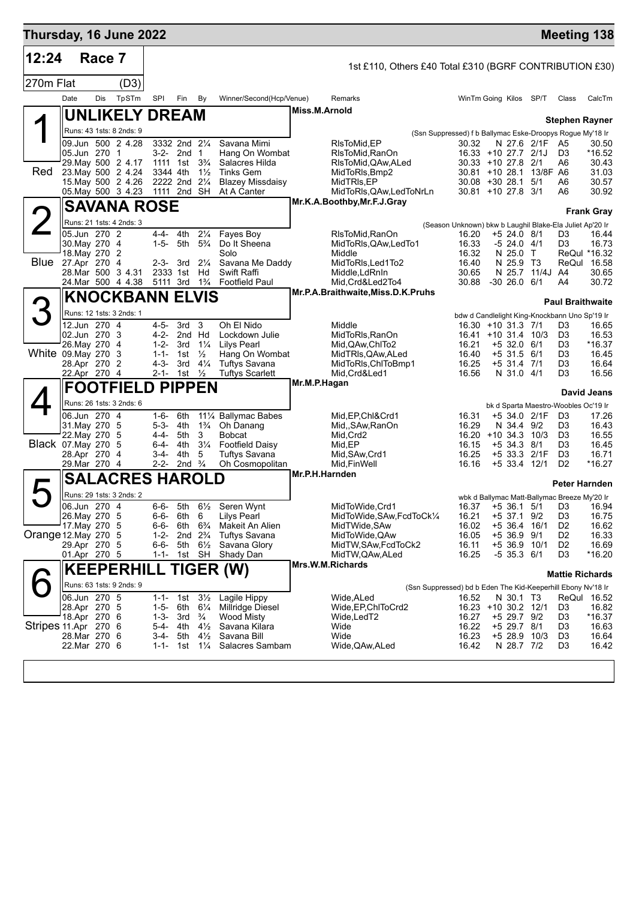# Thursday, 16 June 2022 — Meeting 138

**12:24 Race 7** — 1st £110, Others £40 Total £310 (BGRF CONTRIBUTION £30)

**270m Flat (D3)**

| Date | Dis | TpSTm | SPI | Fin | By | Winner/Second(Hcp/Venue) | Remarks | WinTm | Going | Kilos | SP/T | Class | CalcTm |
|---|---|---|---|---|---|---|---|---|---|---|---|---|---|

## 1 Red — UNLIKELY DREAM
Miss.M.Arnold — Stephen Rayner
Runs: 43 1sts: 8 2nds: 9 — (Ssn Suppressed) f b Ballymac Eske-Droopys Rogue My'18 Ir

| Date | Dis | TpSTm | SPI | Fin | By | Winner/Second(Hcp/Venue) | Remarks | WinTm | Going | Kilos | SP/T | Class | CalcTm |
|---|---|---|---|---|---|---|---|---|---|---|---|---|---|
| 09.Jun | 500 | 2 4.28 | 3332 | 2nd | 2¼ | Savana Mimi | RlsToMid,EP | 30.32 | N | 27.6 | 2/1F | A5 | 30.50 |
| 05.Jun | 270 | 1 | 3-2- | 2nd | 1 | Hang On Wombat | RlsToMid,RanOn | 16.33 | +10 | 27.7 | 2/1J | D3 | *16.52 |
| 29.May | 500 | 2 4.17 | 1111 | 1st | 3¾ | Salacres Hilda | RlsToMid,QAw,ALed | 30.33 | +10 | 27.8 | 2/1 | A6 | 30.43 |
| 23.May | 500 | 2 4.24 | 3344 | 4th | 1½ | Tinks Gem | MidToRls,Bmp2 | 30.81 | +10 | 28.1 | 13/8F | A6 | 31.03 |
| 15.May | 500 | 2 4.26 | 2222 | 2nd | 2¼ | Blazey Missdaisy | MidTRls,EP | 30.08 | +30 | 28.1 | 5/1 | A6 | 30.57 |
| 05.May | 500 | 3 4.23 | 1111 | 2nd | SH | At A Canter | MidToRls,QAw,LedToNrLn | 30.81 | +10 | 27.8 | 3/1 | A6 | 30.92 |

## 2 Blue — SAVANA ROSE
Mr.K.A.Boothby,Mr.F.J.Gray — Frank Gray
Runs: 21 1sts: 4 2nds: 3 — (Season Unknown) bkw b Laughil Blake-Ela Juliet Ap'20 Ir

| Date | Dis | TpSTm | SPI | Fin | By | Winner/Second(Hcp/Venue) | Remarks | WinTm | Going | Kilos | SP/T | Class | CalcTm |
|---|---|---|---|---|---|---|---|---|---|---|---|---|---|
| 05.Jun | 270 | 2 | 4-4- | 4th | 2¼ | Fayes Boy | RlsToMid,RanOn | 16.20 | +5 | 24.0 | 8/1 | D3 | 16.44 |
| 30.May | 270 | 4 | 1-5- | 5th | 5¾ | Do It Sheena | MidToRls,QAw,LedTo1 | 16.33 | -5 | 24.0 | 4/1 | D3 | 16.73 |
| 18.May | 270 | 2 | | | | Solo | Middle | 16.32 | N | 25.0 | T | ReQul | *16.32 |
| 27.Apr | 270 | 4 | 2-3- | 3rd | 2¼ | Savana Me Daddy | MidToRls,Led1To2 | 16.40 | N | 25.9 | T3 | ReQul | 16.58 |
| 28.Mar | 500 | 3 4.31 | 2333 | 1st | Hd | Swift Raffi | Middle,LdRnIn | 30.65 | N | 25.7 | 11/4J | A4 | 30.65 |
| 24.Mar | 500 | 4 4.38 | 5111 | 3rd | 1¾ | Footfield Paul | Mid,Crd&Led2To4 | 30.88 | -30 | 26.0 | 6/1 | A4 | 30.72 |

## 3 White — KNOCKBANN ELVIS
Mr.P.A.Braithwaite,Miss.D.K.Pruhs — Paul Braithwaite
Runs: 12 1sts: 3 2nds: 1 — bdw d Candlelight King-Knockbann Uno Sp'19 Ir

| Date | Dis | TpSTm | SPI | Fin | By | Winner/Second(Hcp/Venue) | Remarks | WinTm | Going | Kilos | SP/T | Class | CalcTm |
|---|---|---|---|---|---|---|---|---|---|---|---|---|---|
| 12.Jun | 270 | 4 | 4-5- | 3rd | 3 | Oh El Nido | Middle | 16.30 | +10 | 31.3 | 7/1 | D3 | 16.65 |
| 02.Jun | 270 | 3 | 4-2- | 2nd | Hd | Lockdown Julie | MidToRls,RanOn | 16.41 | +10 | 31.4 | 10/3 | D3 | 16.53 |
| 26.May | 270 | 4 | 1-2- | 3rd | 1¼ | Lilys Pearl | Mid,QAw,ChlTo2 | 16.21 | +5 | 32.0 | 6/1 | D3 | *16.37 |
| 09.May | 270 | 3 | 1-1- | 1st | ½ | Hang On Wombat | MidTRls,QAw,ALed | 16.40 | +5 | 31.5 | 6/1 | D3 | 16.45 |
| 28.Apr | 270 | 2 | 4-3- | 3rd | 4¼ | Tuftys Savana | MidToRls,ChlToBmp1 | 16.25 | +5 | 31.4 | 7/1 | D3 | 16.64 |
| 22.Apr | 270 | 4 | 2-1- | 1st | ½ | Tuftys Scarlett | Mid,Crd&Led1 | 16.56 | N | 31.0 | 4/1 | D3 | 16.56 |

## 4 Black — FOOTFIELD PIPPEN
Mr.M.P.Hagan — David Jeans
Runs: 26 1sts: 3 2nds: 6 — bk d Sparta Maestro-Woobles Oc'19 Ir

| Date | Dis | TpSTm | SPI | Fin | By | Winner/Second(Hcp/Venue) | Remarks | WinTm | Going | Kilos | SP/T | Class | CalcTm |
|---|---|---|---|---|---|---|---|---|---|---|---|---|---|
| 06.Jun | 270 | 4 | 1-6- | 6th | 11¼ | Ballymac Babes | Mid,EP,Chl&Crd1 | 16.31 | +5 | 34.0 | 2/1F | D3 | 17.26 |
| 31.May | 270 | 5 | 5-3- | 4th | 1¾ | Oh Danang | Mid,,SAw,RanOn | 16.29 | N | 34.4 | 9/2 | D3 | 16.43 |
| 22.May | 270 | 5 | 4-4- | 5th | 3 | Bobcat | Mid,Crd2 | 16.20 | +10 | 34.3 | 10/3 | D3 | 16.55 |
| 07.May | 270 | 5 | 6-4- | 4th | 3¼ | Footfield Daisy | Mid,EP | 16.15 | +5 | 34.3 | 8/1 | D3 | 16.45 |
| 28.Apr | 270 | 4 | 3-4- | 4th | 5 | Tuftys Savana | Mid,SAw,Crd1 | 16.25 | +5 | 33.3 | 2/1F | D3 | 16.71 |
| 29.Mar | 270 | 4 | 2-2- | 2nd | ¾ | Oh Cosmopolitan | Mid,FinWell | 16.16 | +5 | 33.4 | 12/1 | D2 | *16.27 |

## 5 Orange — SALACRES HAROLD
Mr.P.H.Harnden — Peter Harnden
Runs: 29 1sts: 3 2nds: 2 — wbk d Ballymac Matt-Ballymac Breeze My'20 Ir

| Date | Dis | TpSTm | SPI | Fin | By | Winner/Second(Hcp/Venue) | Remarks | WinTm | Going | Kilos | SP/T | Class | CalcTm |
|---|---|---|---|---|---|---|---|---|---|---|---|---|---|
| 06.Jun | 270 | 4 | 6-6- | 5th | 6½ | Seren Wynt | MidToWide,Crd1 | 16.37 | +5 | 36.1 | 5/1 | D3 | 16.94 |
| 26.May | 270 | 5 | 6-6- | 6th | 6 | Lilys Pearl | MidToWide,SAw,FcdToCk¼ | 16.21 | +5 | 37.1 | 9/2 | D3 | 16.75 |
| 17.May | 270 | 5 | 6-6- | 6th | 6¾ | Makeit An Alien | MidTWide,SAw | 16.02 | +5 | 36.4 | 16/1 | D2 | 16.62 |
| 12.May | 270 | 5 | 1-2- | 2nd | 2¾ | Tuftys Savana | MidToWide,QAw | 16.05 | +5 | 36.9 | 9/1 | D2 | 16.33 |
| 29.Apr | 270 | 5 | 6-6- | 5th | 6½ | Savana Glory | MidTW,SAw,FcdToCk2 | 16.11 | +5 | 36.9 | 10/1 | D2 | 16.69 |
| 01.Apr | 270 | 5 | 1-1- | 1st | SH | Shady Dan | MidTW,QAw,ALed | 16.25 | -5 | 35.3 | 6/1 | D3 | *16.20 |

## 6 Stripes — KEEPERHILL TIGER (W)
Mrs.W.M.Richards — Mattie Richards
Runs: 63 1sts: 9 2nds: 9 — (Ssn Suppressed) bd b Eden The Kid-Keeperhill Ebony Nv'18 Ir

| Date | Dis | TpSTm | SPI | Fin | By | Winner/Second(Hcp/Venue) | Remarks | WinTm | Going | Kilos | SP/T | Class | CalcTm |
|---|---|---|---|---|---|---|---|---|---|---|---|---|---|
| 06.Jun | 270 | 5 | 1-1- | 1st | 3½ | Lagile Hippy | Wide,ALed | 16.52 | N | 30.1 | T3 | ReQul | 16.52 |
| 28.Apr | 270 | 5 | 1-5- | 6th | 6¼ | Millridge Diesel | Wide,EP,ChlToCrd2 | 16.23 | +10 | 30.2 | 12/1 | D3 | 16.82 |
| 18.Apr | 270 | 6 | 1-3- | 3rd | ¾ | Wood Misty | Wide,LedT2 | 16.27 | +5 | 29.7 | 9/2 | D3 | *16.37 |
| 11.Apr | 270 | 6 | 5-4- | 4th | 4½ | Savana Kilara | Wide | 16.22 | +5 | 29.7 | 8/1 | D3 | 16.63 |
| 28.Mar | 270 | 6 | 3-4- | 5th | 4½ | Savana Bill | Wide | 16.23 | +5 | 28.9 | 10/3 | D3 | 16.64 |
| 22.Mar | 270 | 6 | 1-1- | 1st | 1¼ | Salacres Sambam | Wide,QAw,ALed | 16.42 | N | 28.7 | 7/2 | D3 | 16.42 |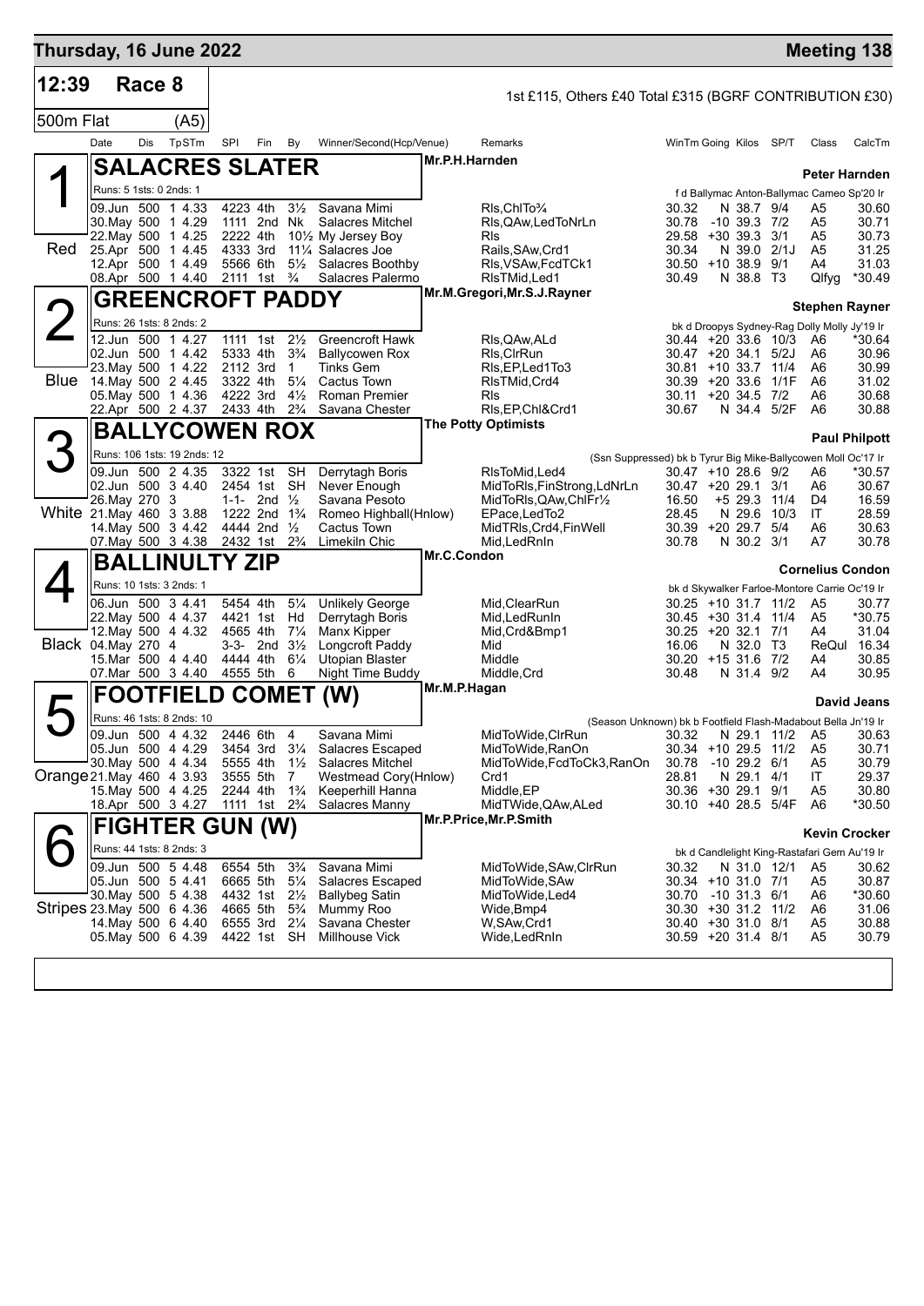# Thursday, 16 June 2022 — Meeting 138

## 12:39 Race 8

1st £115, Others £40 Total £315 (BGRF CONTRIBUTION £30)

500m Flat (A5)

| Date | Dis | TpSTm | SPI | Fin | By | Winner/Second(Hcp/Venue) | Remarks | WinTm | Going | Kilos | SP/T | Class | CalcTm |
|---|---|---|---|---|---|---|---|---|---|---|---|---|---|

### 1 (Red) SALACRES SLATER
Mr.P.H.Harnden — Peter Harnden
Runs: 5 1sts: 0 2nds: 1 — f d Ballymac Anton-Ballymac Cameo Sp'20 Ir

| Date | Dis | TpSTm | SPI | Fin | By | Winner/Second(Hcp/Venue) | Remarks | WinTm | Going | Kilos | SP/T | Class | CalcTm |
|---|---|---|---|---|---|---|---|---|---|---|---|---|---|
| 09.Jun | 500 | 1 4.33 | 4223 | 4th | 3½ | Savana Mimi | Rls,ChlTo¾ | 30.32 | N | 38.7 | 9/4 | A5 | 30.60 |
| 30.May | 500 | 1 4.29 | 1111 | 2nd | Nk | Salacres Mitchel | Rls,QAw,LedToNrLn | 30.78 | -10 | 39.3 | 7/2 | A5 | 30.71 |
| 22.May | 500 | 1 4.25 | 2222 | 4th | 10½ | My Jersey Boy | Rls | 29.58 | +30 | 39.3 | 3/1 | A5 | 30.73 |
| 25.Apr | 500 | 1 4.45 | 4333 | 3rd | 11¼ | Salacres Joe | Rails,SAw,Crd1 | 30.34 | N | 39.0 | 2/1J | A5 | 31.25 |
| 12.Apr | 500 | 1 4.49 | 5566 | 6th | 5½ | Salacres Boothby | Rls,VSAw,FcdTCk1 | 30.50 | +10 | 38.9 | 9/1 | A4 | 31.03 |
| 08.Apr | 500 | 1 4.40 | 2111 | 1st | ¾ | Salacres Palermo | RlsTMid,Led1 | 30.49 | N | 38.8 | T3 | Qlfyg | *30.49 |

### 2 (Blue) GREENCROFT PADDY
Mr.M.Gregori,Mr.S.J.Rayner — Stephen Rayner
Runs: 26 1sts: 8 2nds: 2 — bk d Droopys Sydney-Rag Dolly Molly Jy'19 Ir

| Date | Dis | TpSTm | SPI | Fin | By | Winner/Second(Hcp/Venue) | Remarks | WinTm | Going | Kilos | SP/T | Class | CalcTm |
|---|---|---|---|---|---|---|---|---|---|---|---|---|---|
| 12.Jun | 500 | 1 4.27 | 1111 | 1st | 2½ | Greencroft Hawk | Rls,QAw,ALd | 30.44 | +20 | 33.6 | 10/3 | A6 | *30.64 |
| 02.Jun | 500 | 1 4.42 | 5333 | 4th | 3¾ | Ballycowen Rox | Rls,ClrRun | 30.47 | +20 | 34.1 | 5/2J | A6 | 30.96 |
| 23.May | 500 | 1 4.22 | 2112 | 3rd | 1 | Tinks Gem | Rls,EP,Led1To3 | 30.81 | +10 | 33.7 | 11/4 | A6 | 30.99 |
| 14.May | 500 | 2 4.45 | 3322 | 4th | 5¼ | Cactus Town | RlsTMid,Crd4 | 30.39 | +20 | 33.6 | 1/1F | A6 | 31.02 |
| 05.May | 500 | 1 4.36 | 4222 | 3rd | 4½ | Roman Premier | Rls | 30.11 | +20 | 34.5 | 7/2 | A6 | 30.68 |
| 22.Apr | 500 | 2 4.37 | 2433 | 4th | 2¾ | Savana Chester | Rls,EP,Chl&Crd1 | 30.67 | N | 34.4 | 5/2F | A6 | 30.88 |

### 3 (White) BALLYCOWEN ROX
The Potty Optimists — Paul Philpott
Runs: 106 1sts: 19 2nds: 12 — (Ssn Suppressed) bk b Tyrur Big Mike-Ballycowen Moll Oc'17 Ir

| Date | Dis | TpSTm | SPI | Fin | By | Winner/Second(Hcp/Venue) | Remarks | WinTm | Going | Kilos | SP/T | Class | CalcTm |
|---|---|---|---|---|---|---|---|---|---|---|---|---|---|
| 09.Jun | 500 | 2 4.35 | 3322 | 1st | SH | Derrytagh Boris | RlsToMid,Led4 | 30.47 | +10 | 28.6 | 9/2 | A6 | *30.57 |
| 02.Jun | 500 | 3 4.40 | 2454 | 1st | SH | Never Enough | MidToRls,FinStrong,LdNrLn | 30.47 | +20 | 29.1 | 3/1 | A6 | 30.67 |
| 26.May | 270 | 3 | 1-1- | 2nd | ½ | Savana Pesoto | MidToRls,QAw,ChlFr½ | 16.50 | +5 | 29.3 | 11/4 | D4 | 16.59 |
| 21.May | 460 | 3 3.88 | 1222 | 2nd | 1¾ | Romeo Highball(Hnlow) | EPace,LedTo2 | 28.45 | N | 29.6 | 10/3 | IT | 28.59 |
| 14.May | 500 | 3 4.42 | 4444 | 2nd | ½ | Cactus Town | MidTRls,Crd4,FinWell | 30.39 | +20 | 29.7 | 5/4 | A6 | 30.63 |
| 07.May | 500 | 3 4.38 | 2432 | 1st | 2¾ | Limekiln Chic | Mid,LedRnIn | 30.78 | N | 30.2 | 3/1 | A7 | 30.78 |

### 4 (Black) BALLINULTY ZIP
Mr.C.Condon — Cornelius Condon
Runs: 10 1sts: 3 2nds: 1 — bk d Skywalker Farloe-Montore Carrie Oc'19 Ir

| Date | Dis | TpSTm | SPI | Fin | By | Winner/Second(Hcp/Venue) | Remarks | WinTm | Going | Kilos | SP/T | Class | CalcTm |
|---|---|---|---|---|---|---|---|---|---|---|---|---|---|
| 06.Jun | 500 | 3 4.41 | 5454 | 4th | 5¼ | Unlikely George | Mid,ClearRun | 30.25 | +10 | 31.7 | 11/2 | A5 | 30.77 |
| 22.May | 500 | 4 4.37 | 4421 | 1st | Hd | Derrytagh Boris | Mid,LedRunIn | 30.45 | +30 | 31.4 | 11/4 | A5 | *30.75 |
| 12.May | 500 | 4 4.32 | 4565 | 4th | 7¼ | Manx Kipper | Mid,Crd&Bmp1 | 30.25 | +20 | 32.1 | 7/1 | A4 | 31.04 |
| 04.May | 270 | 4 | 3-3- | 2nd | 3½ | Longcroft Paddy | Mid | 16.06 | N | 32.0 | T3 | ReQul | 16.34 |
| 15.Mar | 500 | 4 4.40 | 4444 | 4th | 6¼ | Utopian Blaster | Middle | 30.20 | +15 | 31.6 | 7/2 | A4 | 30.85 |
| 07.Mar | 500 | 3 4.40 | 4555 | 5th | 6 | Night Time Buddy | Middle,Crd | 30.48 | N | 31.4 | 9/2 | A4 | 30.95 |

### 5 (Orange) FOOTFIELD COMET (W)
Mr.M.P.Hagan — David Jeans
Runs: 46 1sts: 8 2nds: 10 — (Season Unknown) bk b Footfield Flash-Madabout Bella Jn'19 Ir

| Date | Dis | TpSTm | SPI | Fin | By | Winner/Second(Hcp/Venue) | Remarks | WinTm | Going | Kilos | SP/T | Class | CalcTm |
|---|---|---|---|---|---|---|---|---|---|---|---|---|---|
| 09.Jun | 500 | 4 4.32 | 2446 | 6th | 4 | Savana Mimi | MidToWide,ClrRun | 30.32 | N | 29.1 | 11/2 | A5 | 30.63 |
| 05.Jun | 500 | 4 4.29 | 3454 | 3rd | 3¼ | Salacres Escaped | MidToWide,RanOn | 30.34 | +10 | 29.5 | 11/2 | A5 | 30.71 |
| 30.May | 500 | 4 4.34 | 5555 | 4th | 1½ | Salacres Mitchel | MidToWide,FcdToCk3,RanOn | 30.78 | -10 | 29.2 | 6/1 | A5 | 30.79 |
| 21.May | 460 | 4 3.93 | 3555 | 5th | 7 | Westmead Cory(Hnlow) | Crd1 | 28.81 | N | 29.1 | 4/1 | IT | 29.37 |
| 15.May | 500 | 4 4.25 | 2244 | 4th | 1¾ | Keeperhill Hanna | Middle,EP | 30.36 | +30 | 29.1 | 9/1 | A5 | 30.80 |
| 18.Apr | 500 | 3 4.27 | 1111 | 1st | 2¾ | Salacres Manny | MidTWide,QAw,ALed | 30.10 | +40 | 28.5 | 5/4F | A6 | *30.50 |

### 6 (Stripes) FIGHTER GUN (W)
Mr.P.Price,Mr.P.Smith — Kevin Crocker
Runs: 44 1sts: 8 2nds: 3 — bk d Candlelight King-Rastafari Gem Au'19 Ir

| Date | Dis | TpSTm | SPI | Fin | By | Winner/Second(Hcp/Venue) | Remarks | WinTm | Going | Kilos | SP/T | Class | CalcTm |
|---|---|---|---|---|---|---|---|---|---|---|---|---|---|
| 09.Jun | 500 | 5 4.48 | 6554 | 5th | 3¾ | Savana Mimi | MidToWide,SAw,ClrRun | 30.32 | N | 31.0 | 12/1 | A5 | 30.62 |
| 05.Jun | 500 | 5 4.41 | 6665 | 5th | 5¼ | Salacres Escaped | MidToWide,SAw | 30.34 | +10 | 31.0 | 7/1 | A5 | 30.87 |
| 30.May | 500 | 5 4.38 | 4432 | 1st | 2½ | Ballybeg Satin | MidToWide,Led4 | 30.70 | -10 | 31.3 | 6/1 | A6 | *30.60 |
| 23.May | 500 | 6 4.36 | 4665 | 5th | 5¾ | Mummy Roo | Wide,Bmp4 | 30.30 | +30 | 31.2 | 11/2 | A6 | 31.06 |
| 14.May | 500 | 6 4.40 | 6555 | 3rd | 2¼ | Savana Chester | W,SAw,Crd1 | 30.40 | +30 | 31.0 | 8/1 | A5 | 30.88 |
| 05.May | 500 | 6 4.39 | 4422 | 1st | SH | Millhouse Vick | Wide,LedRnIn | 30.59 | +20 | 31.4 | 8/1 | A5 | 30.79 |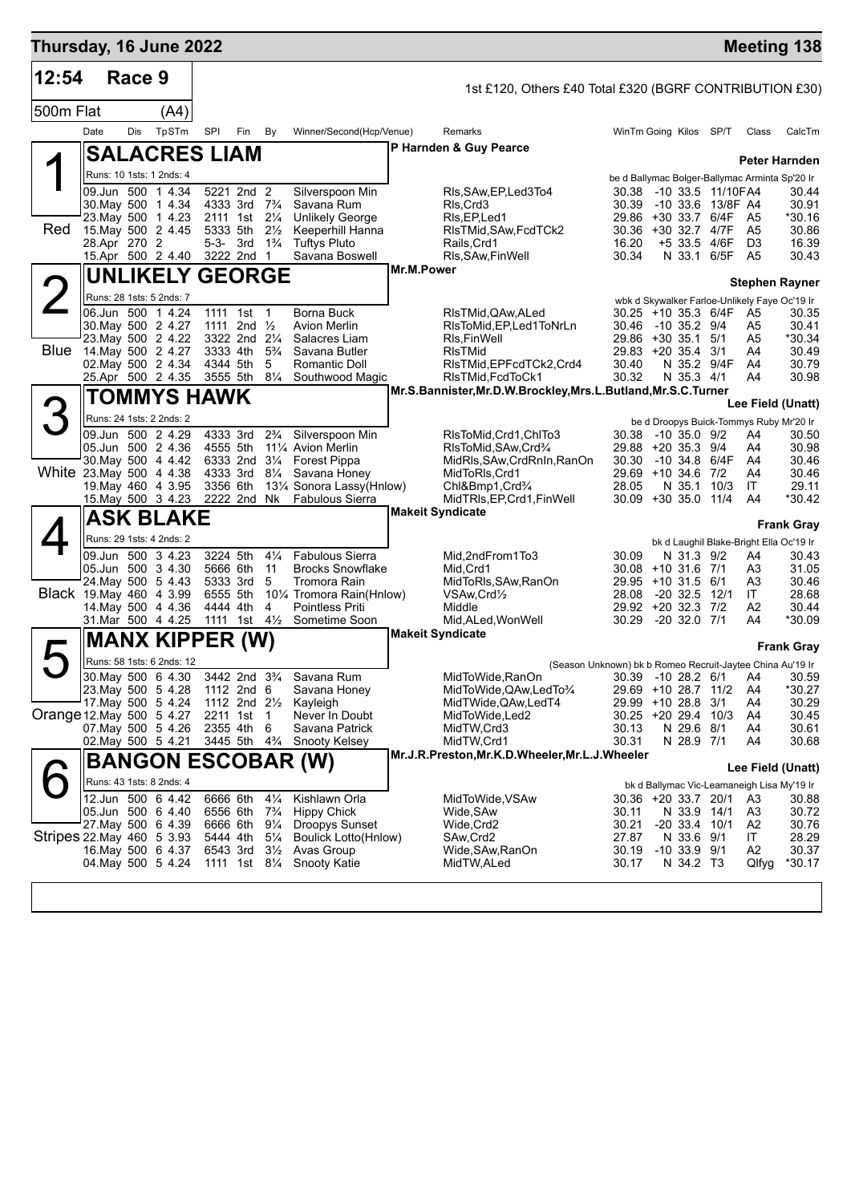# Thursday, 16 June 2022 — Meeting 138

**12:54 Race 9** — 1st £120, Others £40 Total £320 (BGRF CONTRIBUTION £30)

**500m Flat (A4)**

| Date | Dis | TpSTm | SPI | Fin | By | Winner/Second(Hcp/Venue) | Remarks | WinTm | Going | Kilos | SP/T | Class | CalcTm |
|---|---|---|---|---|---|---|---|---|---|---|---|---|---|

## 1 Red — SALACRES LIAM
P Harnden & Guy Pearce — **Peter Harnden**
Runs: 10 1sts: 1 2nds: 4 — be d Ballymac Bolger-Ballymac Arminta Sp'20 Ir

| Date | Dis | TpSTm | SPI | Fin | By | Winner/Second(Hcp/Venue) | Remarks | WinTm | Going | Kilos | SP/T | Class | CalcTm |
|---|---|---|---|---|---|---|---|---|---|---|---|---|---|
| 09.Jun | 500 | 1 4.34 | 5221 | 2nd | 2 | Silverspoon Min | Rls,SAw,EP,Led3To4 | 30.38 | -10 | 33.5 | 11/10F | A4 | 30.44 |
| 30.May | 500 | 1 4.34 | 4333 | 3rd | 7¾ | Savana Rum | Rls,Crd3 | 30.39 | -10 | 33.6 | 13/8F | A4 | 30.91 |
| 23.May | 500 | 1 4.23 | 2111 | 1st | 2¼ | Unlikely George | Rls,EP,Led1 | 29.86 | +30 | 33.7 | 6/4F | A5 | *30.16 |
| 15.May | 500 | 2 4.45 | 5333 | 5th | 2½ | Keeperhill Hanna | RlsTMid,SAw,FcdTCk2 | 30.36 | +30 | 32.7 | 4/7F | A5 | 30.86 |
| 28.Apr | 270 | 2 | 5-3- | 3rd | 1¾ | Tuftys Pluto | Rails,Crd1 | 16.20 | +5 | 33.5 | 4/6F | D3 | 16.39 |
| 15.Apr | 500 | 2 4.40 | 3222 | 2nd | 1 | Savana Boswell | Rls,SAw,FinWell | 30.34 | N | 33.1 | 6/5F | A5 | 30.43 |

## 2 Blue — UNLIKELY GEORGE
Mr.M.Power — **Stephen Rayner**
Runs: 28 1sts: 5 2nds: 7 — wbk d Skywalker Farloe-Unlikely Faye Oc'19 Ir

| Date | Dis | TpSTm | SPI | Fin | By | Winner/Second(Hcp/Venue) | Remarks | WinTm | Going | Kilos | SP/T | Class | CalcTm |
|---|---|---|---|---|---|---|---|---|---|---|---|---|---|
| 06.Jun | 500 | 1 4.24 | 1111 | 1st | 1 | Borna Buck | RlsTMid,QAw,ALed | 30.25 | +10 | 35.3 | 6/4F | A5 | 30.35 |
| 30.May | 500 | 2 4.27 | 1111 | 2nd | ½ | Avion Merlin | RlsToMid,EP,Led1ToNrLn | 30.46 | -10 | 35.2 | 9/4 | A5 | 30.41 |
| 23.May | 500 | 2 4.22 | 3322 | 2nd | 2¼ | Salacres Liam | Rls,FinWell | 29.86 | +30 | 35.1 | 5/1 | A5 | *30.34 |
| 14.May | 500 | 2 4.27 | 3333 | 4th | 5¾ | Savana Butler | RlsTMid | 29.83 | +20 | 35.4 | 3/1 | A4 | 30.49 |
| 02.May | 500 | 2 4.34 | 4344 | 5th | 5 | Romantic Doll | RlsTMid,EPFcdTCk2,Crd4 | 30.40 | N | 35.2 | 9/4F | A4 | 30.79 |
| 25.Apr | 500 | 2 4.35 | 3555 | 5th | 8¼ | Southwood Magic | RlsTMid,FcdToCk1 | 30.32 | N | 35.3 | 4/1 | A4 | 30.98 |

## 3 White — TOMMYS HAWK
Mr.S.Bannister,Mr.D.W.Brockley,Mrs.L.Butland,Mr.S.C.Turner — **Lee Field (Unatt)**
Runs: 24 1sts: 2 2nds: 2 — be d Droopys Buick-Tommys Ruby Mr'20 Ir

| Date | Dis | TpSTm | SPI | Fin | By | Winner/Second(Hcp/Venue) | Remarks | WinTm | Going | Kilos | SP/T | Class | CalcTm |
|---|---|---|---|---|---|---|---|---|---|---|---|---|---|
| 09.Jun | 500 | 2 4.29 | 4333 | 3rd | 2¾ | Silverspoon Min | RlsToMid,Crd1,ChlTo3 | 30.38 | -10 | 35.0 | 9/2 | A4 | 30.50 |
| 05.Jun | 500 | 2 4.36 | 4555 | 5th | 11¼ | Avion Merlin | RlsToMid,SAw,Crd¾ | 29.88 | +20 | 35.3 | 9/4 | A4 | 30.98 |
| 30.May | 500 | 4 4.42 | 6333 | 2nd | 3¼ | Forest Pippa | MidRls,SAw,CrdRnIn,RanOn | 30.30 | -10 | 34.8 | 6/4F | A4 | 30.46 |
| 23.May | 500 | 4 4.38 | 4333 | 3rd | 8¼ | Savana Honey | MidToRls,Crd1 | 29.69 | +10 | 34.6 | 7/2 | A4 | 30.46 |
| 19.May | 460 | 4 3.95 | 3356 | 6th | 13¼ | Sonora Lassy(Hnlow) | Chl&Bmp1,Crd¾ | 28.05 | N | 35.1 | 10/3 | IT | 29.11 |
| 15.May | 500 | 3 4.23 | 2222 | 2nd | Nk | Fabulous Sierra | MidTRls,EP,Crd1,FinWell | 30.09 | +30 | 35.0 | 11/4 | A4 | *30.42 |

## 4 Black — ASK BLAKE
Makeit Syndicate — **Frank Gray**
Runs: 29 1sts: 4 2nds: 2 — bk d Laughil Blake-Bright Ella Oc'19 Ir

| Date | Dis | TpSTm | SPI | Fin | By | Winner/Second(Hcp/Venue) | Remarks | WinTm | Going | Kilos | SP/T | Class | CalcTm |
|---|---|---|---|---|---|---|---|---|---|---|---|---|---|
| 09.Jun | 500 | 3 4.23 | 3224 | 5th | 4¼ | Fabulous Sierra | Mid,2ndFrom1To3 | 30.09 | N | 31.3 | 9/2 | A4 | 30.43 |
| 05.Jun | 500 | 3 4.30 | 5666 | 6th | 11 | Brocks Snowflake | Mid,Crd1 | 30.08 | +10 | 31.6 | 7/1 | A3 | 31.05 |
| 24.May | 500 | 5 4.43 | 5333 | 3rd | 5 | Tromora Rain | MidToRls,SAw,RanOn | 29.95 | +10 | 31.5 | 6/1 | A3 | 30.46 |
| 19.May | 460 | 4 3.99 | 6555 | 5th | 10¼ | Tromora Rain(Hnlow) | VSAw,Crd½ | 28.08 | -20 | 32.5 | 12/1 | IT | 28.68 |
| 14.May | 500 | 4 4.36 | 4444 | 4th | 4 | Pointless Priti | Middle | 29.92 | +20 | 32.3 | 7/2 | A2 | 30.44 |
| 31.Mar | 500 | 4 4.25 | 1111 | 1st | 4½ | Sometime Soon | Mid,ALed,WonWell | 30.29 | -20 | 32.0 | 7/1 | A4 | *30.09 |

## 5 Orange — MANX KIPPER (W)
Makeit Syndicate — **Frank Gray**
Runs: 58 1sts: 6 2nds: 12 — (Season Unknown) bk b Romeo Recruit-Jaytee China Au'19 Ir

| Date | Dis | TpSTm | SPI | Fin | By | Winner/Second(Hcp/Venue) | Remarks | WinTm | Going | Kilos | SP/T | Class | CalcTm |
|---|---|---|---|---|---|---|---|---|---|---|---|---|---|
| 30.May | 500 | 6 4.30 | 3442 | 2nd | 3¾ | Savana Rum | MidToWide,RanOn | 30.39 | -10 | 28.2 | 6/1 | A4 | 30.59 |
| 23.May | 500 | 5 4.28 | 1112 | 2nd | 6 | Savana Honey | MidToWide,QAw,LedTo¾ | 29.69 | +10 | 28.7 | 11/2 | A4 | *30.27 |
| 17.May | 500 | 5 4.24 | 1112 | 2nd | 2½ | Kayleigh | MidTWide,QAw,LedT4 | 29.99 | +10 | 28.8 | 3/1 | A4 | 30.29 |
| 12.May | 500 | 5 4.27 | 2211 | 1st | 1 | Never In Doubt | MidToWide,Led2 | 30.25 | +20 | 29.4 | 10/3 | A4 | 30.45 |
| 07.May | 500 | 5 4.26 | 2355 | 4th | 6 | Savana Patrick | MidTW,Crd3 | 30.13 | N | 29.6 | 8/1 | A4 | 30.61 |
| 02.May | 500 | 5 4.21 | 3445 | 5th | 4¾ | Snooty Kelsey | MidTW,Crd1 | 30.31 | N | 28.9 | 7/1 | A4 | 30.68 |

## 6 Stripes — BANGON ESCOBAR (W)
Mr.J.R.Preston,Mr.K.D.Wheeler,Mr.L.J.Wheeler — **Lee Field (Unatt)**
Runs: 43 1sts: 8 2nds: 4 — bk d Ballymac Vic-Leamaneigh Lisa My'19 Ir

| Date | Dis | TpSTm | SPI | Fin | By | Winner/Second(Hcp/Venue) | Remarks | WinTm | Going | Kilos | SP/T | Class | CalcTm |
|---|---|---|---|---|---|---|---|---|---|---|---|---|---|
| 12.Jun | 500 | 6 4.42 | 6666 | 6th | 4¼ | Kishlawn Orla | MidToWide,VSAw | 30.36 | +20 | 33.7 | 20/1 | A3 | 30.88 |
| 05.Jun | 500 | 6 4.40 | 6556 | 6th | 7¾ | Hippy Chick | Wide,SAw | 30.11 | N | 33.9 | 14/1 | A3 | 30.72 |
| 27.May | 500 | 6 4.39 | 6666 | 6th | 9¼ | Droopys Sunset | Wide,Crd2 | 30.21 | -20 | 33.4 | 10/1 | A2 | 30.76 |
| 22.May | 460 | 5 3.93 | 5444 | 4th | 5¼ | Boulick Lotto(Hnlow) | SAw,Crd2 | 27.87 | N | 33.6 | 9/1 | IT | 28.29 |
| 16.May | 500 | 6 4.37 | 6543 | 3rd | 3½ | Avas Group | Wide,SAw,RanOn | 30.19 | -10 | 33.9 | 9/1 | A2 | 30.37 |
| 04.May | 500 | 5 4.24 | 1111 | 1st | 8¼ | Snooty Katie | MidTW,ALed | 30.17 | N | 34.2 | T3 | Qlfyg | *30.17 |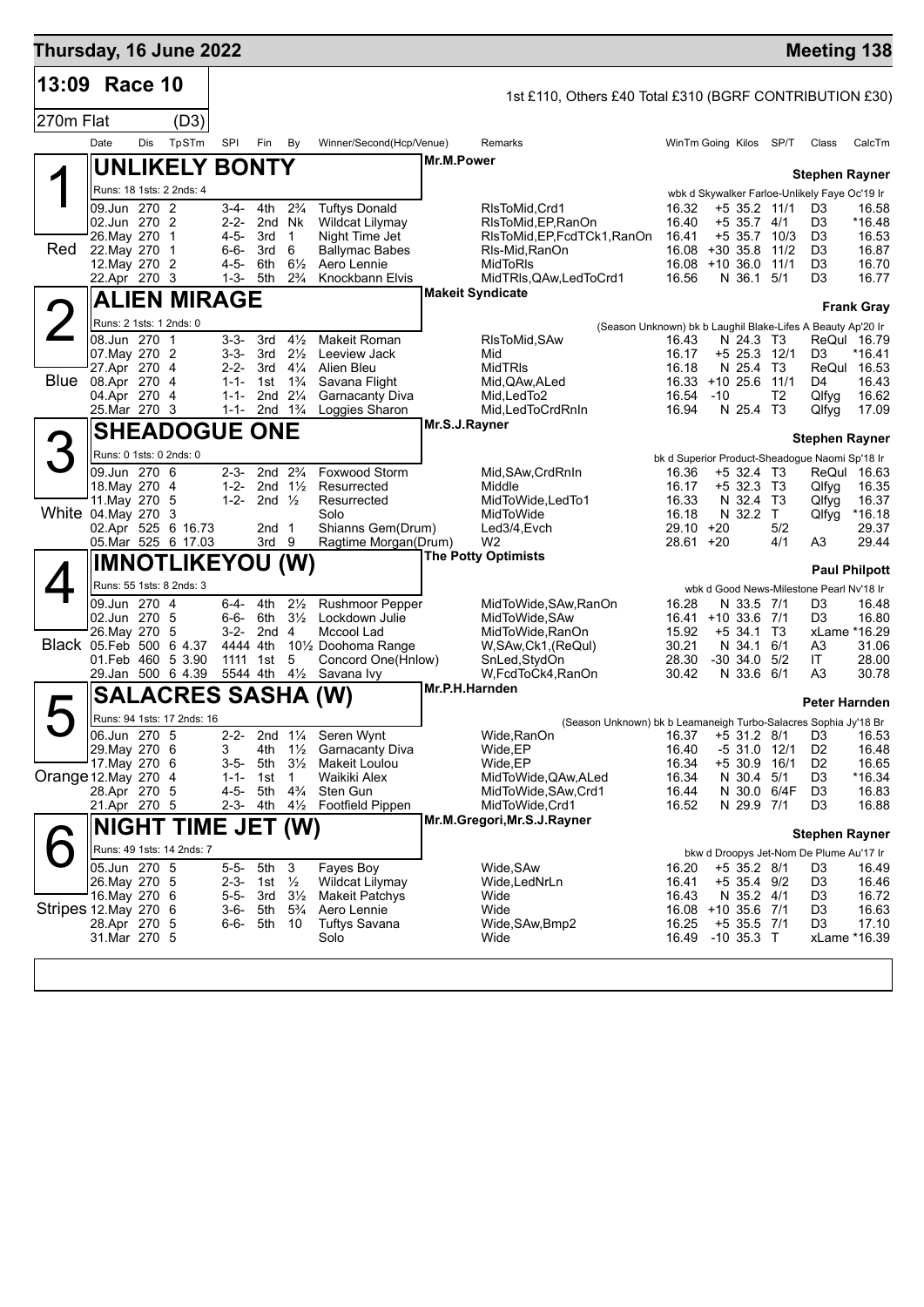**Thursday, 16 June 2022** — **Meeting 138**

## 13:09 Race 10

1st £110, Others £40 Total £310 (BGRF CONTRIBUTION £30)

270m Flat (D3)

| | Date | Dis | TpSTm | SPI | Fin | By | Winner/Second(Hcp/Venue) | Remarks | WinTm | Going | Kilos | SP/T | Class | CalcTm |
|---|---|---|---|---|---|---|---|---|---|---|---|---|---|---|

### 1 (Red) UNLIKELY BONTY — Mr.M.Power — Stephen Rayner

Runs: 18 1sts: 2 2nds: 4 — wbk d Skywalker Farloe-Unlikely Faye Oc'19 Ir

| Date | Dis | TpSTm | SPI | Fin | By | Winner/Second(Hcp/Venue) | Remarks | WinTm | Going | Kilos | SP/T | Class | CalcTm |
|---|---|---|---|---|---|---|---|---|---|---|---|---|---|
| 09.Jun | 270 | 2 | 3-4- | 4th | 2¾ | Tuftys Donald | RlsToMid,Crd1 | 16.32 | +5 | 35.2 | 11/1 | D3 | 16.58 |
| 02.Jun | 270 | 2 | 2-2- | 2nd | Nk | Wildcat Lilymay | RlsToMid,EP,RanOn | 16.40 | +5 | 35.7 | 4/1 | D3 | *16.48 |
| 26.May | 270 | 1 | 4-5- | 3rd | 1 | Night Time Jet | RlsToMid,EP,FcdTCk1,RanOn | 16.41 | +5 | 35.7 | 10/3 | D3 | 16.53 |
| 22.May | 270 | 1 | 6-6- | 3rd | 6 | Ballymac Babes | Rls-Mid,RanOn | 16.08 | +30 | 35.8 | 11/2 | D3 | 16.87 |
| 12.May | 270 | 2 | 4-5- | 6th | 6½ | Aero Lennie | MidToRls | 16.08 | +10 | 36.0 | 11/1 | D3 | 16.70 |
| 22.Apr | 270 | 3 | 1-3- | 5th | 2¾ | Knockbann Elvis | MidTRls,QAw,LedToCrd1 | 16.56 | N | 36.1 | 5/1 | D3 | 16.77 |

### 2 (Blue) ALIEN MIRAGE — Makeit Syndicate — Frank Gray

Runs: 2 1sts: 1 2nds: 0 — (Season Unknown) bk b Laughil Blake-Lifes A Beauty Ap'20 Ir

| Date | Dis | TpSTm | SPI | Fin | By | Winner/Second(Hcp/Venue) | Remarks | WinTm | Going | Kilos | SP/T | Class | CalcTm |
|---|---|---|---|---|---|---|---|---|---|---|---|---|---|
| 08.Jun | 270 | 1 | 3-3- | 3rd | 4½ | Makeit Roman | RlsToMid,SAw | 16.43 | N | 24.3 | T3 | ReQul | 16.79 |
| 07.May | 270 | 2 | 3-3- | 3rd | 2½ | Leeview Jack | Mid | 16.17 | +5 | 25.3 | 12/1 | D3 | *16.41 |
| 27.Apr | 270 | 4 | 2-2- | 3rd | 4¼ | Alien Bleu | MidTRls | 16.18 | N | 25.4 | T3 | ReQul | 16.53 |
| 08.Apr | 270 | 4 | 1-1- | 1st | 1¾ | Savana Flight | Mid,QAw,ALed | 16.33 | +10 | 25.6 | 11/1 | D4 | 16.43 |
| 04.Apr | 270 | 4 | 1-1- | 2nd | 2¼ | Garnacanty Diva | Mid,LedTo2 | 16.54 | -10 | | T2 | Qlfyg | 16.62 |
| 25.Mar | 270 | 3 | 1-1- | 2nd | 1¾ | Loggies Sharon | Mid,LedToCrdRnIn | 16.94 | N | 25.4 | T3 | Qlfyg | 17.09 |

### 3 (White) SHEADOGUE ONE — Mr.S.J.Rayner — Stephen Rayner

Runs: 0 1sts: 0 2nds: 0 — bk d Superior Product-Sheadogue Naomi Sp'18 Ir

| Date | Dis | TpSTm | SPI | Fin | By | Winner/Second(Hcp/Venue) | Remarks | WinTm | Going | Kilos | SP/T | Class | CalcTm |
|---|---|---|---|---|---|---|---|---|---|---|---|---|---|
| 09.Jun | 270 | 6 | 2-3- | 2nd | 2¾ | Foxwood Storm | Mid,SAw,CrdRnIn | 16.36 | +5 | 32.4 | T3 | ReQul | 16.63 |
| 18.May | 270 | 4 | 1-2- | 2nd | 1½ | Resurrected | Middle | 16.17 | +5 | 32.3 | T3 | Qlfyg | 16.35 |
| 11.May | 270 | 5 | 1-2- | 2nd | ½ | Resurrected | MidToWide,LedTo1 | 16.33 | N | 32.4 | T3 | Qlfyg | 16.37 |
| 04.May | 270 | 3 | | | | Solo | MidToWide | 16.18 | N | 32.2 | T | Qlfyg | *16.18 |
| 02.Apr | 525 | 6 16.73 | | 2nd | 1 | Shianns Gem(Drum) | Led3/4,Evch | 29.10 | +20 | | 5/2 | | 29.37 |
| 05.Mar | 525 | 6 17.03 | | 3rd | 9 | Ragtime Morgan(Drum) | W2 | 28.61 | +20 | | 4/1 | A3 | 29.44 |

### 4 (Black) IMNOTLIKEYOU (W) — The Potty Optimists — Paul Philpott

Runs: 55 1sts: 8 2nds: 3 — wbk d Good News-Milestone Pearl Nv'18 Ir

| Date | Dis | TpSTm | SPI | Fin | By | Winner/Second(Hcp/Venue) | Remarks | WinTm | Going | Kilos | SP/T | Class | CalcTm |
|---|---|---|---|---|---|---|---|---|---|---|---|---|---|
| 09.Jun | 270 | 4 | 6-4- | 4th | 2½ | Rushmoor Pepper | MidToWide,SAw,RanOn | 16.28 | N | 33.5 | 7/1 | D3 | 16.48 |
| 02.Jun | 270 | 5 | 6-6- | 6th | 3½ | Lockdown Julie | MidToWide,SAw | 16.41 | +10 | 33.6 | 7/1 | D3 | 16.80 |
| 26.May | 270 | 5 | 3-2- | 2nd | 4 | Mccool Lad | MidToWide,RanOn | 15.92 | +5 | 34.1 | T3 | xLame | *16.29 |
| 05.Feb | 500 | 6 4.37 | 4444 | 4th | 10½ | Doohoma Range | W,SAw,Ck1,(ReQul) | 30.21 | N | 34.1 | 6/1 | A3 | 31.06 |
| 01.Feb | 460 | 5 3.90 | 1111 | 1st | 5 | Concord One(Hnlow) | SnLed,StydOn | 28.30 | -30 | 34.0 | 5/2 | IT | 28.00 |
| 29.Jan | 500 | 6 4.39 | 5544 | 4th | 4½ | Savana Ivy | W,FcdToCk4,RanOn | 30.42 | N | 33.6 | 6/1 | A3 | 30.78 |

### 5 (Orange) SALACRES SASHA (W) — Mr.P.H.Harnden — Peter Harnden

Runs: 94 1sts: 17 2nds: 16 — (Season Unknown) bk b Leamaneigh Turbo-Salacres Sophia Jy'18 Br

| Date | Dis | TpSTm | SPI | Fin | By | Winner/Second(Hcp/Venue) | Remarks | WinTm | Going | Kilos | SP/T | Class | CalcTm |
|---|---|---|---|---|---|---|---|---|---|---|---|---|---|
| 06.Jun | 270 | 5 | 2-2- | 2nd | 1¼ | Seren Wynt | Wide,RanOn | 16.37 | +5 | 31.2 | 8/1 | D3 | 16.53 |
| 29.May | 270 | 6 | 3 | 4th | 1½ | Garnacanty Diva | Wide,EP | 16.40 | -5 | 31.0 | 12/1 | D2 | 16.48 |
| 17.May | 270 | 6 | 3-5- | 5th | 3½ | Makeit Loulou | Wide,EP | 16.34 | +5 | 30.9 | 16/1 | D2 | 16.65 |
| 12.May | 270 | 4 | 1-1- | 1st | 1 | Waikiki Alex | MidToWide,QAw,ALed | 16.34 | N | 30.4 | 5/1 | D3 | *16.34 |
| 28.Apr | 270 | 5 | 4-5- | 5th | 4¾ | Sten Gun | MidToWide,SAw,Crd1 | 16.44 | N | 30.0 | 6/4F | D3 | 16.83 |
| 21.Apr | 270 | 5 | 2-3- | 4th | 4½ | Footfield Pippen | MidToWide,Crd1 | 16.52 | N | 29.9 | 7/1 | D3 | 16.88 |

### 6 (Stripes) NIGHT TIME JET (W) — Mr.M.Gregori,Mr.S.J.Rayner — Stephen Rayner

Runs: 49 1sts: 14 2nds: 7 — bkw d Droopys Jet-Nom De Plume Au'17 Ir

| Date | Dis | TpSTm | SPI | Fin | By | Winner/Second(Hcp/Venue) | Remarks | WinTm | Going | Kilos | SP/T | Class | CalcTm |
|---|---|---|---|---|---|---|---|---|---|---|---|---|---|
| 05.Jun | 270 | 5 | 5-5- | 5th | 3 | Fayes Boy | Wide,SAw | 16.20 | +5 | 35.2 | 8/1 | D3 | 16.49 |
| 26.May | 270 | 5 | 2-3- | 1st | ½ | Wildcat Lilymay | Wide,LedNrLn | 16.41 | +5 | 35.4 | 9/2 | D3 | 16.46 |
| 16.May | 270 | 6 | 5-5- | 3rd | 3½ | Makeit Patchys | Wide | 16.43 | N | 35.2 | 4/1 | D3 | 16.72 |
| 12.May | 270 | 6 | 3-6- | 5th | 5¾ | Aero Lennie | Wide | 16.08 | +10 | 35.6 | 7/1 | D3 | 16.63 |
| 28.Apr | 270 | 5 | 6-6- | 5th | 10 | Tuftys Savana | Wide,SAw,Bmp2 | 16.25 | +5 | 35.5 | 7/1 | D3 | 17.10 |
| 31.Mar | 270 | 5 | | | | Solo | Wide | 16.49 | -10 | 35.3 | T | xLame | *16.39 |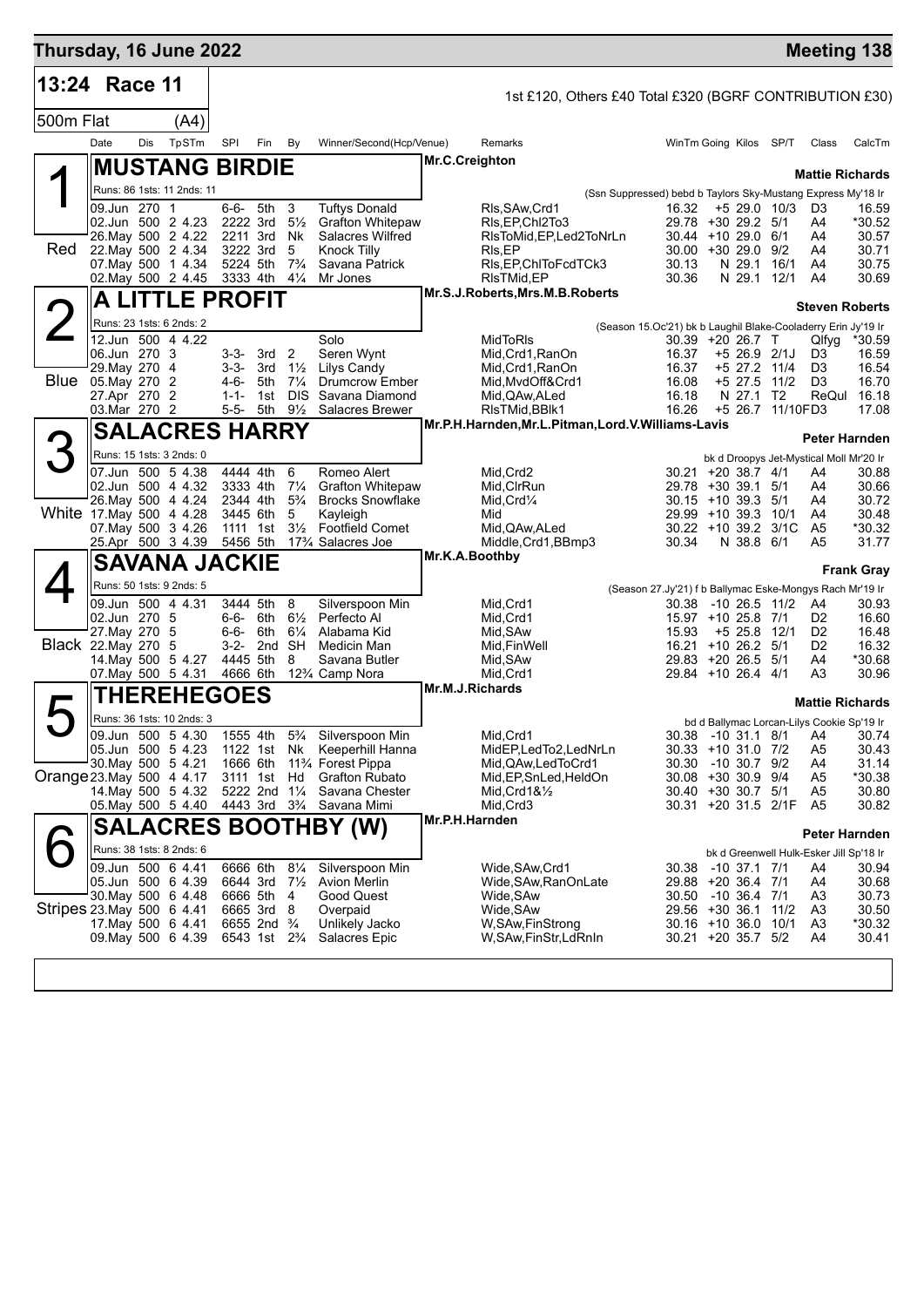# Thursday, 16 June 2022 — Meeting 138

## 13:24 Race 11

1st £120, Others £40 Total £320 (BGRF CONTRIBUTION £30)

500m Flat (A4)

| Date | Dis | TpSTm | SPl | Fin | By | Winner/Second(Hcp/Venue) | Remarks | WinTm | Going | Kilos | SP/T | Class | CalcTm |
|---|---|---|---|---|---|---|---|---|---|---|---|---|---|

### 1 (Red) MUSTANG BIRDIE
Mr.C.Creighton — **Mattie Richards**

Runs: 86 1sts: 11 2nds: 11

(Ssn Suppressed) bebd b Taylors Sky-Mustang Express My'18 Ir

| Date | Dis | TpSTm | SPl | Fin | By | Winner/Second(Hcp/Venue) | Remarks | WinTm | Going | Kilos | SP/T | Class | CalcTm |
|---|---|---|---|---|---|---|---|---|---|---|---|---|---|
| 09.Jun | 270 | 1 | 6-6- | 5th | 3 | Tuftys Donald | Rls,SAw,Crd1 | 16.32 | +5 | 29.0 | 10/3 | D3 | 16.59 |
| 02.Jun | 500 | 2 4.23 | 2222 | 3rd | 5½ | Grafton Whitepaw | Rls,EP,Chl2To3 | 29.78 | +30 | 29.2 | 5/1 | A4 | *30.52 |
| 26.May | 500 | 2 4.22 | 2211 | 3rd | Nk | Salacres Wilfred | RlsToMid,EP,Led2ToNrLn | 30.44 | +10 | 29.0 | 6/1 | A4 | 30.57 |
| 22.May | 500 | 2 4.34 | 3222 | 3rd | 5 | Knock Tilly | Rls,EP | 30.00 | +30 | 29.0 | 9/2 | A4 | 30.71 |
| 07.May | 500 | 1 4.34 | 5224 | 5th | 7¾ | Savana Patrick | Rls,EP,ChlToFcdTCk3 | 30.13 | N | 29.1 | 16/1 | A4 | 30.75 |
| 02.May | 500 | 2 4.45 | 3333 | 4th | 4¼ | Mr Jones | RlsTMid,EP | 30.36 | N | 29.1 | 12/1 | A4 | 30.69 |

### 2 (Blue) A LITTLE PROFIT
Mr.S.J.Roberts,Mrs.M.B.Roberts — **Steven Roberts**

Runs: 23 1sts: 6 2nds: 2

(Season 15.Oc'21) bk b Laughil Blake-Cooladerry Erin Jy'19 Ir

| Date | Dis | TpSTm | SPl | Fin | By | Winner/Second(Hcp/Venue) | Remarks | WinTm | Going | Kilos | SP/T | Class | CalcTm |
|---|---|---|---|---|---|---|---|---|---|---|---|---|---|
| 12.Jun | 500 | 4 4.22 | | | | Solo | MidToRls | 30.39 | +20 | 26.7 | T | Qlfyg | *30.59 |
| 06.Jun | 270 | 3 | 3-3- | 3rd | 2 | Seren Wynt | Mid,Crd1,RanOn | 16.37 | +5 | 26.9 | 2/1J | D3 | 16.59 |
| 29.May | 270 | 4 | 3-3- | 3rd | 1½ | Lilys Candy | Mid,Crd1,RanOn | 16.37 | +5 | 27.2 | 11/4 | D3 | 16.54 |
| 05.May | 270 | 2 | 4-6- | 5th | 7¼ | Drumcrow Ember | Mid,MvdOff&Crd1 | 16.08 | +5 | 27.5 | 11/2 | D3 | 16.70 |
| 27.Apr | 270 | 2 | 1-1- | 1st | DIS | Savana Diamond | Mid,QAw,ALed | 16.18 | N | 27.1 | T2 | ReQul | 16.18 |
| 03.Mar | 270 | 2 | 5-5- | 5th | 9½ | Salacres Brewer | RlsTMid,BBlk1 | 16.26 | +5 | 26.7 | 11/10F | D3 | 17.08 |

### 3 (White) SALACRES HARRY
Mr.P.H.Harnden,Mr.L.Pitman,Lord.V.Williams-Lavis — **Peter Harnden**

Runs: 15 1sts: 3 2nds: 0

bk d Droopys Jet-Mystical Moll Mr'20 Ir

| Date | Dis | TpSTm | SPl | Fin | By | Winner/Second(Hcp/Venue) | Remarks | WinTm | Going | Kilos | SP/T | Class | CalcTm |
|---|---|---|---|---|---|---|---|---|---|---|---|---|---|
| 07.Jun | 500 | 5 4.38 | 4444 | 4th | 6 | Romeo Alert | Mid,Crd2 | 30.21 | +20 | 38.7 | 4/1 | A4 | 30.88 |
| 02.Jun | 500 | 4 4.32 | 3333 | 4th | 7¼ | Grafton Whitepaw | Mid,ClrRun | 29.78 | +30 | 39.1 | 5/1 | A4 | 30.66 |
| 26.May | 500 | 4 4.24 | 2344 | 3rd | 5¾ | Brocks Snowflake | Mid,Crd¼ | 30.15 | +10 | 39.3 | 5/1 | A4 | 30.72 |
| 17.May | 500 | 4 4.28 | 3445 | 6th | 5 | Kayleigh | Mid | 29.99 | +10 | 39.3 | 10/1 | A4 | 30.48 |
| 07.May | 500 | 3 4.26 | 1111 | 1st | 3½ | Footfield Comet | Mid,QAw,ALed | 30.22 | +10 | 39.2 | 3/1C | A5 | *30.32 |
| 25.Apr | 500 | 3 4.39 | 5456 | 5th | 17¾ | Salacres Joe | Middle,Crd1,BBmp3 | 30.34 | N | 38.8 | 6/1 | A5 | 31.77 |

### 4 (Black) SAVANA JACKIE
Mr.K.A.Boothby — **Frank Gray**

Runs: 50 1sts: 9 2nds: 5

(Season 27.Jy'21) f b Ballymac Eske-Mongys Rach Mr'19 Ir

| Date | Dis | TpSTm | SPl | Fin | By | Winner/Second(Hcp/Venue) | Remarks | WinTm | Going | Kilos | SP/T | Class | CalcTm |
|---|---|---|---|---|---|---|---|---|---|---|---|---|---|
| 09.Jun | 500 | 4 4.31 | 3444 | 5th | 8 | Silverspoon Min | Mid,Crd1 | 30.38 | -10 | 26.5 | 11/2 | A4 | 30.93 |
| 02.Jun | 270 | 5 | 6-6- | 6th | 6½ | Perfecto Al | Mid,Crd1 | 15.97 | +10 | 25.8 | 7/1 | D2 | 16.60 |
| 27.May | 270 | 5 | 6-6- | 6th | 6¼ | Alabama Kid | Mid,SAw | 15.93 | +5 | 25.8 | 12/1 | D2 | 16.48 |
| 22.May | 270 | 5 | 3-2- | 2nd | SH | Medicin Man | Mid,FinWell | 16.21 | +10 | 26.2 | 5/1 | D2 | 16.32 |
| 14.May | 500 | 5 4.27 | 4445 | 5th | 8 | Savana Butler | Mid,SAw | 29.83 | +20 | 26.5 | 5/1 | A4 | *30.68 |
| 07.May | 500 | 5 4.31 | 4666 | 6th | 12¾ | Camp Nora | Mid,Crd1 | 29.84 | +10 | 26.4 | 4/1 | A3 | 30.96 |

### 5 (Orange) THEREHEGOES
Mr.M.J.Richards — **Mattie Richards**

Runs: 36 1sts: 10 2nds: 3

bd d Ballymac Lorcan-Lilys Cookie Sp'19 Ir

| Date | Dis | TpSTm | SPl | Fin | By | Winner/Second(Hcp/Venue) | Remarks | WinTm | Going | Kilos | SP/T | Class | CalcTm |
|---|---|---|---|---|---|---|---|---|---|---|---|---|---|
| 09.Jun | 500 | 5 4.30 | 1555 | 4th | 5¾ | Silverspoon Min | Mid,Crd1 | 30.38 | -10 | 31.1 | 8/1 | A4 | 30.74 |
| 05.Jun | 500 | 5 4.23 | 1122 | 1st | Nk | Keeperhill Hanna | MidEP,LedTo2,LedNrLn | 30.33 | +10 | 31.0 | 7/2 | A5 | 30.43 |
| 30.May | 500 | 5 4.21 | 1666 | 6th | 11¾ | Forest Pippa | Mid,QAw,LedToCrd1 | 30.30 | -10 | 30.7 | 9/2 | A4 | 31.14 |
| 23.May | 500 | 4 4.17 | 3111 | 1st | Hd | Grafton Rubato | Mid,EP,SnLed,HeldOn | 30.08 | +30 | 30.9 | 9/4 | A5 | *30.38 |
| 14.May | 500 | 5 4.32 | 5222 | 2nd | 1¼ | Savana Chester | Mid,Crd1&½ | 30.40 | +30 | 30.7 | 5/1 | A5 | 30.80 |
| 05.May | 500 | 5 4.40 | 4443 | 3rd | 3¾ | Savana Mimi | Mid,Crd3 | 30.31 | +20 | 31.5 | 2/1F | A5 | 30.82 |

### 6 (Stripes) SALACRES BOOTHBY (W)
Mr.P.H.Harnden — **Peter Harnden**

Runs: 38 1sts: 8 2nds: 6

bk d Greenwell Hulk-Esker Jill Sp'18 Ir

| Date | Dis | TpSTm | SPl | Fin | By | Winner/Second(Hcp/Venue) | Remarks | WinTm | Going | Kilos | SP/T | Class | CalcTm |
|---|---|---|---|---|---|---|---|---|---|---|---|---|---|
| 09.Jun | 500 | 6 4.41 | 6666 | 6th | 8¼ | Silverspoon Min | Wide,SAw,Crd1 | 30.38 | -10 | 37.1 | 7/1 | A4 | 30.94 |
| 05.Jun | 500 | 6 4.39 | 6644 | 3rd | 7½ | Avion Merlin | Wide,SAw,RanOnLate | 29.88 | +20 | 36.4 | 7/1 | A4 | 30.68 |
| 30.May | 500 | 6 4.48 | 6666 | 5th | 4 | Good Quest | Wide,SAw | 30.50 | -10 | 36.4 | 7/1 | A3 | 30.73 |
| 23.May | 500 | 6 4.41 | 6665 | 3rd | 8 | Overpaid | Wide,SAw | 29.56 | +30 | 36.1 | 11/2 | A3 | 30.50 |
| 17.May | 500 | 6 4.41 | 6655 | 2nd | ¾ | Unlikely Jacko | W,SAw,FinStrong | 30.16 | +10 | 36.0 | 10/1 | A3 | *30.32 |
| 09.May | 500 | 6 4.39 | 6543 | 1st | 2¾ | Salacres Epic | W,SAw,FinStr,LdRnIn | 30.21 | +20 | 35.7 | 5/2 | A4 | 30.41 |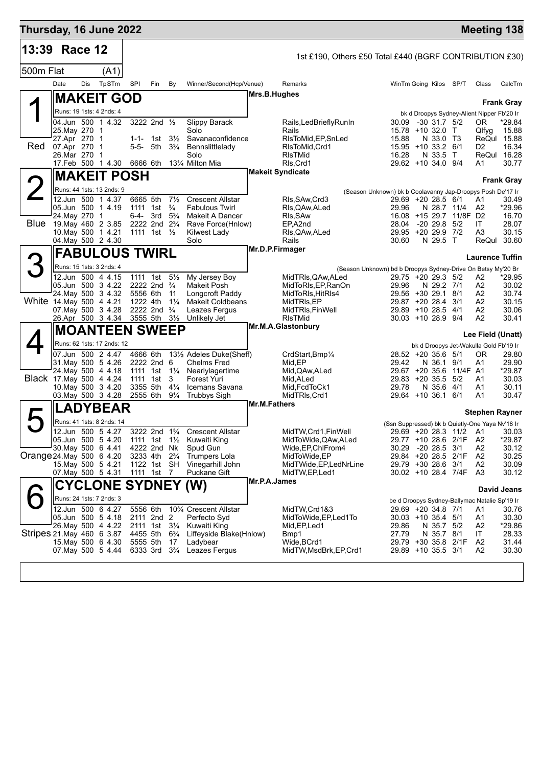## Thursday, 16 June 2022 — Meeting 138

**13:39 Race 12** — 1st £190, Others £50 Total £440 (BGRF CONTRIBUTION £30)

**500m Flat (A1)**

| Date | Dis | TpSTm | SPI | Fin | By | Winner/Second(Hcp/Venue) | Remarks | WinTm | Going | Kilos | SP/T | Class | CalcTm |
|---|---|---|---|---|---|---|---|---|---|---|---|---|---|

### 1 (Red) MAKEIT GOD — Mrs.B.Hughes — Frank Gray

Runs: 19 1sts: 4 2nds: 4 — bk d Droopys Sydney-Alient Nipper Fb'20 Ir

| Date | Dis | TpSTm | SPI | Fin | By | Winner/Second(Hcp/Venue) | Remarks | WinTm | Going | Kilos | SP/T | Class | CalcTm |
|---|---|---|---|---|---|---|---|---|---|---|---|---|---|
| 04.Jun | 500 | 1 4.32 | 3222 | 2nd | ½ | Slippy Barack | Rails,LedBrieflyRunIn | 30.09 | -30 | 31.7 | 5/2 | OR | *29.84 |
| 25.May | 270 | 1 | | | | Solo | Rails | 15.78 | +10 | 32.0 | T | Qlfyg | 15.88 |
| 27.Apr | 270 | 1 | 1-1- | 1st | 3½ | Savanaconfidence | RlsToMid,EP,SnLed | 15.88 | N | 33.0 | T3 | ReQul | 15.88 |
| 07.Apr | 270 | 1 | 5-5- | 5th | 3¾ | Bennslittlelady | RlsToMid,Crd1 | 15.95 | +10 | 33.2 | 6/1 | D2 | 16.34 |
| 26.Mar | 270 | 1 | | | | Solo | RlsTMid | 16.28 | N | 33.5 | T | ReQul | 16.28 |
| 17.Feb | 500 | 1 4.30 | 6666 | 6th | 13¼ | Milton Mia | Rls,Crd1 | 29.62 | +10 | 34.0 | 9/4 | A1 | 30.77 |

### 2 (Blue) MAKEIT POSH — Makeit Syndicate — Frank Gray

Runs: 44 1sts: 13 2nds: 9 — (Season Unknown) bk b Coolavanny Jap-Droopys Posh De'17 Ir

| Date | Dis | TpSTm | SPI | Fin | By | Winner/Second(Hcp/Venue) | Remarks | WinTm | Going | Kilos | SP/T | Class | CalcTm |
|---|---|---|---|---|---|---|---|---|---|---|---|---|---|
| 12.Jun | 500 | 1 4.37 | 6665 | 5th | 7½ | Crescent Allstar | Rls,SAw,Crd3 | 29.69 | +20 | 28.5 | 6/1 | A1 | 30.49 |
| 05.Jun | 500 | 1 4.19 | 1111 | 1st | ¾ | Fabulous Twirl | Rls,QAw,ALed | 29.96 | N | 28.7 | 11/4 | A2 | *29.96 |
| 24.May | 270 | 1 | 6-4- | 3rd | 5¾ | Makeit A Dancer | Rls,SAw | 16.08 | +15 | 29.7 | 11/8F | D2 | 16.70 |
| 19.May | 460 | 2 3.85 | 2222 | 2nd | 2¾ | Rave Force(Hnlow) | EP,A2nd | 28.04 | -20 | 29.8 | 5/2 | IT | 28.07 |
| 10.May | 500 | 1 4.21 | 1111 | 1st | ½ | Kilwest Lady | Rls,QAw,ALed | 29.95 | +20 | 29.9 | 7/2 | A3 | 30.15 |
| 04.May | 500 | 2 4.30 | | | | Solo | Rails | 30.60 | N | 29.5 | T | ReQul | 30.60 |

### 3 (White) FABULOUS TWIRL — Mr.D.P.Firmager — Laurence Tuffin

Runs: 15 1sts: 3 2nds: 4 — (Season Unknown) bd b Droopys Sydney-Drive On Betsy My'20 Br

| Date | Dis | TpSTm | SPI | Fin | By | Winner/Second(Hcp/Venue) | Remarks | WinTm | Going | Kilos | SP/T | Class | CalcTm |
|---|---|---|---|---|---|---|---|---|---|---|---|---|---|
| 12.Jun | 500 | 4 4.15 | 1111 | 1st | 5½ | My Jersey Boy | MidTRls,QAw,ALed | 29.75 | +20 | 29.3 | 5/2 | A2 | *29.95 |
| 05.Jun | 500 | 3 4.22 | 2222 | 2nd | ¾ | Makeit Posh | MidToRls,EP,RanOn | 29.96 | N | 29.2 | 7/1 | A2 | 30.02 |
| 24.May | 500 | 3 4.32 | 5556 | 6th | 11 | Longcroft Paddy | MidToRls,HitRls4 | 29.56 | +30 | 29.1 | 8/1 | A2 | 30.74 |
| 14.May | 500 | 4 4.21 | 1222 | 4th | 1¼ | Makeit Coldbeans | MidTRls,EP | 29.87 | +20 | 28.4 | 3/1 | A2 | 30.15 |
| 07.May | 500 | 3 4.28 | 2222 | 2nd | ¾ | Leazes Fergus | MidTRls,FinWell | 29.89 | +10 | 28.5 | 4/1 | A2 | 30.06 |
| 26.Apr | 500 | 3 4.34 | 3555 | 5th | 3½ | Unlikely Jet | RlsTMid | 30.03 | +10 | 28.9 | 9/4 | A2 | 30.41 |

### 4 (Black) MOANTEEN SWEEP — Mr.M.A.Glastonbury — Lee Field (Unatt)

Runs: 62 1sts: 17 2nds: 12 — bk d Droopys Jet-Wakulla Gold Fb'19 Ir

| Date | Dis | TpSTm | SPI | Fin | By | Winner/Second(Hcp/Venue) | Remarks | WinTm | Going | Kilos | SP/T | Class | CalcTm |
|---|---|---|---|---|---|---|---|---|---|---|---|---|---|
| 07.Jun | 500 | 2 4.47 | 4666 | 6th | 13½ | Adeles Duke(Sheff) | CrdStart,Bmp¼ | 28.52 | +20 | 35.6 | 5/1 | OR | 29.80 |
| 31.May | 500 | 5 4.26 | 2222 | 2nd | 6 | Chelms Fred | Mid,EP | 29.42 | N | 36.1 | 9/1 | A1 | 29.90 |
| 24.May | 500 | 4 4.18 | 1111 | 1st | 1¼ | Nearlylagertime | Mid,QAw,ALed | 29.67 | +20 | 35.6 | 11/4F | A1 | *29.87 |
| 17.May | 500 | 4 4.24 | 1111 | 1st | 3 | Forest Yuri | Mid,ALed | 29.83 | +20 | 35.5 | 5/2 | A1 | 30.03 |
| 10.May | 500 | 3 4.20 | 3355 | 5th | 4¼ | Icemans Savana | Mid,FcdToCk1 | 29.78 | N | 35.6 | 4/1 | A1 | 30.11 |
| 03.May | 500 | 3 4.28 | 2555 | 6th | 9¼ | Trubbys Sigh | MidTRls,Crd1 | 29.64 | +10 | 36.1 | 6/1 | A1 | 30.47 |

### 5 (Orange) LADYBEAR — Mr.M.Fathers — Stephen Rayner

Runs: 41 1sts: 8 2nds: 14 — (Ssn Suppressed) bk b Quietly-One Yaya Nv'18 Ir

| Date | Dis | TpSTm | SPI | Fin | By | Winner/Second(Hcp/Venue) | Remarks | WinTm | Going | Kilos | SP/T | Class | CalcTm |
|---|---|---|---|---|---|---|---|---|---|---|---|---|---|
| 12.Jun | 500 | 5 4.27 | 3222 | 2nd | 1¾ | Crescent Allstar | MidTW,Crd1,FinWell | 29.69 | +20 | 28.5 | 11/2 | A1 | 30.03 |
| 05.Jun | 500 | 5 4.20 | 1111 | 1st | 1½ | Kuwaiti King | MidToWide,QAw,ALed | 29.77 | +10 | 28.6 | 2/1F | A2 | *29.87 |
| 30.May | 500 | 6 4.41 | 4222 | 2nd | Nk | Spud Gun | Wide,EP,ChlFrom4 | 30.29 | -20 | 28.5 | 3/1 | A2 | 30.12 |
| 24.May | 500 | 6 4.20 | 3233 | 4th | 2¾ | Trumpers Lola | MidToWide,EP | 29.84 | +20 | 28.5 | 2/1F | A2 | 30.25 |
| 15.May | 500 | 5 4.21 | 1122 | 1st | SH | Vinegarhill John | MidTWide,EP,LedNrLine | 29.79 | +30 | 28.6 | 3/1 | A2 | 30.09 |
| 07.May | 500 | 5 4.31 | 1111 | 1st | 7 | Puckane Gift | MidTW,EP,Led1 | 30.02 | +10 | 28.4 | 7/4F | A3 | 30.12 |

### 6 (Stripes) CYCLONE SYDNEY (W) — Mr.P.A.James — David Jeans

Runs: 24 1sts: 7 2nds: 3 — be d Droopys Sydney-Ballymac Natalie Sp'19 Ir

| Date | Dis | TpSTm | SPI | Fin | By | Winner/Second(Hcp/Venue) | Remarks | WinTm | Going | Kilos | SP/T | Class | CalcTm |
|---|---|---|---|---|---|---|---|---|---|---|---|---|---|
| 12.Jun | 500 | 6 4.27 | 5556 | 6th | 10¾ | Crescent Allstar | MidTW,Crd1&3 | 29.69 | +20 | 34.8 | 7/1 | A1 | 30.76 |
| 05.Jun | 500 | 5 4.18 | 2111 | 2nd | 2 | Perfecto Syd | MidToWide,EP,Led1To | 30.03 | +10 | 35.4 | 5/1 | A1 | 30.30 |
| 26.May | 500 | 4 4.22 | 2111 | 1st | 3¼ | Kuwaiti King | Mid,EP,Led1 | 29.86 | N | 35.7 | 5/2 | A2 | *29.86 |
| 21.May | 460 | 6 3.87 | 4455 | 5th | 6¾ | Liffeyside Blake(Hnlow) | Bmp1 | 27.79 | N | 35.7 | 8/1 | IT | 28.33 |
| 15.May | 500 | 6 4.30 | 5555 | 5th | 17 | Ladybear | Wide,BCrd1 | 29.79 | +30 | 35.8 | 2/1F | A2 | 31.44 |
| 07.May | 500 | 5 4.44 | 6333 | 3rd | 3¾ | Leazes Fergus | MidTW,MsdBrk,EP,Crd1 | 29.89 | +10 | 35.5 | 3/1 | A2 | 30.30 |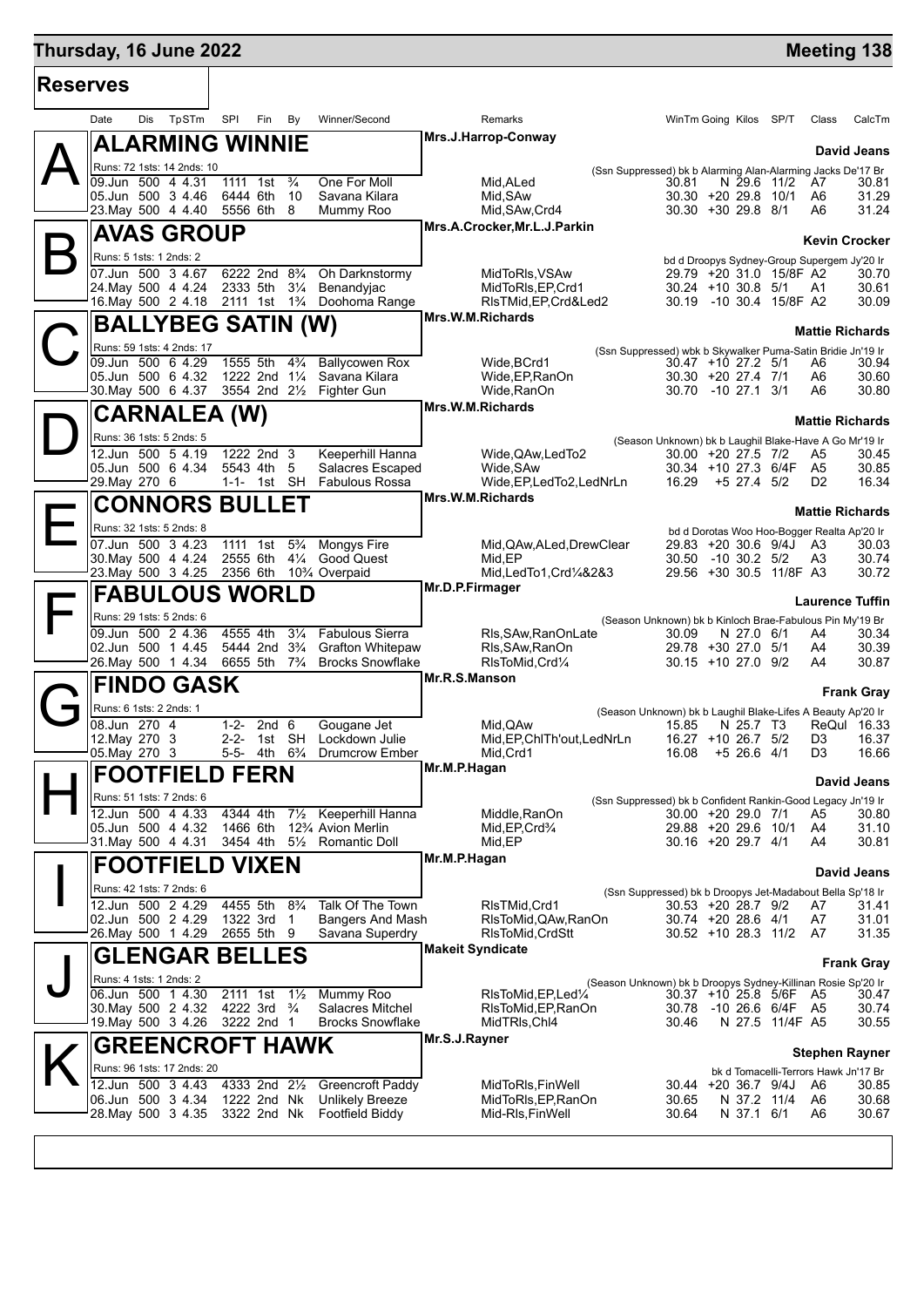# Thursday, 16 June 2022 — Meeting 138

## Reserves

| Date | Dis | TpSTm | SPI | Fin | By | Winner/Second | Remarks | WinTm | Going | Kilos | SP/T | Class | CalcTm |
|---|---|---|---|---|---|---|---|---|---|---|---|---|---|

### A — ALARMING WINNIE
Mrs.J.Harrop-Conway — **David Jeans**

Runs: 72 1sts: 14 2nds: 10 — (Ssn Suppressed) bk b Alarming Alan-Alarming Jacks De'17 Br

| Date | Dis | TpSTm | SPI | Fin | By | Winner/Second | Remarks | WinTm | Going | Kilos | SP/T | Class | CalcTm |
|---|---|---|---|---|---|---|---|---|---|---|---|---|---|
| 09.Jun | 500 | 4 4.31 | 1111 | 1st | ¾ | One For Moll | Mid,ALed | 30.81 | N | 29.6 | 11/2 | A7 | 30.81 |
| 05.Jun | 500 | 3 4.46 | 6444 | 6th | 10 | Savana Kilara | Mid,SAw | 30.30 | +20 | 29.8 | 10/1 | A6 | 31.29 |
| 23.May | 500 | 4 4.40 | 5556 | 6th | 8 | Mummy Roo | Mid,SAw,Crd4 | 30.30 | +30 | 29.8 | 8/1 | A6 | 31.24 |

### B — AVAS GROUP
Mrs.A.Crocker,Mr.L.J.Parkin — **Kevin Crocker**

Runs: 5 1sts: 1 2nds: 2 — bd d Droopys Sydney-Group Supergem Jy'20 Ir

| Date | Dis | TpSTm | SPI | Fin | By | Winner/Second | Remarks | WinTm | Going | Kilos | SP/T | Class | CalcTm |
|---|---|---|---|---|---|---|---|---|---|---|---|---|---|
| 07.Jun | 500 | 3 4.67 | 6222 | 2nd | 8¾ | Oh Darknstormy | MidToRls,VSAw | 29.79 | +20 | 31.0 | 15/8F | A2 | 30.70 |
| 24.May | 500 | 4 4.24 | 2333 | 5th | 3¼ | Benandyjac | MidToRls,EP,Crd1 | 30.24 | +10 | 30.8 | 5/1 | A1 | 30.61 |
| 16.May | 500 | 2 4.18 | 2111 | 1st | 1¾ | Doohoma Range | RlsTMid,EP,Crd&Led2 | 30.19 | -10 | 30.4 | 15/8F | A2 | 30.09 |

### C — BALLYBEG SATIN (W)
Mrs.W.M.Richards — **Mattie Richards**

Runs: 59 1sts: 4 2nds: 17 — (Ssn Suppressed) wbk b Skywalker Puma-Satin Bridie Jn'19 Ir

| Date | Dis | TpSTm | SPI | Fin | By | Winner/Second | Remarks | WinTm | Going | Kilos | SP/T | Class | CalcTm |
|---|---|---|---|---|---|---|---|---|---|---|---|---|---|
| 09.Jun | 500 | 6 4.29 | 1555 | 5th | 4¾ | Ballycowen Rox | Wide,BCrd1 | 30.47 | +10 | 27.2 | 5/1 | A6 | 30.94 |
| 05.Jun | 500 | 6 4.32 | 1222 | 2nd | 1¼ | Savana Kilara | Wide,EP,RanOn | 30.30 | +20 | 27.4 | 7/1 | A6 | 30.60 |
| 30.May | 500 | 6 4.37 | 3554 | 2nd | 2½ | Fighter Gun | Wide,RanOn | 30.70 | -10 | 27.1 | 3/1 | A6 | 30.80 |

### D — CARNALEA (W)
Mrs.W.M.Richards — **Mattie Richards**

Runs: 36 1sts: 5 2nds: 5 — (Season Unknown) bk b Laughil Blake-Have A Go Mr'19 Ir

| Date | Dis | TpSTm | SPI | Fin | By | Winner/Second | Remarks | WinTm | Going | Kilos | SP/T | Class | CalcTm |
|---|---|---|---|---|---|---|---|---|---|---|---|---|---|
| 12.Jun | 500 | 5 4.19 | 1222 | 2nd | 3 | Keeperhill Hanna | Wide,QAw,LedTo2 | 30.00 | +20 | 27.5 | 7/2 | A5 | 30.45 |
| 05.Jun | 500 | 6 4.34 | 5543 | 4th | 5 | Salacres Escaped | Wide,SAw | 30.34 | +10 | 27.3 | 6/4F | A5 | 30.85 |
| 29.May | 270 | 6 | 1-1- | 1st | SH | Fabulous Rossa | Wide,EP,LedTo2,LedNrLn | 16.29 | +5 | 27.4 | 5/2 | D2 | 16.34 |

### E — CONNORS BULLET
Mrs.W.M.Richards — **Mattie Richards**

Runs: 32 1sts: 5 2nds: 8 — bd d Dorotas Woo Hoo-Bogger Realta Ap'20 Ir

| Date | Dis | TpSTm | SPI | Fin | By | Winner/Second | Remarks | WinTm | Going | Kilos | SP/T | Class | CalcTm |
|---|---|---|---|---|---|---|---|---|---|---|---|---|---|
| 07.Jun | 500 | 3 4.23 | 1111 | 1st | 5¾ | Mongys Fire | Mid,QAw,ALed,DrewClear | 29.83 | +20 | 30.6 | 9/4J | A3 | 30.03 |
| 30.May | 500 | 4 4.24 | 2555 | 6th | 4¼ | Good Quest | Mid,EP | 30.50 | -10 | 30.2 | 5/2 | A3 | 30.74 |
| 23.May | 500 | 3 4.25 | 2356 | 6th | 10¾ | Overpaid | Mid,LedTo1,Crd¼&2&3 | 29.56 | +30 | 30.5 | 11/8F | A3 | 30.72 |

### F — FABULOUS WORLD
Mr.D.P.Firmager — **Laurence Tuffin**

Runs: 29 1sts: 5 2nds: 6 — (Season Unknown) bk b Kinloch Brae-Fabulous Pin My'19 Br

| Date | Dis | TpSTm | SPI | Fin | By | Winner/Second | Remarks | WinTm | Going | Kilos | SP/T | Class | CalcTm |
|---|---|---|---|---|---|---|---|---|---|---|---|---|---|
| 09.Jun | 500 | 2 4.36 | 4555 | 4th | 3¼ | Fabulous Sierra | Rls,SAw,RanOnLate | 30.09 | N | 27.0 | 6/1 | A4 | 30.34 |
| 02.Jun | 500 | 1 4.45 | 5444 | 2nd | 3¾ | Grafton Whitepaw | Rls,SAw,RanOn | 29.78 | +30 | 27.0 | 5/1 | A4 | 30.39 |
| 26.May | 500 | 1 4.34 | 6655 | 5th | 7¾ | Brocks Snowflake | RlsToMid,Crd¼ | 30.15 | +10 | 27.0 | 9/2 | A4 | 30.87 |

### G — FINDO GASK
Mr.R.S.Manson — **Frank Gray**

Runs: 6 1sts: 2 2nds: 1 — (Season Unknown) bk b Laughil Blake-Lifes A Beauty Ap'20 Ir

| Date | Dis | TpSTm | SPI | Fin | By | Winner/Second | Remarks | WinTm | Going | Kilos | SP/T | Class | CalcTm |
|---|---|---|---|---|---|---|---|---|---|---|---|---|---|
| 08.Jun | 270 | 4 | 1-2- | 2nd | 6 | Gougane Jet | Mid,QAw | 15.85 | N | 25.7 | T3 | ReQul | 16.33 |
| 12.May | 270 | 3 | 2-2- | 1st | SH | Lockdown Julie | Mid,EP,ChlTh'out,LedNrLn | 16.27 | +10 | 26.7 | 5/2 | D3 | 16.37 |
| 05.May | 270 | 3 | 5-5- | 4th | 6¾ | Drumcrow Ember | Mid,Crd1 | 16.08 | +5 | 26.6 | 4/1 | D3 | 16.66 |

### H — FOOTFIELD FERN
Mr.M.P.Hagan — **David Jeans**

Runs: 51 1sts: 7 2nds: 6 — (Ssn Suppressed) bk b Confident Rankin-Good Legacy Jn'19 Ir

| Date | Dis | TpSTm | SPI | Fin | By | Winner/Second | Remarks | WinTm | Going | Kilos | SP/T | Class | CalcTm |
|---|---|---|---|---|---|---|---|---|---|---|---|---|---|
| 12.Jun | 500 | 4 4.33 | 4344 | 4th | 7½ | Keeperhill Hanna | Middle,RanOn | 30.00 | +20 | 29.0 | 7/1 | A5 | 30.80 |
| 05.Jun | 500 | 4 4.32 | 1466 | 6th | 12¾ | Avion Merlin | Mid,EP,Crd¾ | 29.88 | +20 | 29.6 | 10/1 | A4 | 31.10 |
| 31.May | 500 | 4 4.31 | 3454 | 4th | 5½ | Romantic Doll | Mid,EP | 30.16 | +20 | 29.7 | 4/1 | A4 | 30.81 |

### I — FOOTFIELD VIXEN
Mr.M.P.Hagan — **David Jeans**

Runs: 42 1sts: 7 2nds: 6 — (Ssn Suppressed) bk b Droopys Jet-Madabout Bella Sp'18 Ir

| Date | Dis | TpSTm | SPI | Fin | By | Winner/Second | Remarks | WinTm | Going | Kilos | SP/T | Class | CalcTm |
|---|---|---|---|---|---|---|---|---|---|---|---|---|---|
| 12.Jun | 500 | 2 4.29 | 4455 | 5th | 8¾ | Talk Of The Town | RlsTMid,Crd1 | 30.53 | +20 | 28.7 | 9/2 | A7 | 31.41 |
| 02.Jun | 500 | 2 4.29 | 1322 | 3rd | 1 | Bangers And Mash | RlsToMid,QAw,RanOn | 30.74 | +20 | 28.6 | 4/1 | A7 | 31.01 |
| 26.May | 500 | 1 4.29 | 2655 | 5th | 9 | Savana Superdry | RlsToMid,CrdStt | 30.52 | +10 | 28.3 | 11/2 | A7 | 31.35 |

### J — GLENGAR BELLES
Makeit Syndicate — **Frank Gray**

Runs: 4 1sts: 1 2nds: 2 — (Season Unknown) bk b Droopys Sydney-Killinan Rosie Sp'20 Ir

| Date | Dis | TpSTm | SPI | Fin | By | Winner/Second | Remarks | WinTm | Going | Kilos | SP/T | Class | CalcTm |
|---|---|---|---|---|---|---|---|---|---|---|---|---|---|
| 06.Jun | 500 | 1 4.30 | 2111 | 1st | 1½ | Mummy Roo | RlsToMid,EP,Led¼ | 30.37 | +10 | 25.8 | 5/6F | A5 | 30.47 |
| 30.May | 500 | 2 4.32 | 4222 | 3rd | ¾ | Salacres Mitchel | RlsToMid,EP,RanOn | 30.78 | -10 | 26.6 | 6/4F | A5 | 30.74 |
| 19.May | 500 | 3 4.26 | 3222 | 2nd | 1 | Brocks Snowflake | MidTRls,Chl4 | 30.46 | N | 27.5 | 11/4F | A5 | 30.55 |

### K — GREENCROFT HAWK
Mr.S.J.Rayner — **Stephen Rayner**

Runs: 96 1sts: 17 2nds: 20 — bk d Tomacelli-Terrors Hawk Jn'17 Br

| Date | Dis | TpSTm | SPI | Fin | By | Winner/Second | Remarks | WinTm | Going | Kilos | SP/T | Class | CalcTm |
|---|---|---|---|---|---|---|---|---|---|---|---|---|---|
| 12.Jun | 500 | 3 4.43 | 4333 | 2nd | 2½ | Greencroft Paddy | MidToRls,FinWell | 30.44 | +20 | 36.7 | 9/4J | A6 | 30.85 |
| 06.Jun | 500 | 3 4.34 | 1222 | 2nd | Nk | Unlikely Breeze | MidToRls,EP,RanOn | 30.65 | N | 37.2 | 11/4 | A6 | 30.68 |
| 28.May | 500 | 3 4.35 | 3322 | 2nd | Nk | Footfield Biddy | Mid-Rls,FinWell | 30.64 | N | 37.1 | 6/1 | A6 | 30.67 |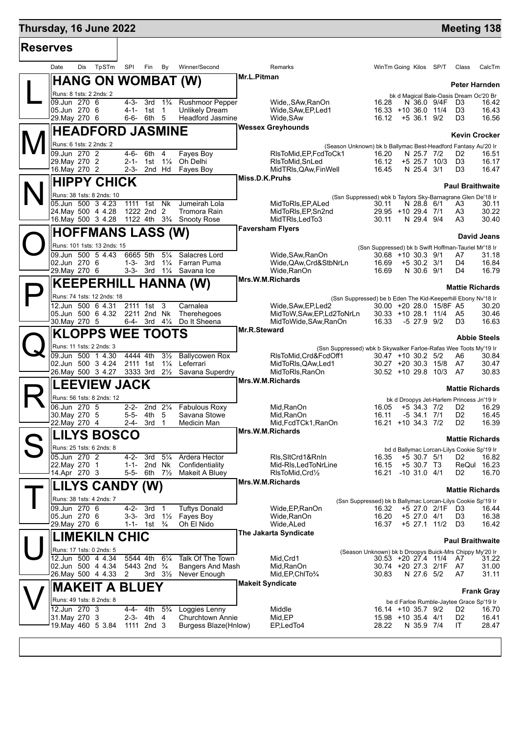**Thursday, 16 June 2022** — **Meeting 138**

## Reserves

| Date | Dis | TpSTm | SPI | Fin | By | Winner/Second | Remarks | WinTm | Going | Kilos | SP/T | Class | CalcTm |
|---|---|---|---|---|---|---|---|---|---|---|---|---|---|

### L — HANG ON WOMBAT (W)

Mr.L.Pitman — **Peter Harnden**

Runs: 8 1sts: 2 2nds: 2 — bk d Magical Bale-Oasis Dream Oc'20 Br

| Date | Dis | TpSTm | SPI | Fin | By | Winner/Second | Remarks | WinTm | Going | Kilos | SP/T | Class | CalcTm |
|---|---|---|---|---|---|---|---|---|---|---|---|---|---|
| 09.Jun | 270 | 6 | 4-3- | 3rd | 1¾ | Rushmoor Pepper | Wide,,SAw,RanOn | 16.28 | N | 36.0 | 9/4F | D3 | 16.42 |
| 05.Jun | 270 | 6 | 4-1- | 1st | 1 | Unlikely Dream | Wide,SAw,EP,Led1 | 16.33 | +10 | 36.0 | 11/4 | D3 | 16.43 |
| 29.May | 270 | 6 | 6-6- | 6th | 5 | Headford Jasmine | Wide,SAw | 16.12 | +5 | 36.1 | 9/2 | D3 | 16.56 |

### M — HEADFORD JASMINE

Wessex Greyhounds — **Kevin Crocker**

Runs: 6 1sts: 2 2nds: 2 — (Season Unknown) bk b Ballymac Best-Headford Fantasy Au'20 Ir

| Date | Dis | TpSTm | SPI | Fin | By | Winner/Second | Remarks | WinTm | Going | Kilos | SP/T | Class | CalcTm |
|---|---|---|---|---|---|---|---|---|---|---|---|---|---|
| 09.Jun | 270 | 2 | 4-6- | 6th | 4 | Fayes Boy | RlsToMid,EP,FcdToCk1 | 16.20 | N | 25.7 | 7/2 | D2 | 16.51 |
| 29.May | 270 | 2 | 2-1- | 1st | 1¼ | Oh Delhi | RlsToMid,SnLed | 16.12 | +5 | 25.7 | 10/3 | D3 | 16.17 |
| 16.May | 270 | 2 | 2-3- | 2nd | Hd | Fayes Boy | MidTRls,QAw,FinWell | 16.45 | N | 25.4 | 3/1 | D3 | 16.47 |

### N — HIPPY CHICK

Miss.D.K.Pruhs — **Paul Braithwaite**

Runs: 38 1sts: 8 2nds: 10 — (Ssn Suppressed) wbk b Taylors Sky-Barnagrane Glen De'18 Ir

| Date | Dis | TpSTm | SPI | Fin | By | Winner/Second | Remarks | WinTm | Going | Kilos | SP/T | Class | CalcTm |
|---|---|---|---|---|---|---|---|---|---|---|---|---|---|
| 05.Jun | 500 | 3 4.23 | 1111 | 1st | Nk | Jumeirah Lola | MidToRls,EP,ALed | 30.11 | N | 28.8 | 6/1 | A3 | 30.11 |
| 24.May | 500 | 4 4.28 | 1222 | 2nd | 2 | Tromora Rain | MidToRls,EP,Sn2nd | 29.95 | +10 | 29.4 | 7/1 | A3 | 30.22 |
| 16.May | 500 | 3 4.28 | 1122 | 4th | 3¾ | Snooty Rose | MidTRls,LedTo3 | 30.11 | N | 29.4 | 9/4 | A3 | 30.40 |

### O — HOFFMANS LASS (W)

Faversham Flyers — **David Jeans**

Runs: 101 1sts: 13 2nds: 15 — (Ssn Suppressed) bk b Swift Hoffman-Tauriel Mr'18 Ir

| Date | Dis | TpSTm | SPI | Fin | By | Winner/Second | Remarks | WinTm | Going | Kilos | SP/T | Class | CalcTm |
|---|---|---|---|---|---|---|---|---|---|---|---|---|---|
| 09.Jun | 500 | 5 4.43 | 6665 | 5th | 5¼ | Salacres Lord | Wide,SAw,RanOn | 30.68 | +10 | 30.3 | 9/1 | A7 | 31.18 |
| 02.Jun | 270 | 6 | 1-3- | 3rd | 1¼ | Farran Puma | Wide,QAw,Crd&StbNrLn | 16.69 | +5 | 30.2 | 3/1 | D4 | 16.84 |
| 29.May | 270 | 6 | 3-3- | 3rd | 1¼ | Savana Ice | Wide,RanOn | 16.69 | N | 30.6 | 9/1 | D4 | 16.79 |

### P — KEEPERHILL HANNA (W)

Mrs.W.M.Richards — **Mattie Richards**

Runs: 74 1sts: 12 2nds: 18 — (Ssn Suppressed) be b Eden The Kid-Keeperhill Ebony Nv'18 Ir

| Date | Dis | TpSTm | SPI | Fin | By | Winner/Second | Remarks | WinTm | Going | Kilos | SP/T | Class | CalcTm |
|---|---|---|---|---|---|---|---|---|---|---|---|---|---|
| 12.Jun | 500 | 6 4.31 | 2111 | 1st | 3 | Carnalea | Wide,SAw,EP,Led2 | 30.00 | +20 | 28.0 | 15/8F | A5 | 30.20 |
| 05.Jun | 500 | 6 4.32 | 2211 | 2nd | Nk | Therehegoes | MidToW,SAw,EP,Ld2ToNrLn | 30.33 | +10 | 28.1 | 11/4 | A5 | 30.46 |
| 30.May | 270 | 5 | 6-4- | 3rd | 4¼ | Do It Sheena | MidToWide,SAw,RanOn | 16.33 | -5 | 27.9 | 9/2 | D3 | 16.63 |

### Q — KLOPPS WEE TOOTS

Mr.R.Steward — **Abbie Steels**

Runs: 11 1sts: 2 2nds: 3 — (Ssn Suppressed) wbk b Skywalker Farloe-Rafas Wee Toots My'19 Ir

| Date | Dis | TpSTm | SPI | Fin | By | Winner/Second | Remarks | WinTm | Going | Kilos | SP/T | Class | CalcTm |
|---|---|---|---|---|---|---|---|---|---|---|---|---|---|
| 09.Jun | 500 | 1 4.30 | 4444 | 4th | 3½ | Ballycowen Rox | RlsToMid,Crd&FcdOff1 | 30.47 | +10 | 30.2 | 5/2 | A6 | 30.84 |
| 02.Jun | 500 | 3 4.24 | 2111 | 1st | 1¼ | Leferrari | MidToRls,QAw,Led1 | 30.27 | +20 | 30.3 | 15/8 | A7 | 30.47 |
| 26.May | 500 | 3 4.27 | 3333 | 3rd | 2½ | Savana Superdry | MidToRls,RanOn | 30.52 | +10 | 29.8 | 10/3 | A7 | 30.83 |

### R — LEEVIEW JACK

Mrs.W.M.Richards — **Mattie Richards**

Runs: 56 1sts: 8 2nds: 12 — bk d Droopys Jet-Harlem Princess Jn'19 Ir

| Date | Dis | TpSTm | SPI | Fin | By | Winner/Second | Remarks | WinTm | Going | Kilos | SP/T | Class | CalcTm |
|---|---|---|---|---|---|---|---|---|---|---|---|---|---|
| 06.Jun | 270 | 5 | 2-2- | 2nd | 2¼ | Fabulous Roxy | Mid,RanOn | 16.05 | +5 | 34.3 | 7/2 | D2 | 16.29 |
| 30.May | 270 | 5 | 5-5- | 4th | 5 | Savana Stowe | Mid,RanOn | 16.11 | -5 | 34.1 | 7/1 | D2 | 16.45 |
| 22.May | 270 | 4 | 2-4- | 3rd | 1 | Medicin Man | Mid,FcdTCk1,RanOn | 16.21 | +10 | 34.3 | 7/2 | D2 | 16.39 |

### S — LILYS BOSCO

Mrs.W.M.Richards — **Mattie Richards**

Runs: 25 1sts: 6 2nds: 8 — bd d Ballymac Lorcan-Lilys Cookie Sp'19 Ir

| Date | Dis | TpSTm | SPI | Fin | By | Winner/Second | Remarks | WinTm | Going | Kilos | SP/T | Class | CalcTm |
|---|---|---|---|---|---|---|---|---|---|---|---|---|---|
| 05.Jun | 270 | 2 | 4-2- | 3rd | 5¼ | Ardera Hector | Rls,SltCrd1&RnIn | 16.35 | +5 | 30.7 | 5/1 | D2 | 16.82 |
| 22.May | 270 | 1 | 1-1- | 2nd | Nk | Confidentiality | Mid-Rls,LedToNrLine | 16.15 | +5 | 30.7 | T3 | ReQul | 16.23 |
| 14.Apr | 270 | 3 | 5-5- | 6th | 7½ | Makeit A Bluey | RlsToMid,Crd½ | 16.21 | -10 | 31.0 | 4/1 | D2 | 16.70 |

### T — LILYS CANDY (W)

Mrs.W.M.Richards — **Mattie Richards**

Runs: 38 1sts: 4 2nds: 7 — (Ssn Suppressed) bk b Ballymac Lorcan-Lilys Cookie Sp'19 Ir

| Date | Dis | TpSTm | SPI | Fin | By | Winner/Second | Remarks | WinTm | Going | Kilos | SP/T | Class | CalcTm |
|---|---|---|---|---|---|---|---|---|---|---|---|---|---|
| 09.Jun | 270 | 6 | 4-2- | 3rd | 1 | Tuftys Donald | Wide,EP,RanOn | 16.32 | +5 | 27.0 | 2/1F | D3 | 16.44 |
| 05.Jun | 270 | 6 | 3-3- | 3rd | 1½ | Fayes Boy | Wide,RanOn | 16.20 | +5 | 27.0 | 4/1 | D3 | 16.38 |
| 29.May | 270 | 6 | 1-1- | 1st | ¾ | Oh El Nido | Wide,ALed | 16.37 | +5 | 27.1 | 11/2 | D3 | 16.42 |

### U — LIMEKILN CHIC

The Jakarta Syndicate — **Paul Braithwaite**

Runs: 17 1sts: 0 2nds: 5 — (Season Unknown) bk b Droopys Buick-Mrs Chippy My'20 Ir

| Date | Dis | TpSTm | SPI | Fin | By | Winner/Second | Remarks | WinTm | Going | Kilos | SP/T | Class | CalcTm |
|---|---|---|---|---|---|---|---|---|---|---|---|---|---|
| 12.Jun | 500 | 4 4.34 | 5544 | 4th | 6¼ | Talk Of The Town | Mid,Crd1 | 30.53 | +20 | 27.4 | 11/4 | A7 | 31.22 |
| 02.Jun | 500 | 4 4.34 | 5443 | 2nd | ¾ | Bangers And Mash | Mid,RanOn | 30.74 | +20 | 27.3 | 2/1F | A7 | 31.00 |
| 26.May | 500 | 4 4.33 | 2 | 3rd | 3½ | Never Enough | Mid,EP,ChlTo¾ | 30.83 | N | 27.6 | 5/2 | A7 | 31.11 |

### V — MAKEIT A BLUEY

Makeit Syndicate — **Frank Gray**

Runs: 49 1sts: 8 2nds: 8 — be d Farloe Rumble-Jaytee Grace Sp'19 Ir

| Date | Dis | TpSTm | SPI | Fin | By | Winner/Second | Remarks | WinTm | Going | Kilos | SP/T | Class | CalcTm |
|---|---|---|---|---|---|---|---|---|---|---|---|---|---|
| 12.Jun | 270 | 3 | 4-4- | 4th | 5¾ | Loggies Lenny | Middle | 16.14 | +10 | 35.7 | 9/2 | D2 | 16.70 |
| 31.May | 270 | 3 | 2-3- | 4th | 4 | Churchtown Annie | Mid,EP | 15.98 | +10 | 35.4 | 4/1 | D2 | 16.41 |
| 19.May | 460 | 5 3.84 | 1111 | 2nd | 3 | Burgess Blaze(Hnlow) | EP,LedTo4 | 28.22 | N | 35.9 | 7/4 | IT | 28.47 |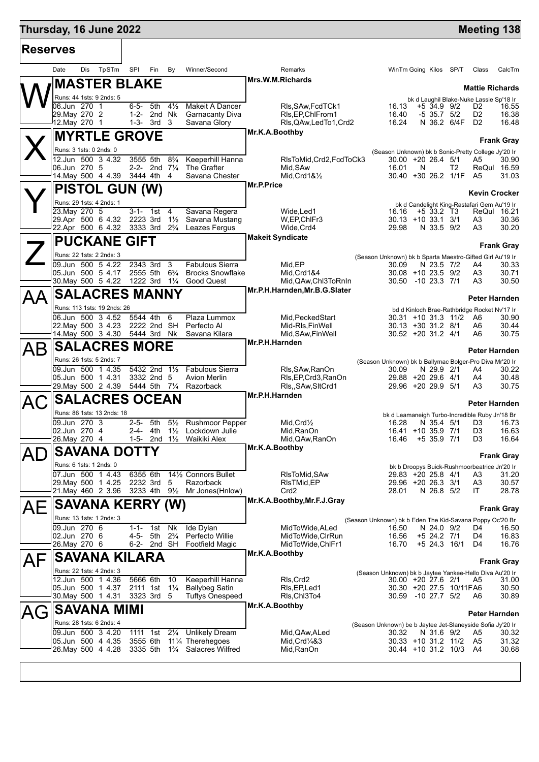# Thursday, 16 June 2022

**Meeting 138**

## Reserves

| Date | Dis | TpSTm | SPI | Fin | By | Winner/Second | Remarks | WinTm | Going | Kilos | SP/T | Class | CalcTm |
|---|---|---|---|---|---|---|---|---|---|---|---|---|---|

### W — MASTER BLAKE

Mrs.W.M.Richards — **Mattie Richards**

Runs: 44 1sts: 9 2nds: 5 — bk d Laughil Blake-Nuke Lassie Sp'18 Ir

| Date | Dis | TpSTm | SPI | Fin | By | Winner/Second | Remarks | WinTm | Going | Kilos | SP/T | Class | CalcTm |
|---|---|---|---|---|---|---|---|---|---|---|---|---|---|
| 06.Jun | 270 | 1 | 6-5- | 5th | 4½ | Makeit A Dancer | Rls,SAw,FcdTCk1 | 16.13 | +5 | 34.9 | 9/2 | D2 | 16.55 |
| 29.May | 270 | 2 | 1-2- | 2nd | Nk | Garnacanty Diva | Rls,EP,ChlFrom1 | 16.40 | -5 | 35.7 | 5/2 | D2 | 16.38 |
| 12.May | 270 | 1 | 1-3- | 3rd | 3 | Savana Glory | Rls,QAw,LedTo1,Crd2 | 16.24 | N | 36.2 | 6/4F | D2 | 16.48 |

### X — MYRTLE GROVE

Mr.K.A.Boothby — **Frank Gray**

Runs: 3 1sts: 0 2nds: 0 — (Season Unknown) bk b Sonic-Pretty College Jy'20 Ir

| Date | Dis | TpSTm | SPI | Fin | By | Winner/Second | Remarks | WinTm | Going | Kilos | SP/T | Class | CalcTm |
|---|---|---|---|---|---|---|---|---|---|---|---|---|---|
| 12.Jun | 500 | 3 4.32 | 3555 | 5th | 8¾ | Keeperhill Hanna | RlsToMid,Crd2,FcdToCk3 | 30.00 | +20 | 26.4 | 5/1 | A5 | 30.90 |
| 06.Jun | 270 | 5 | 2-2- | 2nd | 7¼ | The Grafter | Mid,SAw | 16.01 | N | | T2 | ReQul | 16.59 |
| 14.May | 500 | 4 4.39 | 3444 | 4th | 4 | Savana Chester | Mid,Crd1&½ | 30.40 | +30 | 26.2 | 1/1F | A5 | 31.03 |

### Y — PISTOL GUN (W)

Mr.P.Price — **Kevin Crocker**

Runs: 29 1sts: 4 2nds: 1 — bk d Candelight King-Rastafari Gem Au'19 Ir

| Date | Dis | TpSTm | SPI | Fin | By | Winner/Second | Remarks | WinTm | Going | Kilos | SP/T | Class | CalcTm |
|---|---|---|---|---|---|---|---|---|---|---|---|---|---|
| 23.May | 270 | 5 | 3-1- | 1st | 4 | Savana Regera | Wide,Led1 | 16.16 | +5 | 33.2 | T3 | ReQul | 16.21 |
| 29.Apr | 500 | 6 4.32 | 2223 | 3rd | 1½ | Savana Mustang | W,EP,ChlFr3 | 30.13 | +10 | 33.1 | 3/1 | A3 | 30.36 |
| 22.Apr | 500 | 6 4.32 | 3333 | 3rd | 2¾ | Leazes Fergus | Wide,Crd4 | 29.98 | N | 33.5 | 9/2 | A3 | 30.20 |

### Z — PUCKANE GIFT

Makeit Syndicate — **Frank Gray**

Runs: 22 1sts: 2 2nds: 3 — (Season Unknown) bk b Sparta Maestro-Gifted Girl Au'19 Ir

| Date | Dis | TpSTm | SPI | Fin | By | Winner/Second | Remarks | WinTm | Going | Kilos | SP/T | Class | CalcTm |
|---|---|---|---|---|---|---|---|---|---|---|---|---|---|
| 09.Jun | 500 | 5 4.22 | 2343 | 3rd | 3 | Fabulous Sierra | Mid,EP | 30.09 | N | 23.5 | 7/2 | A4 | 30.33 |
| 05.Jun | 500 | 5 4.17 | 2555 | 5th | 6¾ | Brocks Snowflake | Mid,Crd1&4 | 30.08 | +10 | 23.5 | 9/2 | A3 | 30.71 |
| 30.May | 500 | 5 4.22 | 1222 | 3rd | 1¼ | Good Quest | Mid,QAw,Chl3ToRnIn | 30.50 | -10 | 23.3 | 7/1 | A3 | 30.50 |

### AA — SALACRES MANNY

Mr.P.H.Harnden,Mr.B.G.Slater — **Peter Harnden**

Runs: 113 1sts: 19 2nds: 26 — bd d Kinloch Brae-Rathbridge Rocket Nv'17 Ir

| Date | Dis | TpSTm | SPI | Fin | By | Winner/Second | Remarks | WinTm | Going | Kilos | SP/T | Class | CalcTm |
|---|---|---|---|---|---|---|---|---|---|---|---|---|---|
| 06.Jun | 500 | 3 4.52 | 5544 | 4th | 6 | Plaza Lummox | Mid,PeckedStart | 30.31 | +10 | 31.3 | 11/2 | A6 | 30.90 |
| 22.May | 500 | 3 4.23 | 2222 | 2nd | SH | Perfecto Al | Mid-Rls,FinWell | 30.13 | +30 | 31.2 | 8/1 | A6 | 30.44 |
| 14.May | 500 | 3 4.30 | 5444 | 3rd | Nk | Savana Kilara | Mid,SAw,FinWell | 30.52 | +20 | 31.2 | 4/1 | A6 | 30.75 |

### AB — SALACRES MORE

Mr.P.H.Harnden — **Peter Harnden**

Runs: 26 1sts: 5 2nds: 7 — (Season Unknown) bk b Ballymac Bolger-Pro Diva Mr'20 Ir

| Date | Dis | TpSTm | SPI | Fin | By | Winner/Second | Remarks | WinTm | Going | Kilos | SP/T | Class | CalcTm |
|---|---|---|---|---|---|---|---|---|---|---|---|---|---|
| 09.Jun | 500 | 1 4.35 | 5432 | 2nd | 1½ | Fabulous Sierra | Rls,SAw,RanOn | 30.09 | N | 29.9 | 2/1 | A4 | 30.22 |
| 05.Jun | 500 | 1 4.31 | 3332 | 2nd | 5 | Avion Merlin | Rls,EP,Crd3,RanOn | 29.88 | +20 | 29.6 | 4/1 | A4 | 30.48 |
| 29.May | 500 | 2 4.39 | 5444 | 5th | 7¼ | Razorback | Rls,,SAw,SltCrd1 | 29.96 | +20 | 29.9 | 5/1 | A3 | 30.75 |

### AC — SALACRES OCEAN

Mr.P.H.Harnden — **Peter Harnden**

Runs: 86 1sts: 13 2nds: 18 — bk d Leamaneigh Turbo-Incredible Ruby Jn'18 Br

| Date | Dis | TpSTm | SPI | Fin | By | Winner/Second | Remarks | WinTm | Going | Kilos | SP/T | Class | CalcTm |
|---|---|---|---|---|---|---|---|---|---|---|---|---|---|
| 09.Jun | 270 | 3 | 2-5- | 5th | 5½ | Rushmoor Pepper | Mid,Crd½ | 16.28 | N | 35.4 | 5/1 | D3 | 16.73 |
| 02.Jun | 270 | 4 | 2-4- | 4th | 1½ | Lockdown Julie | Mid,RanOn | 16.41 | +10 | 35.9 | 7/1 | D3 | 16.63 |
| 26.May | 270 | 4 | 1-5- | 2nd | 1½ | Waikiki Alex | Mid,QAw,RanOn | 16.46 | +5 | 35.9 | 7/1 | D3 | 16.64 |

### AD — SAVANA DOTTY

Mr.K.A.Boothby — **Frank Gray**

Runs: 6 1sts: 1 2nds: 0 — bk b Droopys Buick-Rushmoorbeatrice Jn'20 Ir

| Date | Dis | TpSTm | SPI | Fin | By | Winner/Second | Remarks | WinTm | Going | Kilos | SP/T | Class | CalcTm |
|---|---|---|---|---|---|---|---|---|---|---|---|---|---|
| 07.Jun | 500 | 1 4.43 | 6355 | 6th | 14½ | Connors Bullet | RlsToMid,SAw | 29.83 | +20 | 25.8 | 4/1 | A3 | 31.20 |
| 29.May | 500 | 1 4.25 | 2232 | 3rd | 5 | Razorback | RlsTMid,EP | 29.96 | +20 | 26.3 | 3/1 | A3 | 30.57 |
| 21.May | 460 | 2 3.96 | 3233 | 4th | 9½ | Mr Jones(Hnlow) | Crd2 | 28.01 | N | 26.8 | 5/2 | IT | 28.78 |

### AE — SAVANA KERRY (W)

Mr.K.A.Boothby,Mr.F.J.Gray — **Frank Gray**

Runs: 13 1sts: 1 2nds: 3 — (Season Unknown) bk b Eden The Kid-Savana Poppy Oc'20 Br

| Date | Dis | TpSTm | SPI | Fin | By | Winner/Second | Remarks | WinTm | Going | Kilos | SP/T | Class | CalcTm |
|---|---|---|---|---|---|---|---|---|---|---|---|---|---|
| 09.Jun | 270 | 6 | 1-1- | 1st | Nk | Ide Dylan | MidToWide,ALed | 16.50 | N | 24.0 | 9/2 | D4 | 16.50 |
| 02.Jun | 270 | 6 | 4-5- | 5th | 2¾ | Perfecto Willie | MidToWide,ClrRun | 16.56 | +5 | 24.2 | 7/1 | D4 | 16.83 |
| 26.May | 270 | 6 | 6-2- | 2nd | SH | Footfield Magic | MidToWide,ChlFr1 | 16.70 | +5 | 24.3 | 16/1 | D4 | 16.76 |

### AF — SAVANA KILARA

Mr.K.A.Boothby — **Frank Gray**

Runs: 22 1sts: 4 2nds: 3 — (Season Unknown) bk b Jaytee Yankee-Hello Diva Au'20 Ir

| Date | Dis | TpSTm | SPI | Fin | By | Winner/Second | Remarks | WinTm | Going | Kilos | SP/T | Class | CalcTm |
|---|---|---|---|---|---|---|---|---|---|---|---|---|---|
| 12.Jun | 500 | 1 4.36 | 5666 | 6th | 10 | Keeperhill Hanna | Rls,Crd2 | 30.00 | +20 | 27.6 | 2/1 | A5 | 31.00 |
| 05.Jun | 500 | 1 4.37 | 2111 | 1st | 1¼ | Ballybeg Satin | Rls,EP,Led1 | 30.30 | +20 | 27.5 | 10/11F | A6 | 30.50 |
| 30.May | 500 | 1 4.31 | 3323 | 3rd | 5 | Tuftys Onespeed | Rls,Chl3To4 | 30.59 | -10 | 27.7 | 5/2 | A6 | 30.89 |

### AG — SAVANA MIMI

Mr.K.A.Boothby — **Peter Harnden**

Runs: 28 1sts: 6 2nds: 4 — (Season Unknown) be b Jaytee Jet-Slaneyside Sofia Jy'20 Ir

| Date | Dis | TpSTm | SPI | Fin | By | Winner/Second | Remarks | WinTm | Going | Kilos | SP/T | Class | CalcTm |
|---|---|---|---|---|---|---|---|---|---|---|---|---|---|
| 09.Jun | 500 | 3 4.20 | 1111 | 1st | 2¼ | Unlikely Dream | Mid,QAw,ALed | 30.32 | N | 31.6 | 9/2 | A5 | 30.32 |
| 05.Jun | 500 | 4 4.35 | 3555 | 6th | 11¼ | Therehegoes | Mid,Crd¼&3 | 30.33 | +10 | 31.2 | 11/2 | A5 | 31.32 |
| 26.May | 500 | 4 4.28 | 3335 | 5th | 1¾ | Salacres Wilfred | Mid,RanOn | 30.44 | +10 | 31.2 | 10/3 | A4 | 30.68 |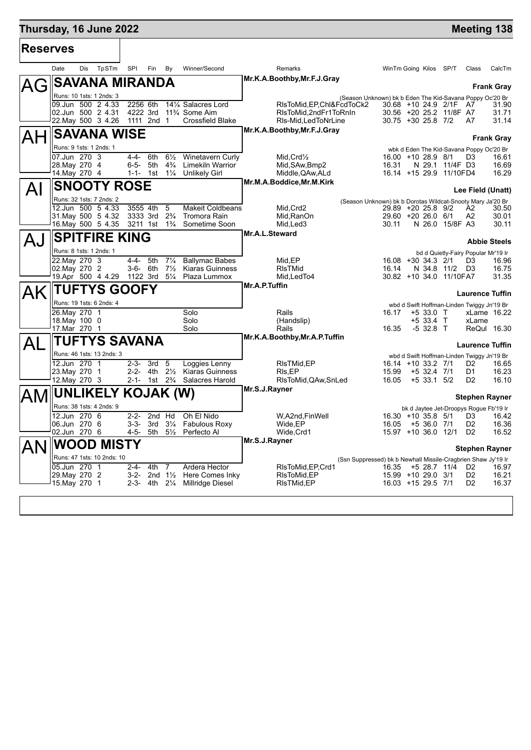## Thursday, 16 June 2022 — Meeting 138

### Reserves

| | Date | Dis | TpSTm | SPI | Fin | By | Winner/Second | Remarks | WinTm | Going | Kilos | SP/T | Class | CalcTm |
|---|---|---|---|---|---|---|---|---|---|---|---|---|---|---|
| **AG** | **SAVANA MIRANDA** | | | | | | | Mr.K.A.Boothby,Mr.F.J.Gray | | | | | | Frank Gray |
| | Runs: 10 1sts: 1 2nds: 3 | | | | | | | (Season Unknown) bk b Eden The Kid-Savana Poppy Oc'20 Br | | | | | | |
| | 09.Jun | 500 | 2 4.33 | 2256 | 6th | 14¼ | Salacres Lord | RlsToMid,EP,Chl&FcdToCk2 | 30.68 | +10 | 24.9 | 2/1F | A7 | 31.90 |
| | 02.Jun | 500 | 2 4.31 | 4222 | 3rd | 11¾ | Some Aim | RlsToMid,2ndFr1ToRnIn | 30.56 | +20 | 25.2 | 11/8F | A7 | 31.71 |
| | 22.May | 500 | 3 4.26 | 1111 | 2nd | 1 | Crossfield Blake | Rls-Mid,LedToNrLine | 30.75 | +30 | 25.8 | 7/2 | A7 | 31.14 |
| **AH** | **SAVANA WISE** | | | | | | | Mr.K.A.Boothby,Mr.F.J.Gray | | | | | | Frank Gray |
| | Runs: 9 1sts: 1 2nds: 1 | | | | | | | wbk d Eden The Kid-Savana Poppy Oc'20 Br | | | | | | |
| | 07.Jun | 270 | 3 | 4-4- | 6th | 6½ | Winetavern Curly | Mid,Crd½ | 16.00 | +10 | 28.9 | 8/1 | D3 | 16.61 |
| | 28.May | 270 | 4 | 6-5- | 5th | 4¾ | Limekiln Warrior | Mid,SAw,Bmp2 | 16.31 | N | 29.1 | 11/4F | D3 | 16.69 |
| | 14.May | 270 | 4 | 1-1- | 1st | 1¼ | Unlikely Girl | Middle,QAw,ALd | 16.14 | +15 | 29.9 | 11/10F | D4 | 16.29 |
| **AI** | **SNOOTY ROSE** | | | | | | | Mr.M.A.Boddice,Mr.M.Kirk | | | | | | Lee Field (Unatt) |
| | Runs: 32 1sts: 7 2nds: 2 | | | | | | | (Season Unknown) bk b Dorotas Wildcat-Snooty Mary Ja'20 Br | | | | | | |
| | 12.Jun | 500 | 5 4.33 | 3555 | 4th | 5 | Makeit Coldbeans | Mid,Crd2 | 29.89 | +20 | 25.8 | 9/2 | A2 | 30.50 |
| | 31.May | 500 | 5 4.32 | 3333 | 3rd | 2¾ | Tromora Rain | Mid,RanOn | 29.60 | +20 | 26.0 | 6/1 | A2 | 30.01 |
| | 16.May | 500 | 5 4.35 | 3211 | 1st | 1¾ | Sometime Soon | Mid,Led3 | 30.11 | N | 26.0 | 15/8F | A3 | 30.11 |
| **AJ** | **SPITFIRE KING** | | | | | | | Mr.A.L.Steward | | | | | | Abbie Steels |
| | Runs: 8 1sts: 1 2nds: 1 | | | | | | | bd d Quietly-Fairy Popular Mr'19 Ir | | | | | | |
| | 22.May | 270 | 3 | 4-4- | 5th | 7¼ | Ballymac Babes | Mid,EP | 16.08 | +30 | 34.3 | 2/1 | D3 | 16.96 |
| | 02.May | 270 | 2 | 3-6- | 6th | 7½ | Kiaras Guinness | RlsTMid | 16.14 | N | 34.8 | 11/2 | D3 | 16.75 |
| | 19.Apr | 500 | 4 4.29 | 1122 | 3rd | 5¼ | Plaza Lummox | Mid,LedTo4 | 30.82 | +10 | 34.0 | 11/10F | A7 | 31.35 |
| **AK** | **TUFTYS GOOFY** | | | | | | | Mr.A.P.Tuffin | | | | | | Laurence Tuffin |
| | Runs: 19 1sts: 6 2nds: 4 | | | | | | | wbd d Swift Hoffman-Linden Twiggy Jn'19 Br | | | | | | |
| | 26.May | 270 | 1 | | | | Solo | Rails | 16.17 | +5 | 33.0 | T | xLame | 16.22 |
| | 18.May | 100 | 0 | | | | Solo | (Handslip) | | +5 | 33.4 | T | xLame | |
| | 17.Mar | 270 | 1 | | | | Solo | Rails | 16.35 | -5 | 32.8 | T | ReQul | 16.30 |
| **AL** | **TUFTYS SAVANA** | | | | | | | Mr.K.A.Boothby,Mr.A.P.Tuffin | | | | | | Laurence Tuffin |
| | Runs: 46 1sts: 13 2nds: 3 | | | | | | | wbd d Swift Hoffman-Linden Twiggy Jn'19 Br | | | | | | |
| | 12.Jun | 270 | 1 | 2-3- | 3rd | 5 | Loggies Lenny | RlsTMid,EP | 16.14 | +10 | 33.2 | 7/1 | D2 | 16.65 |
| | 23.May | 270 | 1 | 2-2- | 4th | 2½ | Kiaras Guinness | Rls,EP | 15.99 | +5 | 32.4 | 7/1 | D1 | 16.23 |
| | 12.May | 270 | 3 | 2-1- | 1st | 2¾ | Salacres Harold | RlsToMid,QAw,SnLed | 16.05 | +5 | 33.1 | 5/2 | D2 | 16.10 |
| **AM** | **UNLIKELY KOJAK (W)** | | | | | | | Mr.S.J.Rayner | | | | | | Stephen Rayner |
| | Runs: 38 1sts: 4 2nds: 9 | | | | | | | bk d Jaytee Jet-Droopys Rogue Fb'19 Ir | | | | | | |
| | 12.Jun | 270 | 6 | 2-2- | 2nd | Hd | Oh El Nido | W,A2nd,FinWell | 16.30 | +10 | 35.8 | 5/1 | D3 | 16.42 |
| | 06.Jun | 270 | 6 | 3-3- | 3rd | 3¼ | Fabulous Roxy | Wide,EP | 16.05 | +5 | 36.0 | 7/1 | D2 | 16.36 |
| | 02.Jun | 270 | 6 | 4-5- | 5th | 5½ | Perfecto Al | Wide,Crd1 | 15.97 | +10 | 36.0 | 12/1 | D2 | 16.52 |
| **AN** | **WOOD MISTY** | | | | | | | Mr.S.J.Rayner | | | | | | Stephen Rayner |
| | Runs: 47 1sts: 10 2nds: 10 | | | | | | | (Ssn Suppressed) bk b Newhall Missile-Cragbrien Shaw Jy'19 Ir | | | | | | |
| | 05.Jun | 270 | 1 | 2-4- | 4th | 7 | Ardera Hector | RlsToMid,EP,Crd1 | 16.35 | +5 | 28.7 | 11/4 | D2 | 16.97 |
| | 29.May | 270 | 2 | 3-2- | 2nd | 1½ | Here Comes Inky | RlsToMid,EP | 15.99 | +10 | 29.0 | 3/1 | D2 | 16.21 |
| | 15.May | 270 | 1 | 2-3- | 4th | 2¼ | Millridge Diesel | RlsTMid,EP | 16.03 | +15 | 29.5 | 7/1 | D2 | 16.37 |